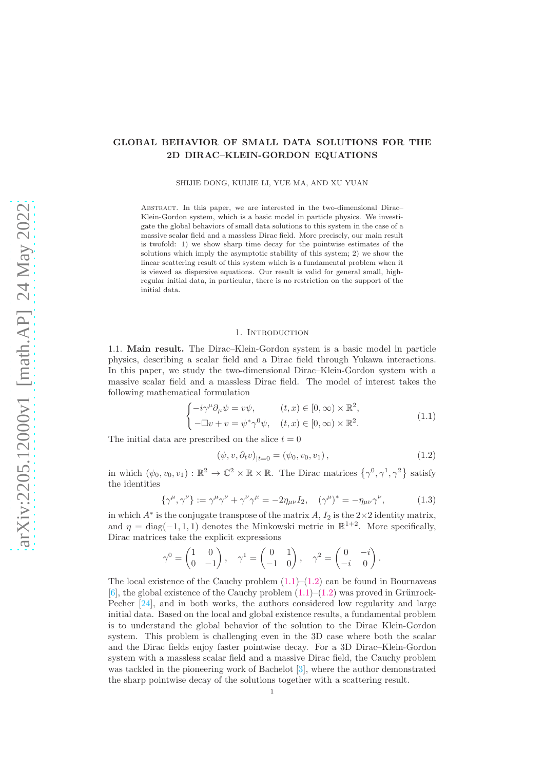# GLOBAL BEHAVIOR OF SMALL DATA SOLUTIONS FOR THE 2D DIRAC–KLEIN-GORDON EQUATIONS

SHIJIE DONG, KUIJIE LI, YUE MA, AND XU YUAN

Abstract. In this paper, we are interested in the two-dimensional Dirac–Klein-Gordon system, which is a basic model in particle physics. We investigate the global behaviors of small data solutions to this system in the case of a massive scalar field and a massless Dirac field. More precisely, our main result is twofold: 1) we show sharp time decay for the pointwise estimates of the solutions which imply the asymptotic stability of this system; 2) we show the linear scattering result of this system which is a fundamental problem when it is viewed as dispersive equations. Our result is valid for general small, high-regular initial data, in particular, there is no restriction on the support of the initial data.

## 1. Introduction

1.1. **Main result.** The Dirac–Klein-Gordon system is a basic model in particle physics, describing a scalar field and a Dirac field through Yukawa interactions. In this paper, we study the two-dimensional Dirac–Klein-Gordon system with a massive scalar field and a massless Dirac field. The model of interest takes the following mathematical formulation

$$
\begin{cases}
-i\gamma^\mu \partial_\mu \psi = v\psi, & (t,x) \in [0,\infty) \times \mathbb{R}^2, \\
-\Box v + v = \psi^* \gamma^0 \psi, & (t,x) \in [0,\infty) \times \mathbb{R}^2.
\end{cases}
\tag{1.1}
$$

The initial data are prescribed on the slice $t = 0$

$$
(\psi, v, \partial_t v)_{|t=0} = (\psi_0, v_0, v_1), \tag{1.2}
$$

in which $(\psi_0, v_0, v_1) : \mathbb{R}^2 \to \mathbb{C}^2 \times \mathbb{R} \times \mathbb{R}$. The Dirac matrices $\{\gamma^0, \gamma^1, \gamma^2\}$ satisfy the identities

$$
\{\gamma^\mu, \gamma^\nu\} := \gamma^\mu\gamma^\nu + \gamma^\nu\gamma^\mu = -2\eta_{\mu\nu} I_2, \quad (\gamma^\mu)^* = -\eta_{\mu\nu}\gamma^\nu, \tag{1.3}
$$

in which $A^*$ is the conjugate transpose of the matrix $A$, $I_2$ is the $2\times 2$ identity matrix, and $\eta = \mathrm{diag}(-1, 1, 1)$ denotes the Minkowski metric in $\mathbb{R}^{1+2}$. More specifically, Dirac matrices take the explicit expressions

$$
\gamma^0 = \begin{pmatrix} 1 & 0 \\ 0 & -1 \end{pmatrix}, \quad \gamma^1 = \begin{pmatrix} 0 & 1 \\ -1 & 0 \end{pmatrix}, \quad \gamma^2 = \begin{pmatrix} 0 & -i \\ -i & 0 \end{pmatrix}.
$$

The local existence of the Cauchy problem (1.1)–(1.2) can be found in Bournaveas [6], the global existence of the Cauchy problem (1.1)–(1.2) was proved in Grünrock-Pecher [24], and in both works, the authors considered low regularity and large initial data. Based on the local and global existence results, a fundamental problem is to understand the global behavior of the solution to the Dirac–Klein-Gordon system. This problem is challenging even in the 3D case where both the scalar and the Dirac fields enjoy faster pointwise decay. For a 3D Dirac–Klein-Gordon system with a massless scalar field and a massive Dirac field, the Cauchy problem was tackled in the pioneering work of Bachelot [3], where the author demonstrated the sharp pointwise decay of the solutions together with a scattering result.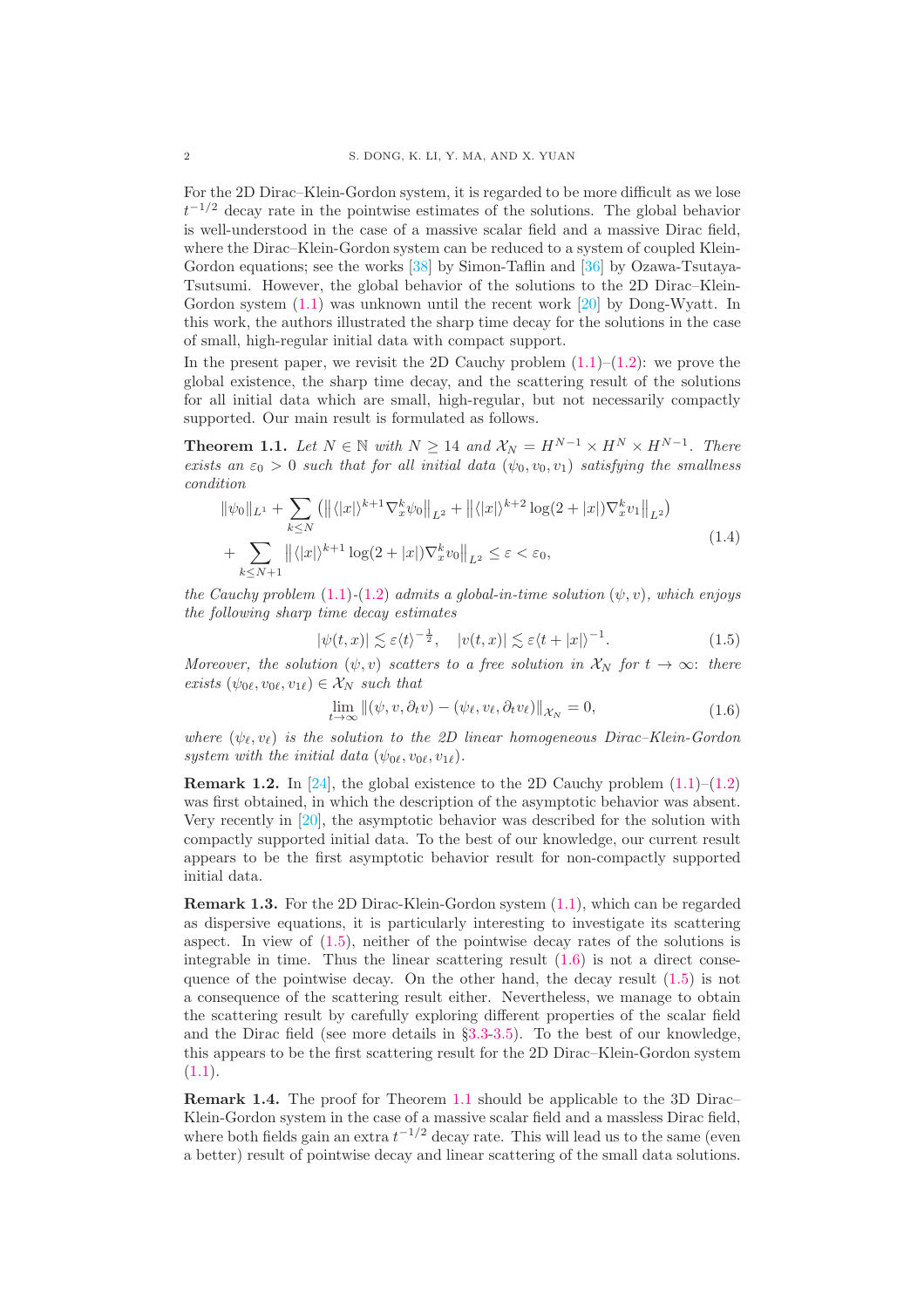For the 2D Dirac–Klein-Gordon system, it is regarded to be more difficult as we lose $t^{-1/2}$ decay rate in the pointwise estimates of the solutions. The global behavior is well-understood in the case of a massive scalar field and a massive Dirac field, where the Dirac–Klein-Gordon system can be reduced to a system of coupled Klein-Gordon equations; see the works [38] by Simon-Taflin and [36] by Ozawa-Tsutaya-Tsutsumi. However, the global behavior of the solutions to the 2D Dirac–Klein-Gordon system (1.1) was unknown until the recent work [20] by Dong-Wyatt. In this work, the authors illustrated the sharp time decay for the solutions in the case of small, high-regular initial data with compact support.

In the present paper, we revisit the 2D Cauchy problem (1.1)–(1.2): we prove the global existence, the sharp time decay, and the scattering result of the solutions for all initial data which are small, high-regular, but not necessarily compactly supported. Our main result is formulated as follows.

**Theorem 1.1.** *Let $N \in \mathbb{N}$ with $N \geq 14$ and $\mathcal{X}_N = H^{N-1} \times H^N \times H^{N-1}$. There exists an $\varepsilon_0 > 0$ such that for all initial data $(\psi_0, v_0, v_1)$ satisfying the smallness condition*

$$
\begin{aligned}
&\|\psi_0\|_{L^1} + \sum_{k \leq N} \left( \big\| \langle |x| \rangle^{k+1} \nabla_x^k \psi_0 \big\|_{L^2} + \big\| \langle |x| \rangle^{k+2} \log(2+|x|) \nabla_x^k v_1 \big\|_{L^2} \right) \\
&+ \sum_{k \leq N+1} \big\| \langle |x| \rangle^{k+1} \log(2+|x|) \nabla_x^k v_0 \big\|_{L^2} \leq \varepsilon < \varepsilon_0,
\end{aligned}
\tag{1.4}
$$

*the Cauchy problem (1.1)-(1.2) admits a global-in-time solution $(\psi, v)$, which enjoys the following sharp time decay estimates*

$$
|\psi(t,x)| \lesssim \varepsilon \langle t \rangle^{-\frac{1}{2}}, \quad |v(t,x)| \lesssim \varepsilon \langle t + |x| \rangle^{-1}. \tag{1.5}
$$

*Moreover, the solution $(\psi, v)$ scatters to a free solution in $\mathcal{X}_N$ for $t \to \infty$: there exists $(\psi_{0\ell}, v_{0\ell}, v_{1\ell}) \in \mathcal{X}_N$ such that*

$$
\lim_{t \to \infty} \|(\psi, v, \partial_t v) - (\psi_\ell, v_\ell, \partial_t v_\ell)\|_{\mathcal{X}_N} = 0, \tag{1.6}
$$

*where $(\psi_\ell, v_\ell)$ is the solution to the 2D linear homogeneous Dirac–Klein-Gordon system with the initial data $(\psi_{0\ell}, v_{0\ell}, v_{1\ell})$.*

**Remark 1.2.** In [24], the global existence to the 2D Cauchy problem (1.1)–(1.2) was first obtained, in which the description of the asymptotic behavior was absent. Very recently in [20], the asymptotic behavior was described for the solution with compactly supported initial data. To the best of our knowledge, our current result appears to be the first asymptotic behavior result for non-compactly supported initial data.

**Remark 1.3.** For the 2D Dirac-Klein-Gordon system (1.1), which can be regarded as dispersive equations, it is particularly interesting to investigate its scattering aspect. In view of (1.5), neither of the pointwise decay rates of the solutions is integrable in time. Thus the linear scattering result (1.6) is not a direct consequence of the pointwise decay. On the other hand, the decay result (1.5) is not a consequence of the scattering result either. Nevertheless, we manage to obtain the scattering result by carefully exploring different properties of the scalar field and the Dirac field (see more details in §3.3-3.5). To the best of our knowledge, this appears to be the first scattering result for the 2D Dirac–Klein-Gordon system (1.1).

**Remark 1.4.** The proof for Theorem 1.1 should be applicable to the 3D Dirac–Klein-Gordon system in the case of a massive scalar field and a massless Dirac field, where both fields gain an extra $t^{-1/2}$ decay rate. This will lead us to the same (even a better) result of pointwise decay and linear scattering of the small data solutions.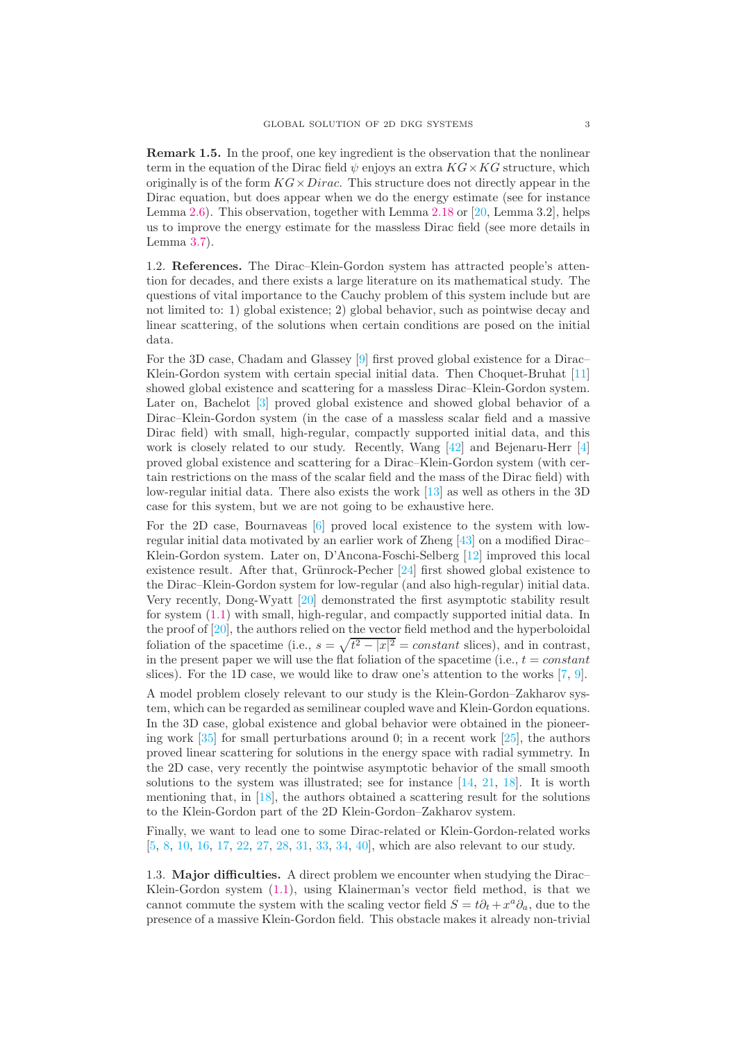**Remark 1.5.** In the proof, one key ingredient is the observation that the nonlinear term in the equation of the Dirac field $\psi$ enjoys an extra $KG \times KG$ structure, which originally is of the form $KG \times Dirac$. This structure does not directly appear in the Dirac equation, but does appear when we do the energy estimate (see for instance Lemma 2.6). This observation, together with Lemma 2.18 or [20, Lemma 3.2], helps us to improve the energy estimate for the massless Dirac field (see more details in Lemma 3.7).

1.2. **References.** The Dirac–Klein-Gordon system has attracted people's attention for decades, and there exists a large literature on its mathematical study. The questions of vital importance to the Cauchy problem of this system include but are not limited to: 1) global existence; 2) global behavior, such as pointwise decay and linear scattering, of the solutions when certain conditions are posed on the initial data.

For the 3D case, Chadam and Glassey [9] first proved global existence for a Dirac–Klein-Gordon system with certain special initial data. Then Choquet-Bruhat [11] showed global existence and scattering for a massless Dirac–Klein-Gordon system. Later on, Bachelot [3] proved global existence and showed global behavior of a Dirac–Klein-Gordon system (in the case of a massless scalar field and a massive Dirac field) with small, high-regular, compactly supported initial data, and this work is closely related to our study. Recently, Wang [42] and Bejenaru-Herr [4] proved global existence and scattering for a Dirac–Klein-Gordon system (with certain restrictions on the mass of the scalar field and the mass of the Dirac field) with low-regular initial data. There also exists the work [13] as well as others in the 3D case for this system, but we are not going to be exhaustive here.

For the 2D case, Bournaveas [6] proved local existence to the system with low-regular initial data motivated by an earlier work of Zheng [43] on a modified Dirac–Klein-Gordon system. Later on, D'Ancona-Foschi-Selberg [12] improved this local existence result. After that, Grünrock-Pecher [24] first showed global existence to the Dirac–Klein-Gordon system for low-regular (and also high-regular) initial data. Very recently, Dong-Wyatt [20] demonstrated the first asymptotic stability result for system (1.1) with small, high-regular, and compactly supported initial data. In the proof of [20], the authors relied on the vector field method and the hyperboloidal foliation of the spacetime (i.e., $s = \sqrt{t^2 - |x|^2} = constant$ slices), and in contrast, in the present paper we will use the flat foliation of the spacetime (i.e., $t = constant$ slices). For the 1D case, we would like to draw one's attention to the works [7, 9].

A model problem closely relevant to our study is the Klein-Gordon–Zakharov system, which can be regarded as semilinear coupled wave and Klein-Gordon equations. In the 3D case, global existence and global behavior were obtained in the pioneering work [35] for small perturbations around 0; in a recent work [25], the authors proved linear scattering for solutions in the energy space with radial symmetry. In the 2D case, very recently the pointwise asymptotic behavior of the small smooth solutions to the system was illustrated; see for instance [14, 21, 18]. It is worth mentioning that, in [18], the authors obtained a scattering result for the solutions to the Klein-Gordon part of the 2D Klein-Gordon–Zakharov system.

Finally, we want to lead one to some Dirac-related or Klein-Gordon-related works [5, 8, 10, 16, 17, 22, 27, 28, 31, 33, 34, 40], which are also relevant to our study.

1.3. **Major difficulties.** A direct problem we encounter when studying the Dirac–Klein-Gordon system (1.1), using Klainerman's vector field method, is that we cannot commute the system with the scaling vector field $S = t\partial_t + x^a\partial_a$, due to the presence of a massive Klein-Gordon field. This obstacle makes it already non-trivial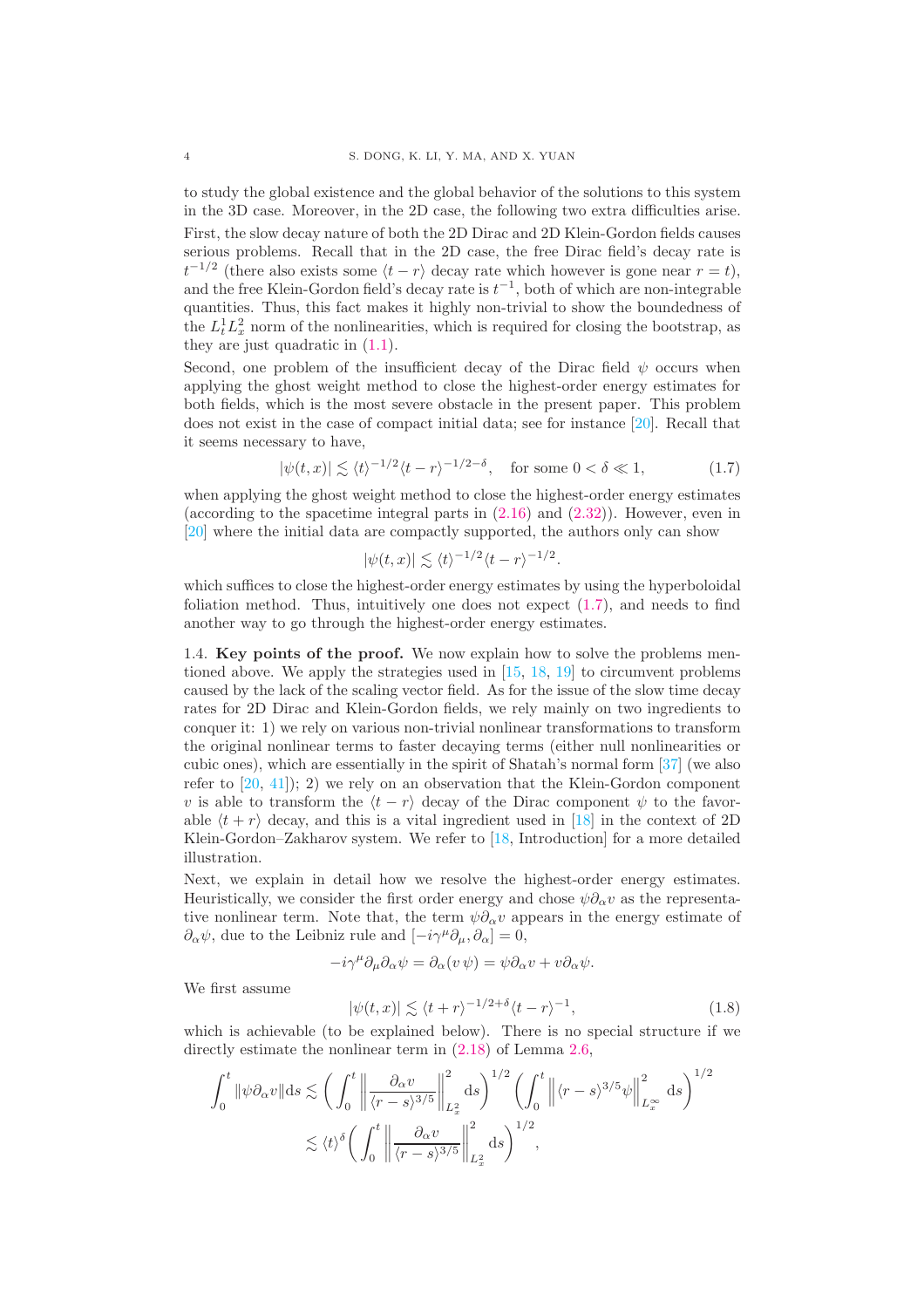to study the global existence and the global behavior of the solutions to this system in the 3D case. Moreover, in the 2D case, the following two extra difficulties arise.

First, the slow decay nature of both the 2D Dirac and 2D Klein-Gordon fields causes serious problems. Recall that in the 2D case, the free Dirac field's decay rate is $t^{-1/2}$ (there also exists some $\langle t-r\rangle$ decay rate which however is gone near $r=t$), and the free Klein-Gordon field's decay rate is $t^{-1}$, both of which are non-integrable quantities. Thus, this fact makes it highly non-trivial to show the boundedness of the $L^1_t L^2_x$ norm of the nonlinearities, which is required for closing the bootstrap, as they are just quadratic in (1.1).

Second, one problem of the insufficient decay of the Dirac field $\psi$ occurs when applying the ghost weight method to close the highest-order energy estimates for both fields, which is the most severe obstacle in the present paper. This problem does not exist in the case of compact initial data; see for instance [20]. Recall that it seems necessary to have,

$$
|\psi(t,x)| \lesssim \langle t\rangle^{-1/2}\langle t-r\rangle^{-1/2-\delta}, \quad \text{for some } 0<\delta\ll 1, \tag{1.7}
$$

when applying the ghost weight method to close the highest-order energy estimates (according to the spacetime integral parts in (2.16) and (2.32)). However, even in [20] where the initial data are compactly supported, the authors only can show

$$
|\psi(t,x)| \lesssim \langle t\rangle^{-1/2}\langle t-r\rangle^{-1/2}.
$$

which suffices to close the highest-order energy estimates by using the hyperboloidal foliation method. Thus, intuitively one does not expect (1.7), and needs to find another way to go through the highest-order energy estimates.

1.4. **Key points of the proof.** We now explain how to solve the problems mentioned above. We apply the strategies used in [15, 18, 19] to circumvent problems caused by the lack of the scaling vector field. As for the issue of the slow time decay rates for 2D Dirac and Klein-Gordon fields, we rely mainly on two ingredients to conquer it: 1) we rely on various non-trivial nonlinear transformations to transform the original nonlinear terms to faster decaying terms (either null nonlinearities or cubic ones), which are essentially in the spirit of Shatah's normal form [37] (we also refer to [20, 41]); 2) we rely on an observation that the Klein-Gordon component $v$ is able to transform the $\langle t-r\rangle$ decay of the Dirac component $\psi$ to the favorable $\langle t+r\rangle$ decay, and this is a vital ingredient used in [18] in the context of 2D Klein-Gordon–Zakharov system. We refer to [18, Introduction] for a more detailed illustration.

Next, we explain in detail how we resolve the highest-order energy estimates. Heuristically, we consider the first order energy and chose $\psi\partial_\alpha v$ as the representative nonlinear term. Note that, the term $\psi\partial_\alpha v$ appears in the energy estimate of $\partial_\alpha\psi$, due to the Leibniz rule and $[-i\gamma^\mu\partial_\mu, \partial_\alpha]=0$,

$$
-i\gamma^\mu\partial_\mu\partial_\alpha\psi = \partial_\alpha(v\,\psi) = \psi\partial_\alpha v + v\partial_\alpha\psi.
$$

We first assume

$$
|\psi(t,x)| \lesssim \langle t+r\rangle^{-1/2+\delta}\langle t-r\rangle^{-1}, \tag{1.8}
$$

which is achievable (to be explained below). There is no special structure if we directly estimate the nonlinear term in (2.18) of Lemma 2.6,

$$
\begin{aligned}
\int_0^t \|\psi\partial_\alpha v\|\mathrm{d}s &\lesssim \bigg(\int_0^t \Big\|\frac{\partial_\alpha v}{\langle r-s\rangle^{3/5}}\Big\|^2_{L^2_x}\mathrm{d}s\bigg)^{1/2}\bigg(\int_0^t \Big\|\langle r-s\rangle^{3/5}\psi\Big\|^2_{L^\infty_x}\mathrm{d}s\bigg)^{1/2}\\
&\lesssim \langle t\rangle^{\delta}\bigg(\int_0^t \Big\|\frac{\partial_\alpha v}{\langle r-s\rangle^{3/5}}\Big\|^2_{L^2_x}\mathrm{d}s\bigg)^{1/2},
\end{aligned}
$$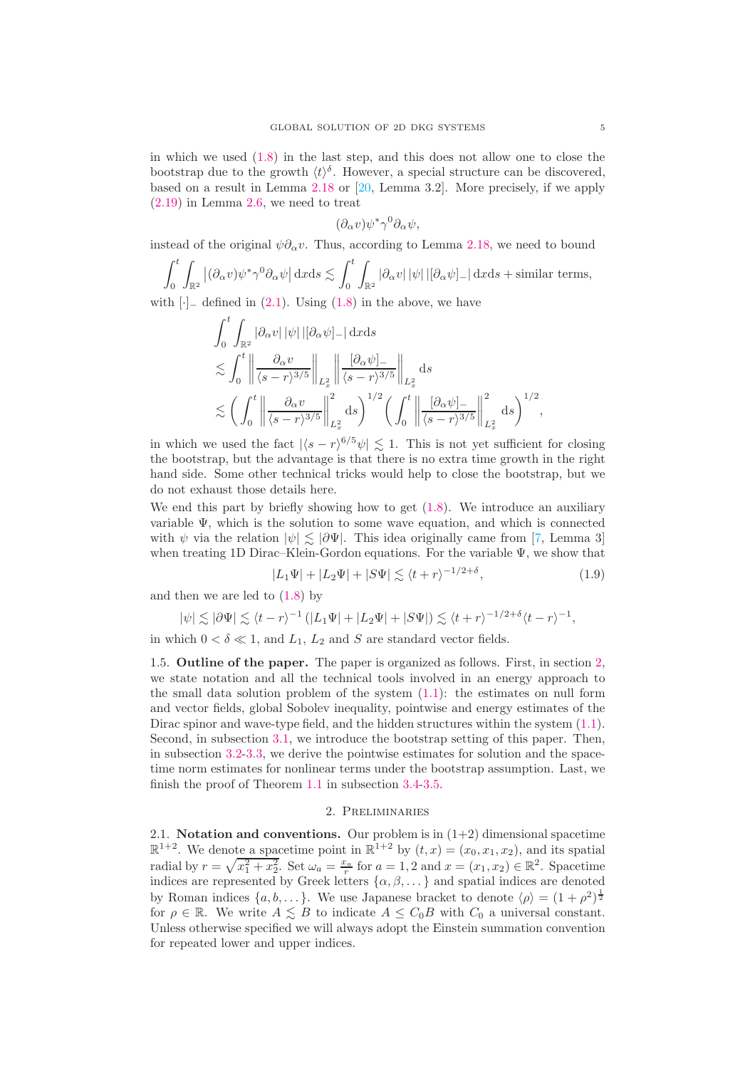in which we used (1.8) in the last step, and this does not allow one to close the bootstrap due to the growth $\langle t\rangle^\delta$. However, a special structure can be discovered, based on a result in Lemma 2.18 or [20, Lemma 3.2]. More precisely, if we apply (2.19) in Lemma 2.6, we need to treat

$$(\partial_\alpha v)\psi^*\gamma^0\partial_\alpha\psi,$$

instead of the original $\psi\partial_\alpha v$. Thus, according to Lemma 2.18, we need to bound

$$\int_0^t\int_{\mathbb{R}^2}\big|(\partial_\alpha v)\psi^*\gamma^0\partial_\alpha\psi\big|\,\mathrm{d}x\mathrm{d}s\lesssim\int_0^t\int_{\mathbb{R}^2}|\partial_\alpha v|\,|\psi|\,|[\partial_\alpha\psi]_-|\,\mathrm{d}x\mathrm{d}s+\text{similar terms},$$

with $[\cdot]_-$ defined in (2.1). Using (1.8) in the above, we have

$$\begin{aligned}
&\int_0^t\int_{\mathbb{R}^2}|\partial_\alpha v|\,|\psi|\,|[\partial_\alpha\psi]_-|\,\mathrm{d}x\mathrm{d}s\\
\lesssim&\int_0^t\Big\|\frac{\partial_\alpha v}{\langle s-r\rangle^{3/5}}\Big\|_{L^2_x}\Big\|\frac{[\partial_\alpha\psi]_-}{\langle s-r\rangle^{3/5}}\Big\|_{L^2_x}\,\mathrm{d}s\\
\lesssim&\Big(\int_0^t\Big\|\frac{\partial_\alpha v}{\langle s-r\rangle^{3/5}}\Big\|^2_{L^2_x}\,\mathrm{d}s\Big)^{1/2}\Big(\int_0^t\Big\|\frac{[\partial_\alpha\psi]_-}{\langle s-r\rangle^{3/5}}\Big\|^2_{L^2_x}\,\mathrm{d}s\Big)^{1/2},
\end{aligned}$$

in which we used the fact $|\langle s-r\rangle^{6/5}\psi|\lesssim 1$. This is not yet sufficient for closing the bootstrap, but the advantage is that there is no extra time growth in the right hand side. Some other technical tricks would help to close the bootstrap, but we do not exhaust those details here.

We end this part by briefly showing how to get (1.8). We introduce an auxiliary variable $\Psi$, which is the solution to some wave equation, and which is connected with $\psi$ via the relation $|\psi|\lesssim|\partial\Psi|$. This idea originally came from [7, Lemma 3] when treating 1D Dirac–Klein-Gordon equations. For the variable $\Psi$, we show that

$$|L_1\Psi|+|L_2\Psi|+|S\Psi|\lesssim\langle t+r\rangle^{-1/2+\delta},\tag{1.9}$$

and then we are led to (1.8) by

$$|\psi|\lesssim|\partial\Psi|\lesssim\langle t-r\rangle^{-1}\left(|L_1\Psi|+|L_2\Psi|+|S\Psi|\right)\lesssim\langle t+r\rangle^{-1/2+\delta}\langle t-r\rangle^{-1},$$

in which $0<\delta\ll 1$, and $L_1$, $L_2$ and $S$ are standard vector fields.

**1.5. Outline of the paper.** The paper is organized as follows. First, in section 2, we state notation and all the technical tools involved in an energy approach to the small data solution problem of the system (1.1): the estimates on null form and vector fields, global Sobolev inequality, pointwise and energy estimates of the Dirac spinor and wave-type field, and the hidden structures within the system (1.1). Second, in subsection 3.1, we introduce the bootstrap setting of this paper. Then, in subsection 3.2-3.3, we derive the pointwise estimates for solution and the space-time norm estimates for nonlinear terms under the bootstrap assumption. Last, we finish the proof of Theorem 1.1 in subsection 3.4-3.5.

## 2. Preliminaries

**2.1. Notation and conventions.** Our problem is in (1+2) dimensional spacetime $\mathbb{R}^{1+2}$. We denote a spacetime point in $\mathbb{R}^{1+2}$ by $(t,x)=(x_0,x_1,x_2)$, and its spatial radial by $r=\sqrt{x_1^2+x_2^2}$. Set $\omega_a=\frac{x_a}{r}$ for $a=1,2$ and $x=(x_1,x_2)\in\mathbb{R}^2$. Spacetime indices are represented by Greek letters $\{\alpha,\beta,\dots\}$ and spatial indices are denoted by Roman indices $\{a,b,\dots\}$. We use Japanese bracket to denote $\langle\rho\rangle=(1+\rho^2)^{\frac12}$ for $\rho\in\mathbb{R}$. We write $A\lesssim B$ to indicate $A\le C_0B$ with $C_0$ a universal constant. Unless otherwise specified we will always adopt the Einstein summation convention for repeated lower and upper indices.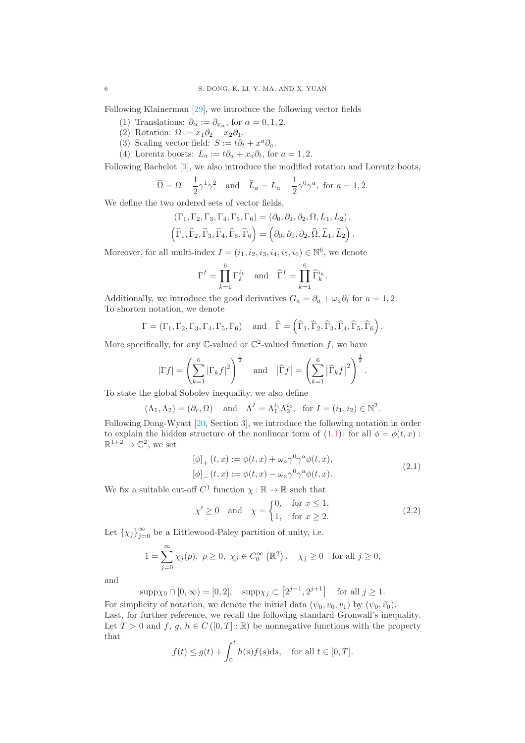Following Klainerman [29], we introduce the following vector fields

(1) Translations: $\partial_\alpha := \partial_{x_\alpha}$, for $\alpha = 0, 1, 2$.
(2) Rotation: $\Omega := x_1\partial_2 - x_2\partial_1$.
(3) Scaling vector field: $S := t\partial_t + x^a\partial_a$.
(4) Lorentz boosts: $L_a := t\partial_a + x_a\partial_t$, for $a = 1, 2$.

Following Bachelot [3], we also introduce the modified rotation and Lorentz boots,

$$\widehat{\Omega} = \Omega - \frac{1}{2}\gamma^1\gamma^2 \quad \text{and} \quad \widehat{L}_a = L_a - \frac{1}{2}\gamma^0\gamma^a, \text{ for } a = 1, 2.$$

We define the two ordered sets of vector fields,

$$(\Gamma_1, \Gamma_2, \Gamma_3, \Gamma_4, \Gamma_5, \Gamma_6) = (\partial_0, \partial_1, \partial_2, \Omega, L_1, L_2),$$
$$\left(\widehat{\Gamma}_1, \widehat{\Gamma}_2, \widehat{\Gamma}_3, \widehat{\Gamma}_4, \widehat{\Gamma}_5, \widehat{\Gamma}_6\right) = \left(\partial_0, \partial_1, \partial_2, \widehat{\Omega}, \widehat{L}_1, \widehat{L}_2\right).$$

Moreover, for all multi-index $I = (i_1, i_2, i_3, i_4, i_5, i_6) \in \mathbb{N}^6$, we denote

$$\Gamma^I = \prod_{k=1}^{6} \Gamma_k^{i_k} \quad \text{and} \quad \widehat{\Gamma}^I = \prod_{k=1}^{6} \widehat{\Gamma}_k^{i_k}.$$

Additionally, we introduce the good derivatives $G_a = \partial_a + \omega_a\partial_t$ for $a = 1, 2$.
To shorten notation, we denote

$$\Gamma = (\Gamma_1, \Gamma_2, \Gamma_3, \Gamma_4, \Gamma_5, \Gamma_6) \quad \text{and} \quad \widehat{\Gamma} = \left(\widehat{\Gamma}_1, \widehat{\Gamma}_2, \widehat{\Gamma}_3, \widehat{\Gamma}_4, \widehat{\Gamma}_5, \widehat{\Gamma}_6\right).$$

More specifically, for any $\mathbb{C}$-valued or $\mathbb{C}^2$-valued function $f$, we have

$$|\Gamma f| = \left(\sum_{k=1}^{6} |\Gamma_k f|^2\right)^{\frac{1}{2}} \quad \text{and} \quad \left|\widehat{\Gamma} f\right| = \left(\sum_{k=1}^{6} \left|\widehat{\Gamma}_k f\right|^2\right)^{\frac{1}{2}}.$$

To state the global Sobolev inequality, we also define

$$(\Lambda_1, \Lambda_2) = (\partial_r, \Omega) \quad \text{and} \quad \Lambda^I = \Lambda_1^{i_1}\Lambda_2^{i_2}, \text{ for } I = (i_1, i_2) \in \mathbb{N}^2.$$

Following Dong-Wyatt [20, Section 3], we introduce the following notation in order to explain the hidden structure of the nonlinear term of (1.1): for all $\phi = \phi(t, x) : \mathbb{R}^{1+2} \to \mathbb{C}^2$, we set

$$\begin{aligned} [\phi]_+(t, x) &:= \phi(t, x) + \omega_a\gamma^0\gamma^a\phi(t, x), \\ [\phi]_-(t, x) &:= \phi(t, x) - \omega_a\gamma^0\gamma^a\phi(t, x). \end{aligned} \tag{2.1}$$

We fix a suitable cut-off $C^1$ function $\chi : \mathbb{R} \to \mathbb{R}$ such that

$$\chi' \geq 0 \quad \text{and} \quad \chi = \begin{cases} 0, & \text{for } x \leq 1, \\ 1, & \text{for } x \geq 2. \end{cases} \tag{2.2}$$

Let $\{\chi_j\}_{j=0}^{\infty}$ be a Littlewood-Paley partition of unity, i.e.

$$1 = \sum_{j=0}^{\infty} \chi_j(\rho), \ \rho \geq 0, \ \chi_j \in C_0^\infty\left(\mathbb{R}^2\right), \quad \chi_j \geq 0 \quad \text{for all } j \geq 0,$$

and

$$\text{supp}\chi_0 \cap [0, \infty) = [0, 2], \quad \text{supp}\chi_j \subset \left[2^{j-1}, 2^{j+1}\right] \quad \text{for all } j \geq 1.$$

For simplicity of notation, we denote the initial data $(\psi_0, v_0, v_1)$ by $(\psi_0, \vec{v}_0)$.
Last, for further reference, we recall the following standard Gronwall's inequality. Let $T > 0$ and $f, g, h \in C([0, T] : \mathbb{R})$ be nonnegative functions with the property that

$$f(t) \leq g(t) + \int_0^t h(s)f(s)\mathrm{d}s, \quad \text{for all } t \in [0, T].$$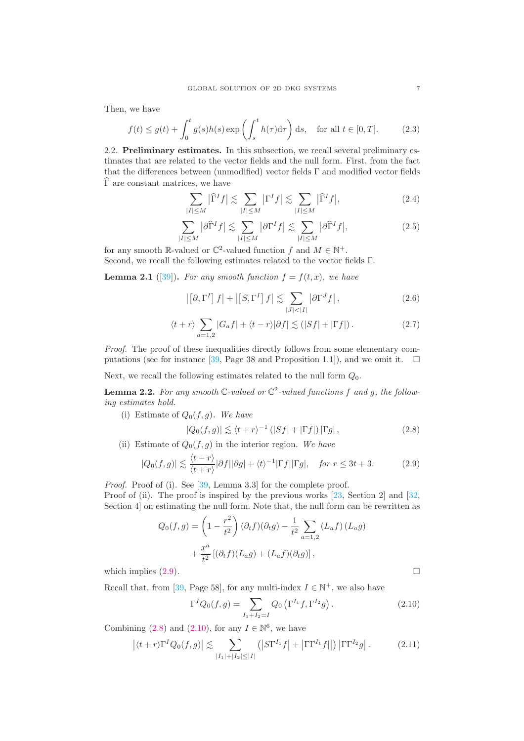Then, we have

$$f(t) \le g(t) + \int_0^t g(s)h(s)\exp\left(\int_s^t h(\tau)\mathrm{d}\tau\right)\mathrm{d}s, \quad \text{for all } t \in [0,T]. \tag{2.3}$$

2.2. **Preliminary estimates.** In this subsection, we recall several preliminary estimates that are related to the vector fields and the null form. First, from the fact that the differences between (unmodified) vector fields $\Gamma$ and modified vector fields $\widehat{\Gamma}$ are constant matrices, we have

$$\sum_{|I|\le M} |\widehat{\Gamma}^I f| \lesssim \sum_{|I|\le M} |\Gamma^I f| \lesssim \sum_{|I|\le M} |\widehat{\Gamma}^I f|, \tag{2.4}$$

$$\sum_{|I|\le M} |\partial\widehat{\Gamma}^I f| \lesssim \sum_{|I|\le M} |\partial\Gamma^I f| \lesssim \sum_{|I|\le M} |\partial\widehat{\Gamma}^I f|, \tag{2.5}$$

for any smooth $\mathbb{R}$-valued or $\mathbb{C}^2$-valued function $f$ and $M \in \mathbb{N}^+$.
Second, we recall the following estimates related to the vector fields $\Gamma$.

**Lemma 2.1** ([39]). *For any smooth function $f = f(t,x)$, we have*

$$\left|\left[\partial, \Gamma^I\right] f\right| + \left|\left[S, \Gamma^I\right] f\right| \lesssim \sum_{|J|<|I|} \left|\partial \Gamma^J f\right|, \tag{2.6}$$

$$\langle t+r\rangle \sum_{a=1,2} |G_a f| + \langle t-r\rangle |\partial f| \lesssim (|Sf| + |\Gamma f|). \tag{2.7}$$

*Proof.* The proof of these inequalities directly follows from some elementary computations (see for instance [39, Page 38 and Proposition 1.1]), and we omit it. $\square$

Next, we recall the following estimates related to the null form $Q_0$.

**Lemma 2.2.** *For any smooth $\mathbb{C}$-valued or $\mathbb{C}^2$-valued functions $f$ and $g$, the following estimates hold.*

(i) Estimate of $Q_0(f,g)$. *We have*

$$|Q_0(f,g)| \lesssim \langle t+r\rangle^{-1} (|Sf| + |\Gamma f|)\, |\Gamma g|, \tag{2.8}$$

(ii) Estimate of $Q_0(f,g)$ in the interior region. *We have*

$$|Q_0(f,g)| \lesssim \frac{\langle t-r\rangle}{\langle t+r\rangle} |\partial f||\partial g| + \langle t\rangle^{-1} |\Gamma f||\Gamma g|, \quad \textit{for } r \le 3t+3. \tag{2.9}$$

*Proof.* Proof of (i). See [39, Lemma 3.3] for the complete proof.
Proof of (ii). The proof is inspired by the previous works [23, Section 2] and [32, Section 4] on estimating the null form. Note that, the null form can be rewritten as

$$Q_0(f,g) = \left(1 - \frac{r^2}{t^2}\right)(\partial_t f)(\partial_t g) - \frac{1}{t^2}\sum_{a=1,2} (L_a f)(L_a g) + \frac{x^a}{t^2}\left[(\partial_t f)(L_a g) + (L_a f)(\partial_t g)\right],$$

which implies (2.9). $\square$

Recall that, from [39, Page 58], for any multi-index $I \in \mathbb{N}^+$, we also have

$$\Gamma^I Q_0(f,g) = \sum_{I_1+I_2=I} Q_0\left(\Gamma^{I_1} f, \Gamma^{I_2} g\right). \tag{2.10}$$

Combining (2.8) and (2.10), for any $I \in \mathbb{N}^6$, we have

$$\left|\langle t+r\rangle \Gamma^I Q_0(f,g)\right| \lesssim \sum_{|I_1|+|I_2|\le|I|} \left(\left|S\Gamma^{I_1} f\right| + \left|\Gamma\Gamma^{I_1} f\right|\right)\left|\Gamma\Gamma^{I_2} g\right|. \tag{2.11}$$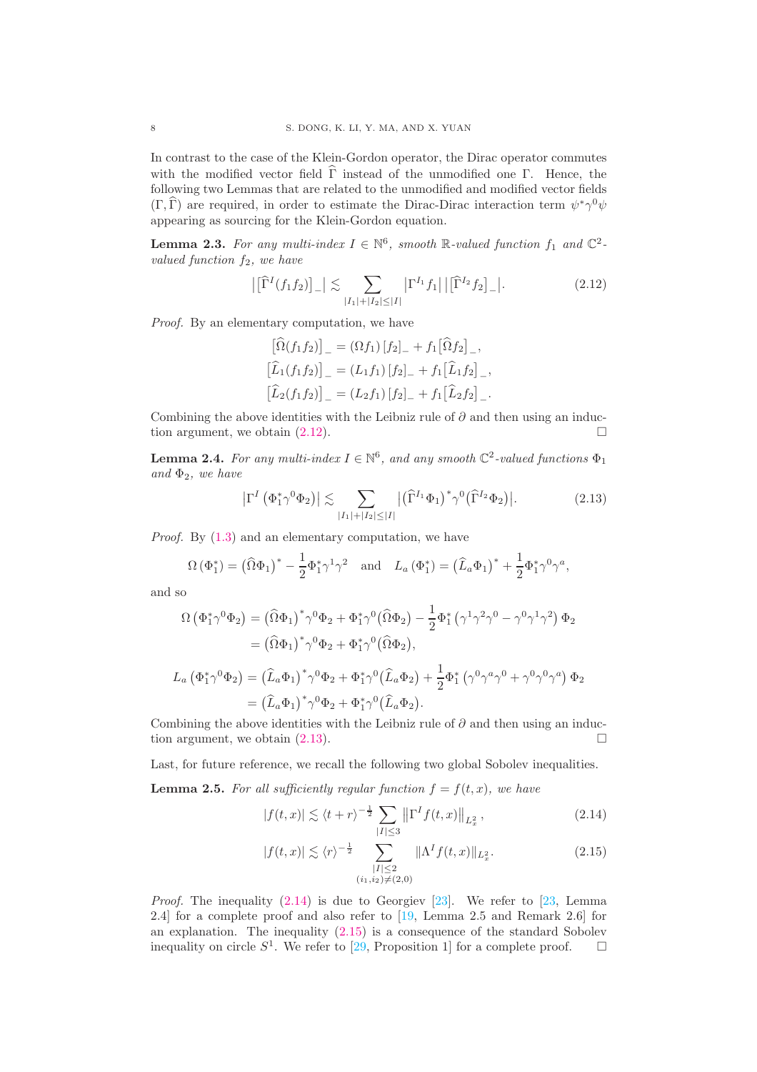In contrast to the case of the Klein-Gordon operator, the Dirac operator commutes with the modified vector field $\widehat{\Gamma}$ instead of the unmodified one $\Gamma$. Hence, the following two Lemmas that are related to the unmodified and modified vector fields $(\Gamma, \widehat{\Gamma})$ are required, in order to estimate the Dirac-Dirac interaction term $\psi^* \gamma^0 \psi$ appearing as sourcing for the Klein-Gordon equation.

**Lemma 2.3.** *For any multi-index $I \in \mathbb{N}^6$, smooth $\mathbb{R}$-valued function $f_1$ and $\mathbb{C}^2$-valued function $f_2$, we have*

$$
\big| \big[\widehat{\Gamma}^I (f_1 f_2)\big]_- \big| \lesssim \sum_{|I_1|+|I_2| \le |I|} \big| \Gamma^{I_1} f_1 \big| \, \big| \big[\widehat{\Gamma}^{I_2} f_2\big]_- \big|. \tag{2.12}
$$

*Proof.* By an elementary computation, we have

$$
\begin{aligned}
\big[\widehat{\Omega}(f_1 f_2)\big]_- &= (\Omega f_1) \, [f_2]_- + f_1 \big[\widehat{\Omega} f_2\big]_-, \\
\big[\widehat{L}_1(f_1 f_2)\big]_- &= (L_1 f_1) \, [f_2]_- + f_1 \big[\widehat{L}_1 f_2\big]_-, \\
\big[\widehat{L}_2(f_1 f_2)\big]_- &= (L_2 f_1) \, [f_2]_- + f_1 \big[\widehat{L}_2 f_2\big]_-.
\end{aligned}
$$

Combining the above identities with the Leibniz rule of $\partial$ and then using an induction argument, we obtain (2.12). □

**Lemma 2.4.** *For any multi-index $I \in \mathbb{N}^6$, and any smooth $\mathbb{C}^2$-valued functions $\Phi_1$ and $\Phi_2$, we have*

$$
\big| \Gamma^I \left( \Phi_1^* \gamma^0 \Phi_2 \right) \big| \lesssim \sum_{|I_1|+|I_2| \le |I|} \big| \big(\widehat{\Gamma}^{I_1} \Phi_1\big)^* \gamma^0 \big(\widehat{\Gamma}^{I_2} \Phi_2\big) \big|. \tag{2.13}
$$

*Proof.* By (1.3) and an elementary computation, we have

$$
\Omega \left( \Phi_1^* \right) = \big(\widehat{\Omega} \Phi_1\big)^* - \frac{1}{2} \Phi_1^* \gamma^1 \gamma^2 \quad \text{and} \quad L_a \left( \Phi_1^* \right) = \big(\widehat{L}_a \Phi_1\big)^* + \frac{1}{2} \Phi_1^* \gamma^0 \gamma^a,
$$

and so

$$
\begin{aligned}
\Omega \left( \Phi_1^* \gamma^0 \Phi_2 \right) &= \big(\widehat{\Omega} \Phi_1\big)^* \gamma^0 \Phi_2 + \Phi_1^* \gamma^0 \big(\widehat{\Omega} \Phi_2\big) - \frac{1}{2} \Phi_1^* \left( \gamma^1 \gamma^2 \gamma^0 - \gamma^0 \gamma^1 \gamma^2 \right) \Phi_2 \\
&= \big(\widehat{\Omega} \Phi_1\big)^* \gamma^0 \Phi_2 + \Phi_1^* \gamma^0 \big(\widehat{\Omega} \Phi_2\big),
\end{aligned}
$$

$$
\begin{aligned}
L_a \left( \Phi_1^* \gamma^0 \Phi_2 \right) &= \big(\widehat{L}_a \Phi_1\big)^* \gamma^0 \Phi_2 + \Phi_1^* \gamma^0 \big(\widehat{L}_a \Phi_2\big) + \frac{1}{2} \Phi_1^* \left( \gamma^0 \gamma^a \gamma^0 + \gamma^0 \gamma^0 \gamma^a \right) \Phi_2 \\
&= \big(\widehat{L}_a \Phi_1\big)^* \gamma^0 \Phi_2 + \Phi_1^* \gamma^0 \big(\widehat{L}_a \Phi_2\big).
\end{aligned}
$$

Combining the above identities with the Leibniz rule of $\partial$ and then using an induction argument, we obtain (2.13). □

Last, for future reference, we recall the following two global Sobolev inequalities.

**Lemma 2.5.** *For all sufficiently regular function $f = f(t,x)$, we have*

$$
|f(t,x)| \lesssim \langle t + r \rangle^{-\frac{1}{2}} \sum_{|I| \le 3} \big\| \Gamma^I f(t,x) \big\|_{L^2_x}, \tag{2.14}
$$

$$
|f(t,x)| \lesssim \langle r \rangle^{-\frac{1}{2}} \sum_{\substack{|I| \le 2 \\ (i_1, i_2) \ne (2,0)}} \| \Lambda^I f(t,x) \|_{L^2_x}. \tag{2.15}
$$

*Proof.* The inequality (2.14) is due to Georgiev [23]. We refer to [23, Lemma 2.4] for a complete proof and also refer to [19, Lemma 2.5 and Remark 2.6] for an explanation. The inequality (2.15) is a consequence of the standard Sobolev inequality on circle $S^1$. We refer to [29, Proposition 1] for a complete proof. □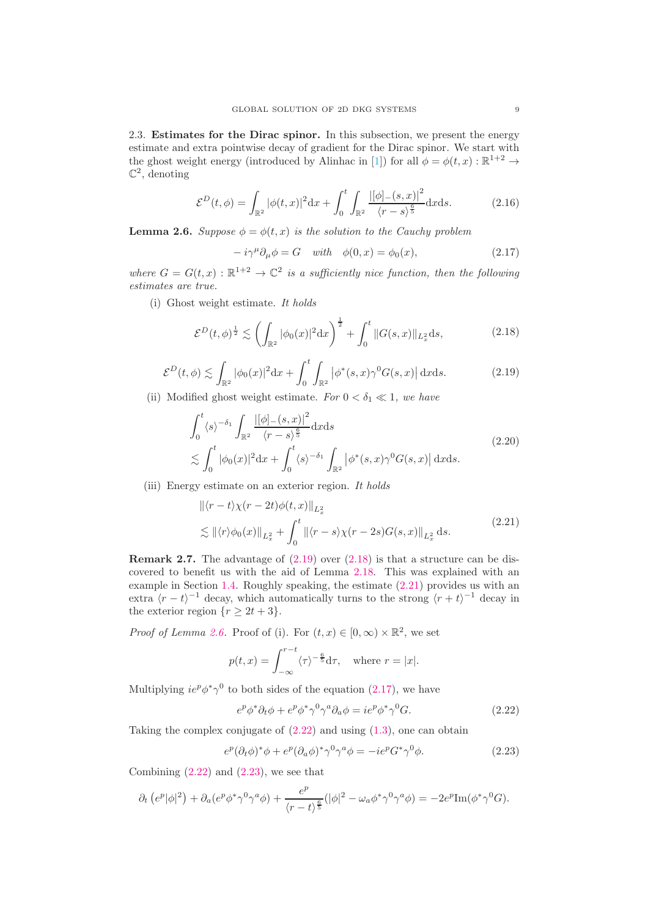2.3. **Estimates for the Dirac spinor.** In this subsection, we present the energy estimate and extra pointwise decay of gradient for the Dirac spinor. We start with the ghost weight energy (introduced by Alinhac in [1]) for all $\phi = \phi(t,x) : \mathbb{R}^{1+2} \to \mathbb{C}^2$, denoting

$$\mathcal{E}^D(t,\phi) = \int_{\mathbb{R}^2} |\phi(t,x)|^2 \mathrm{d}x + \int_0^t \int_{\mathbb{R}^2} \frac{|[\phi]_-(s,x)|^2}{\langle r-s\rangle^{\frac{6}{5}}} \mathrm{d}x\mathrm{d}s. \tag{2.16}$$

**Lemma 2.6.** *Suppose $\phi = \phi(t,x)$ is the solution to the Cauchy problem*

$$-i\gamma^\mu \partial_\mu \phi = G \quad \text{with} \quad \phi(0,x) = \phi_0(x), \tag{2.17}$$

*where $G = G(t,x) : \mathbb{R}^{1+2} \to \mathbb{C}^2$ is a sufficiently nice function, then the following estimates are true.*

(i) Ghost weight estimate. *It holds*

$$\mathcal{E}^D(t,\phi)^{\frac{1}{2}} \lesssim \left( \int_{\mathbb{R}^2} |\phi_0(x)|^2 \mathrm{d}x \right)^{\frac{1}{2}} + \int_0^t \|G(s,x)\|_{L^2_x} \mathrm{d}s, \tag{2.18}$$

$$\mathcal{E}^D(t,\phi) \lesssim \int_{\mathbb{R}^2} |\phi_0(x)|^2 \mathrm{d}x + \int_0^t \int_{\mathbb{R}^2} \left|\phi^*(s,x)\gamma^0 G(s,x)\right| \mathrm{d}x\mathrm{d}s. \tag{2.19}$$

(ii) Modified ghost weight estimate. *For $0 < \delta_1 \ll 1$, we have*

$$\begin{aligned} &\int_0^t \langle s\rangle^{-\delta_1} \int_{\mathbb{R}^2} \frac{|[\phi]_-(s,x)|^2}{\langle r-s\rangle^{\frac{6}{5}}} \mathrm{d}x\mathrm{d}s \\ &\lesssim \int_0^t |\phi_0(x)|^2 \mathrm{d}x + \int_0^t \langle s\rangle^{-\delta_1} \int_{\mathbb{R}^2} \left|\phi^*(s,x)\gamma^0 G(s,x)\right| \mathrm{d}x\mathrm{d}s. \end{aligned} \tag{2.20}$$

(iii) Energy estimate on an exterior region. *It holds*

$$\begin{aligned} &\|\langle r-t\rangle \chi(r-2t)\phi(t,x)\|_{L^2_x} \\ &\lesssim \|\langle r\rangle \phi_0(x)\|_{L^2_x} + \int_0^t \|\langle r-s\rangle \chi(r-2s) G(s,x)\|_{L^2_x} \mathrm{d}s. \end{aligned} \tag{2.21}$$

**Remark 2.7.** The advantage of (2.19) over (2.18) is that a structure can be discovered to benefit us with the aid of Lemma 2.18. This was explained with an example in Section 1.4. Roughly speaking, the estimate (2.21) provides us with an extra $\langle r-t\rangle^{-1}$ decay, which automatically turns to the strong $\langle r+t\rangle^{-1}$ decay in the exterior region $\{r \geq 2t+3\}$.

*Proof of Lemma 2.6.* Proof of (i). For $(t,x) \in [0,\infty) \times \mathbb{R}^2$, we set

$$p(t,x) = \int_{-\infty}^{r-t} \langle \tau\rangle^{-\frac{6}{5}} \mathrm{d}\tau, \quad \text{where } r = |x|.$$

Multiplying $ie^p\phi^*\gamma^0$ to both sides of the equation (2.17), we have

$$e^p\phi^*\partial_t\phi + e^p\phi^*\gamma^0\gamma^a\partial_a\phi = ie^p\phi^*\gamma^0 G. \tag{2.22}$$

Taking the complex conjugate of (2.22) and using (1.3), one can obtain

$$e^p(\partial_t\phi)^*\phi + e^p(\partial_a\phi)^*\gamma^0\gamma^a\phi = -ie^pG^*\gamma^0\phi. \tag{2.23}$$

Combining (2.22) and (2.23), we see that

$$\partial_t\left(e^p|\phi|^2\right) + \partial_a(e^p\phi^*\gamma^0\gamma^a\phi) + \frac{e^p}{\langle r-t\rangle^{\frac{6}{5}}}(|\phi|^2 - \omega_a\phi^*\gamma^0\gamma^a\phi) = -2e^p\mathrm{Im}(\phi^*\gamma^0 G).$$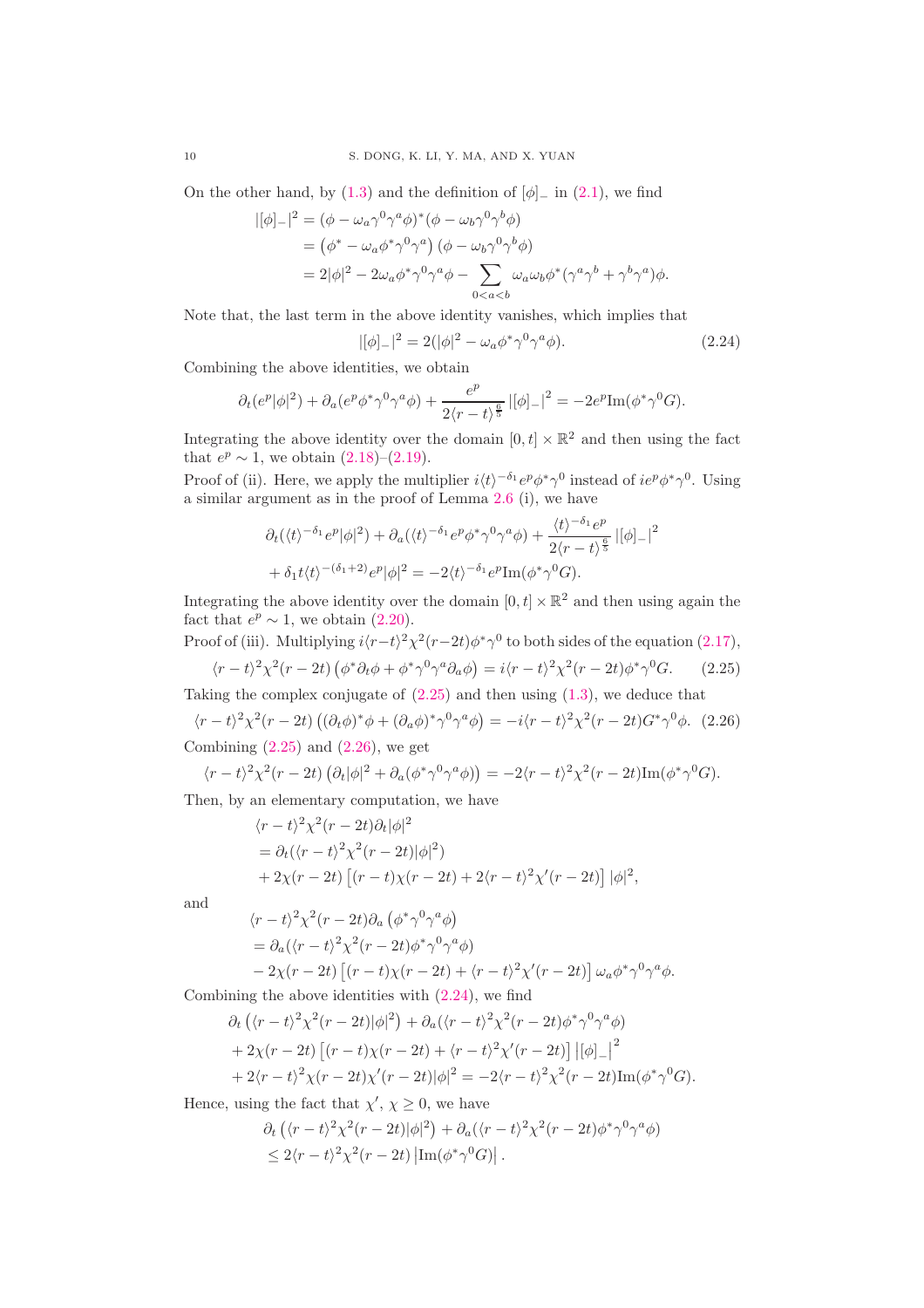On the other hand, by (1.3) and the definition of $[\phi]_-$ in (2.1), we find

$$
\begin{aligned}
|[\phi]_-|^2 &= (\phi - \omega_a \gamma^0\gamma^a\phi)^*(\phi - \omega_b\gamma^0\gamma^b\phi)\\
&= \left(\phi^* - \omega_a\phi^*\gamma^0\gamma^a\right)\left(\phi - \omega_b\gamma^0\gamma^b\phi\right)\\
&= 2|\phi|^2 - 2\omega_a\phi^*\gamma^0\gamma^a\phi - \sum_{0<a<b}\omega_a\omega_b\phi^*(\gamma^a\gamma^b + \gamma^b\gamma^a)\phi.
\end{aligned}
$$

Note that, the last term in the above identity vanishes, which implies that

$$
|[\phi]_-|^2 = 2(|\phi|^2 - \omega_a\phi^*\gamma^0\gamma^a\phi). \tag{2.24}
$$

Combining the above identities, we obtain

$$
\partial_t(e^p|\phi|^2) + \partial_a(e^p\phi^*\gamma^0\gamma^a\phi) + \frac{e^p}{2\langle r-t\rangle^{\frac{6}{5}}}\left|[\phi]_-\right|^2 = -2e^p\mathrm{Im}(\phi^*\gamma^0 G).
$$

Integrating the above identity over the domain $[0,t]\times\mathbb{R}^2$ and then using the fact that $e^p \sim 1$, we obtain (2.18)–(2.19).

Proof of (ii). Here, we apply the multiplier $i\langle t\rangle^{-\delta_1}e^p\phi^*\gamma^0$ instead of $ie^p\phi^*\gamma^0$. Using a similar argument as in the proof of Lemma 2.6 (i), we have

$$
\begin{aligned}
&\partial_t(\langle t\rangle^{-\delta_1}e^p|\phi|^2) + \partial_a(\langle t\rangle^{-\delta_1}e^p\phi^*\gamma^0\gamma^a\phi) + \frac{\langle t\rangle^{-\delta_1}e^p}{2\langle r-t\rangle^{\frac{6}{5}}}\left|[\phi]_-\right|^2\\
&+ \delta_1 t\langle t\rangle^{-(\delta_1+2)}e^p|\phi|^2 = -2\langle t\rangle^{-\delta_1}e^p\mathrm{Im}(\phi^*\gamma^0 G).
\end{aligned}
$$

Integrating the above identity over the domain $[0,t]\times\mathbb{R}^2$ and then using again the fact that $e^p\sim 1$, we obtain (2.20).

Proof of (iii). Multiplying $i\langle r-t\rangle^2\chi^2(r-2t)\phi^*\gamma^0$ to both sides of the equation (2.17),

$$
\langle r-t\rangle^2\chi^2(r-2t)\left(\phi^*\partial_t\phi + \phi^*\gamma^0\gamma^a\partial_a\phi\right) = i\langle r-t\rangle^2\chi^2(r-2t)\phi^*\gamma^0 G. \tag{2.25}
$$

Taking the complex conjugate of (2.25) and then using (1.3), we deduce that

$$
\langle r-t\rangle^2\chi^2(r-2t)\left((\partial_t\phi)^*\phi + (\partial_a\phi)^*\gamma^0\gamma^a\phi\right) = -i\langle r-t\rangle^2\chi^2(r-2t)G^*\gamma^0\phi. \tag{2.26}
$$

Combining (2.25) and (2.26), we get

$$
\langle r-t\rangle^2\chi^2(r-2t)\left(\partial_t|\phi|^2 + \partial_a(\phi^*\gamma^0\gamma^a\phi)\right) = -2\langle r-t\rangle^2\chi^2(r-2t)\mathrm{Im}(\phi^*\gamma^0 G).
$$

Then, by an elementary computation, we have

$$
\begin{aligned}
&\langle r-t\rangle^2\chi^2(r-2t)\partial_t|\phi|^2\\
&= \partial_t(\langle r-t\rangle^2\chi^2(r-2t)|\phi|^2)\\
&+ 2\chi(r-2t)\left[(r-t)\chi(r-2t) + 2\langle r-t\rangle^2\chi'(r-2t)\right]|\phi|^2,
\end{aligned}
$$

and

$$
\begin{aligned}
&\langle r-t\rangle^2\chi^2(r-2t)\partial_a\left(\phi^*\gamma^0\gamma^a\phi\right)\\
&= \partial_a(\langle r-t\rangle^2\chi^2(r-2t)\phi^*\gamma^0\gamma^a\phi)\\
&- 2\chi(r-2t)\left[(r-t)\chi(r-2t) + \langle r-t\rangle^2\chi'(r-2t)\right]\omega_a\phi^*\gamma^0\gamma^a\phi.
\end{aligned}
$$

Combining the above identities with (2.24), we find

$$
\begin{aligned}
&\partial_t\left(\langle r-t\rangle^2\chi^2(r-2t)|\phi|^2\right) + \partial_a(\langle r-t\rangle^2\chi^2(r-2t)\phi^*\gamma^0\gamma^a\phi)\\
&+ 2\chi(r-2t)\left[(r-t)\chi(r-2t) + \langle r-t\rangle^2\chi'(r-2t)\right]\left|[\phi]_-\right|^2\\
&+ 2\langle r-t\rangle^2\chi(r-2t)\chi'(r-2t)|\phi|^2 = -2\langle r-t\rangle^2\chi^2(r-2t)\mathrm{Im}(\phi^*\gamma^0 G).
\end{aligned}
$$

Hence, using the fact that $\chi',\,\chi\geq 0$, we have

$$
\begin{aligned}
&\partial_t\left(\langle r-t\rangle^2\chi^2(r-2t)|\phi|^2\right) + \partial_a(\langle r-t\rangle^2\chi^2(r-2t)\phi^*\gamma^0\gamma^a\phi)\\
&\leq 2\langle r-t\rangle^2\chi^2(r-2t)\left|\mathrm{Im}(\phi^*\gamma^0 G)\right|.
\end{aligned}
$$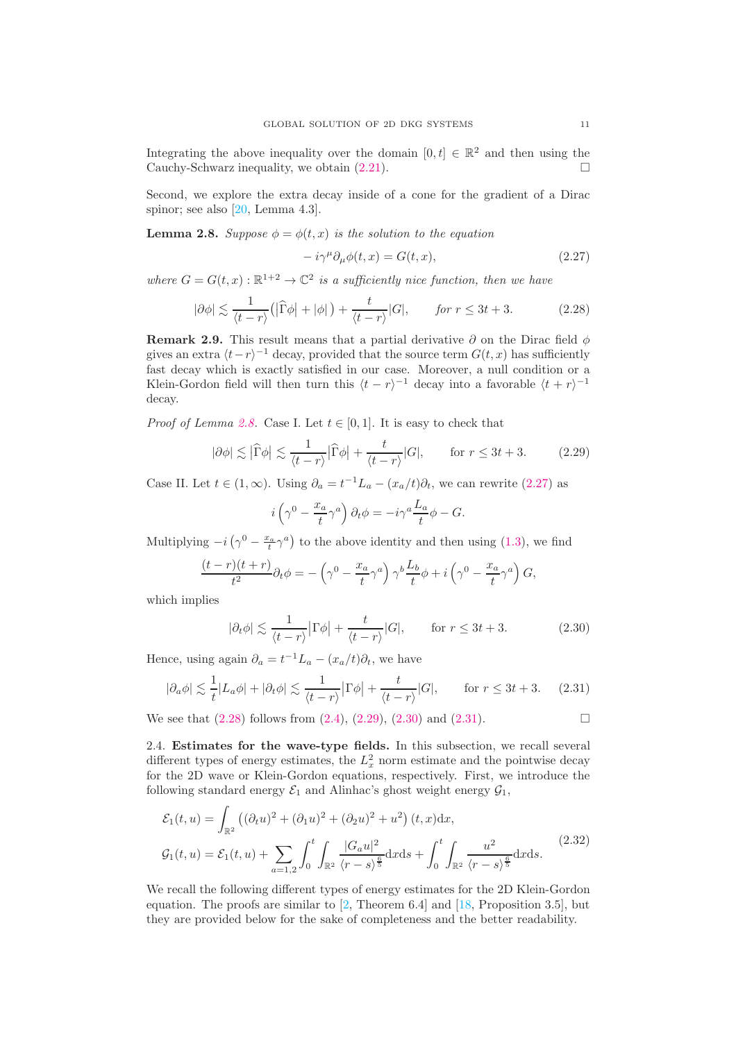Integrating the above inequality over the domain $[0,t] \in \mathbb{R}^2$ and then using the Cauchy-Schwarz inequality, we obtain (2.21). □

Second, we explore the extra decay inside of a cone for the gradient of a Dirac spinor; see also [20, Lemma 4.3].

**Lemma 2.8.** *Suppose $\phi = \phi(t,x)$ is the solution to the equation*

$$
-i\gamma^\mu \partial_\mu \phi(t,x) = G(t,x), \tag{2.27}
$$

*where $G = G(t,x) : \mathbb{R}^{1+2} \to \mathbb{C}^2$ is a sufficiently nice function, then we have*

$$
|\partial \phi| \lesssim \frac{1}{\langle t-r\rangle}\big(|\widehat{\Gamma}\phi| + |\phi|\big) + \frac{t}{\langle t-r\rangle}|G|, \qquad \textit{for } r \le 3t+3. \tag{2.28}
$$

**Remark 2.9.** This result means that a partial derivative $\partial$ on the Dirac field $\phi$ gives an extra $\langle t-r\rangle^{-1}$ decay, provided that the source term $G(t,x)$ has sufficiently fast decay which is exactly satisfied in our case. Moreover, a null condition or a Klein-Gordon field will then turn this $\langle t-r\rangle^{-1}$ decay into a favorable $\langle t+r\rangle^{-1}$ decay.

*Proof of Lemma 2.8.* Case I. Let $t \in [0,1]$. It is easy to check that

$$
|\partial \phi| \lesssim |\widehat{\Gamma}\phi| \lesssim \frac{1}{\langle t-r\rangle}|\widehat{\Gamma}\phi| + \frac{t}{\langle t-r\rangle}|G|, \qquad \text{for } r \le 3t+3. \tag{2.29}
$$

Case II. Let $t \in (1,\infty)$. Using $\partial_a = t^{-1}L_a - (x_a/t)\partial_t$, we can rewrite (2.27) as

$$
i\left(\gamma^0 - \frac{x_a}{t}\gamma^a\right)\partial_t \phi = -i\gamma^a \frac{L_a}{t}\phi - G.
$$

Multiplying $-i\left(\gamma^0 - \frac{x_a}{t}\gamma^a\right)$ to the above identity and then using (1.3), we find

$$
\frac{(t-r)(t+r)}{t^2}\partial_t \phi = -\left(\gamma^0 - \frac{x_a}{t}\gamma^a\right)\gamma^b \frac{L_b}{t}\phi + i\left(\gamma^0 - \frac{x_a}{t}\gamma^a\right)G,
$$

which implies

$$
|\partial_t \phi| \lesssim \frac{1}{\langle t-r\rangle}|\Gamma\phi| + \frac{t}{\langle t-r\rangle}|G|, \qquad \text{for } r \le 3t+3. \tag{2.30}
$$

Hence, using again $\partial_a = t^{-1}L_a - (x_a/t)\partial_t$, we have

$$
|\partial_a \phi| \lesssim \frac{1}{t}|L_a\phi| + |\partial_t\phi| \lesssim \frac{1}{\langle t-r\rangle}|\Gamma\phi| + \frac{t}{\langle t-r\rangle}|G|, \qquad \text{for } r \le 3t+3. \tag{2.31}
$$

We see that (2.28) follows from (2.4), (2.29), (2.30) and (2.31). □

2.4. **Estimates for the wave-type fields.** In this subsection, we recall several different types of energy estimates, the $L^2_x$ norm estimate and the pointwise decay for the 2D wave or Klein-Gordon equations, respectively. First, we introduce the following standard energy $\mathcal{E}_1$ and Alinhac's ghost weight energy $\mathcal{G}_1$,

$$
\begin{aligned}
\mathcal{E}_1(t,u) &= \int_{\mathbb{R}^2} \big((\partial_t u)^2 + (\partial_1 u)^2 + (\partial_2 u)^2 + u^2\big)(t,x)\mathrm{d}x, \\
\mathcal{G}_1(t,u) &= \mathcal{E}_1(t,u) + \sum_{a=1,2}\int_0^t \int_{\mathbb{R}^2} \frac{|G_a u|^2}{\langle r-s\rangle^{\frac{6}{5}}}\mathrm{d}x\mathrm{d}s + \int_0^t \int_{\mathbb{R}^2} \frac{u^2}{\langle r-s\rangle^{\frac{6}{5}}}\mathrm{d}x\mathrm{d}s.
\end{aligned} \tag{2.32}
$$

We recall the following different types of energy estimates for the 2D Klein-Gordon equation. The proofs are similar to [2, Theorem 6.4] and [18, Proposition 3.5], but they are provided below for the sake of completeness and the better readability.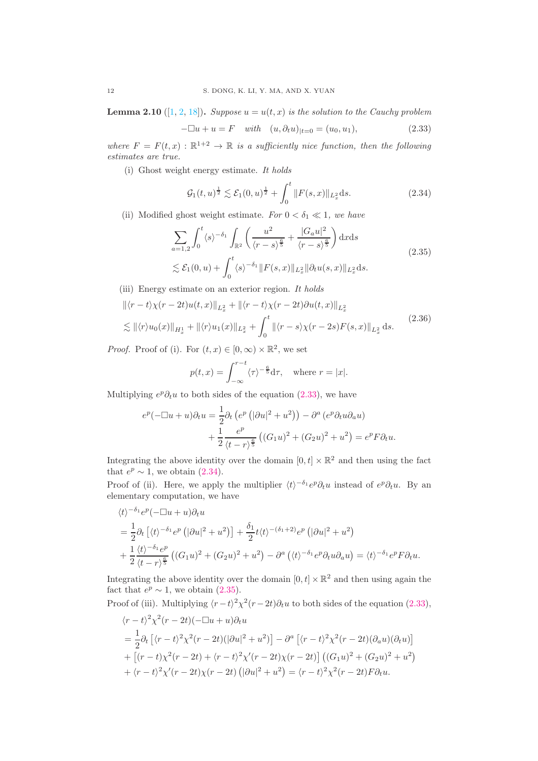**Lemma 2.10** ([1, 2, 18])**.** *Suppose $u = u(t,x)$ is the solution to the Cauchy problem*

$$-\Box u + u = F \quad \text{with} \quad (u, \partial_t u)_{|t=0} = (u_0, u_1), \tag{2.33}$$

*where $F = F(t,x) : \mathbb{R}^{1+2} \to \mathbb{R}$ is a sufficiently nice function, then the following estimates are true.*

(i) Ghost weight energy estimate. *It holds*

$$\mathcal{G}_1(t,u)^{\frac{1}{2}} \lesssim \mathcal{E}_1(0,u)^{\frac{1}{2}} + \int_0^t \|F(s,x)\|_{L^2_x} \mathrm{d}s. \tag{2.34}$$

(ii) Modified ghost weight estimate. *For $0 < \delta_1 \ll 1$, we have*

$$\begin{aligned}
&\sum_{a=1,2} \int_0^t \langle s \rangle^{-\delta_1} \int_{\mathbb{R}^2} \left( \frac{u^2}{\langle r-s \rangle^{\frac{6}{5}}} + \frac{|G_a u|^2}{\langle r-s \rangle^{\frac{6}{5}}} \right) \mathrm{d}x\mathrm{d}s \\
&\lesssim \mathcal{E}_1(0,u) + \int_0^t \langle s \rangle^{-\delta_1} \|F(s,x)\|_{L^2_x} \|\partial_t u(s,x)\|_{L^2_x} \mathrm{d}s.
\end{aligned} \tag{2.35}$$

(iii) Energy estimate on an exterior region. *It holds*

$$\begin{aligned}
&\|\langle r-t \rangle \chi(r-2t) u(t,x)\|_{L^2_x} + \|\langle r-t \rangle \chi(r-2t) \partial u(t,x)\|_{L^2_x} \\
&\lesssim \|\langle r \rangle u_0(x)\|_{H^1_x} + \|\langle r \rangle u_1(x)\|_{L^2_x} + \int_0^t \|\langle r-s \rangle \chi(r-2s) F(s,x)\|_{L^2_x} \mathrm{d}s.
\end{aligned} \tag{2.36}$$

*Proof.* Proof of (i). For $(t,x) \in [0,\infty) \times \mathbb{R}^2$, we set

$$p(t,x) = \int_{-\infty}^{r-t} \langle \tau \rangle^{-\frac{6}{5}} \mathrm{d}\tau, \quad \text{where } r = |x|.$$

Multiplying $e^p \partial_t u$ to both sides of the equation (2.33), we have

$$\begin{aligned}
e^p(-\Box u + u)\partial_t u = &\frac{1}{2}\partial_t \left( e^p \left( |\partial u|^2 + u^2 \right) \right) - \partial^a \left( e^p \partial_t u \partial_a u \right) \\
&+ \frac{1}{2} \frac{e^p}{\langle t-r \rangle^{\frac{6}{5}}} \left( (G_1 u)^2 + (G_2 u)^2 + u^2 \right) = e^p F \partial_t u.
\end{aligned}$$

Integrating the above identity over the domain $[0,t] \times \mathbb{R}^2$ and then using the fact that $e^p \sim 1$, we obtain (2.34).

Proof of (ii). Here, we apply the multiplier $\langle t \rangle^{-\delta_1} e^p \partial_t u$ instead of $e^p \partial_t u$. By an elementary computation, we have

$$\begin{aligned}
&\langle t \rangle^{-\delta_1} e^p(-\Box u + u)\partial_t u \\
&= \frac{1}{2}\partial_t \left[ \langle t \rangle^{-\delta_1} e^p \left( |\partial u|^2 + u^2 \right) \right] + \frac{\delta_1}{2} t \langle t \rangle^{-(\delta_1+2)} e^p \left( |\partial u|^2 + u^2 \right) \\
&+ \frac{1}{2} \frac{\langle t \rangle^{-\delta_1} e^p}{\langle t-r \rangle^{\frac{6}{5}}} \left( (G_1 u)^2 + (G_2 u)^2 + u^2 \right) - \partial^a \left( \langle t \rangle^{-\delta_1} e^p \partial_t u \partial_a u \right) = \langle t \rangle^{-\delta_1} e^p F \partial_t u.
\end{aligned}$$

Integrating the above identity over the domain $[0,t] \times \mathbb{R}^2$ and then using again the fact that $e^p \sim 1$, we obtain (2.35).

Proof of (iii). Multiplying $\langle r-t \rangle^2 \chi^2(r-2t) \partial_t u$ to both sides of the equation (2.33),

$$\begin{aligned}
&\langle r-t \rangle^2 \chi^2(r-2t)(-\Box u + u)\partial_t u \\
&= \frac{1}{2}\partial_t \left[ \langle r-t \rangle^2 \chi^2(r-2t)(|\partial u|^2 + u^2) \right] - \partial^a \left[ \langle r-t \rangle^2 \chi^2(r-2t)(\partial_a u)(\partial_t u) \right] \\
&+ \left[ (r-t)\chi^2(r-2t) + \langle r-t \rangle^2 \chi'(r-2t)\chi(r-2t) \right] \left( (G_1 u)^2 + (G_2 u)^2 + u^2 \right) \\
&+ \langle r-t \rangle^2 \chi'(r-2t)\chi(r-2t) \left( |\partial u|^2 + u^2 \right) = \langle r-t \rangle^2 \chi^2(r-2t) F \partial_t u.
\end{aligned}$$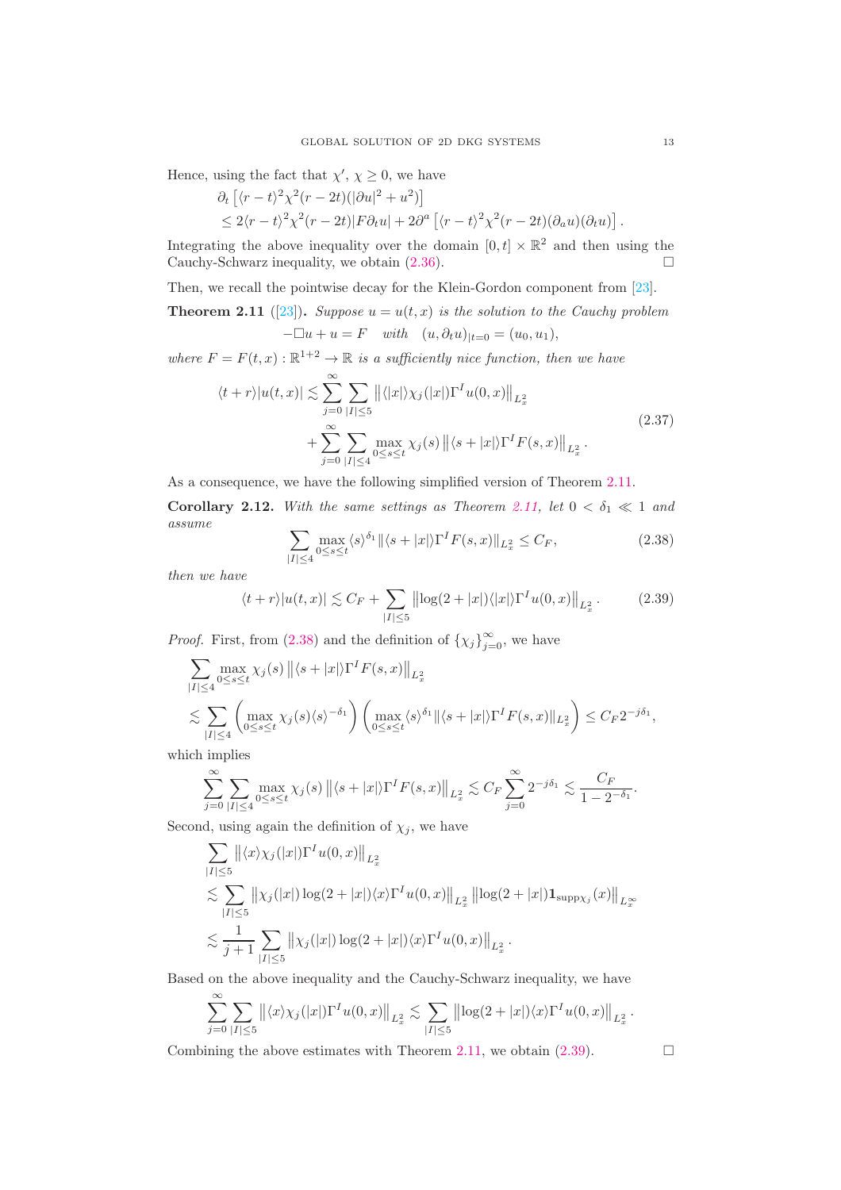Hence, using the fact that $\chi'$, $\chi \geq 0$, we have

$$
\begin{aligned}
&\partial_t \left[ \langle r-t\rangle^2 \chi^2(r-2t)(|\partial u|^2 + u^2) \right] \\
&\leq 2\langle r-t\rangle^2 \chi^2(r-2t)|F\partial_t u| + 2\partial^a \left[ \langle r-t\rangle^2 \chi^2(r-2t)(\partial_a u)(\partial_t u) \right].
\end{aligned}
$$

Integrating the above inequality over the domain $[0,t] \times \mathbb{R}^2$ and then using the Cauchy-Schwarz inequality, we obtain (2.36). $\square$

Then, we recall the pointwise decay for the Klein-Gordon component from [23].

**Theorem 2.11** ([23]). *Suppose $u = u(t,x)$ is the solution to the Cauchy problem*

$$
-\Box u + u = F \quad \textit{with} \quad (u, \partial_t u)_{|t=0} = (u_0, u_1),
$$

*where $F = F(t,x) : \mathbb{R}^{1+2} \to \mathbb{R}$ is a sufficiently nice function, then we have*

$$
\begin{aligned}
\langle t+r\rangle |u(t,x)| \lesssim & \sum_{j=0}^{\infty} \sum_{|I|\leq 5} \left\| \langle |x|\rangle \chi_j(|x|) \Gamma^I u(0,x) \right\|_{L^2_x} \\
& + \sum_{j=0}^{\infty} \sum_{|I|\leq 4} \max_{0\leq s\leq t} \chi_j(s) \left\| \langle s+|x|\rangle \Gamma^I F(s,x) \right\|_{L^2_x}.
\end{aligned} \tag{2.37}
$$

As a consequence, we have the following simplified version of Theorem 2.11.

**Corollary 2.12.** *With the same settings as Theorem 2.11, let $0 < \delta_1 \ll 1$ and assume*

$$
\sum_{|I|\leq 4} \max_{0\leq s\leq t} \langle s\rangle^{\delta_1} \|\langle s+|x|\rangle \Gamma^I F(s,x)\|_{L^2_x} \leq C_F, \tag{2.38}
$$

*then we have*

$$
\langle t+r\rangle |u(t,x)| \lesssim C_F + \sum_{|I|\leq 5} \left\| \log(2+|x|)\langle |x|\rangle \Gamma^I u(0,x) \right\|_{L^2_x}. \tag{2.39}
$$

*Proof.* First, from (2.38) and the definition of $\{\chi_j\}_{j=0}^{\infty}$, we have

$$
\begin{aligned}
&\sum_{|I|\leq 4} \max_{0\leq s\leq t} \chi_j(s) \left\| \langle s+|x|\rangle \Gamma^I F(s,x) \right\|_{L^2_x} \\
&\lesssim \sum_{|I|\leq 4} \left( \max_{0\leq s\leq t} \chi_j(s) \langle s\rangle^{-\delta_1} \right) \left( \max_{0\leq s\leq t} \langle s\rangle^{\delta_1} \|\langle s+|x|\rangle \Gamma^I F(s,x)\|_{L^2_x} \right) \leq C_F 2^{-j\delta_1},
\end{aligned}
$$

which implies

$$
\sum_{j=0}^{\infty} \sum_{|I|\leq 4} \max_{0\leq s\leq t} \chi_j(s) \left\| \langle s+|x|\rangle \Gamma^I F(s,x) \right\|_{L^2_x} \lesssim C_F \sum_{j=0}^{\infty} 2^{-j\delta_1} \lesssim \frac{C_F}{1-2^{-\delta_1}}.
$$

Second, using again the definition of $\chi_j$, we have

$$
\begin{aligned}
&\sum_{|I|\leq 5} \left\| \langle x\rangle \chi_j(|x|) \Gamma^I u(0,x) \right\|_{L^2_x} \\
&\lesssim \sum_{|I|\leq 5} \left\| \chi_j(|x|) \log(2+|x|) \langle x\rangle \Gamma^I u(0,x) \right\|_{L^2_x} \left\| \log(2+|x|) \mathbf{1}_{\mathrm{supp}\chi_j}(x) \right\|_{L^\infty_x} \\
&\lesssim \frac{1}{j+1} \sum_{|I|\leq 5} \left\| \chi_j(|x|) \log(2+|x|) \langle x\rangle \Gamma^I u(0,x) \right\|_{L^2_x}.
\end{aligned}
$$

Based on the above inequality and the Cauchy-Schwarz inequality, we have

$$
\sum_{j=0}^{\infty} \sum_{|I|\leq 5} \left\| \langle x\rangle \chi_j(|x|) \Gamma^I u(0,x) \right\|_{L^2_x} \lesssim \sum_{|I|\leq 5} \left\| \log(2+|x|) \langle x\rangle \Gamma^I u(0,x) \right\|_{L^2_x}.
$$

Combining the above estimates with Theorem 2.11, we obtain (2.39). $\square$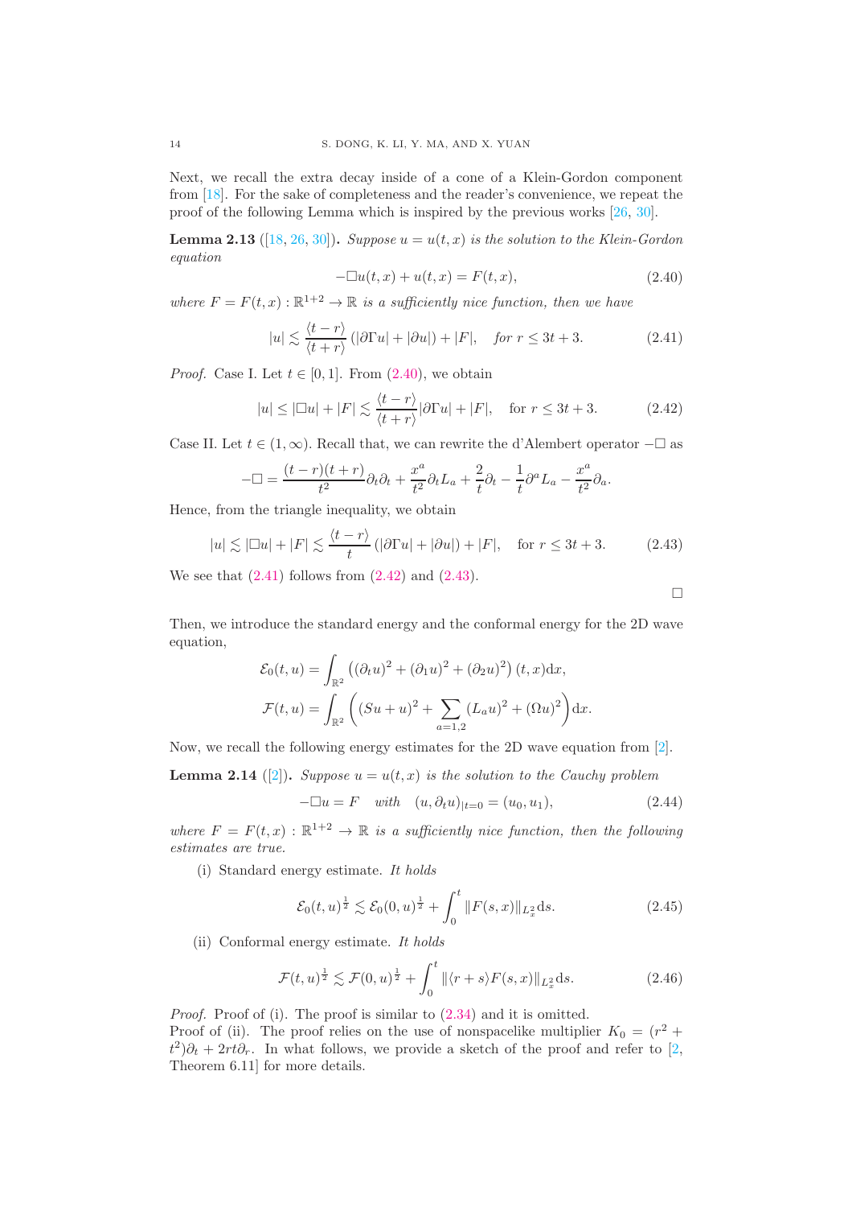Next, we recall the extra decay inside of a cone of a Klein-Gordon component from [18]. For the sake of completeness and the reader's convenience, we repeat the proof of the following Lemma which is inspired by the previous works [26, 30].

**Lemma 2.13** ([18, 26, 30]). *Suppose $u = u(t,x)$ is the solution to the Klein-Gordon equation*

$$-\Box u(t,x) + u(t,x) = F(t,x), \tag{2.40}$$

*where $F = F(t,x) : \mathbb{R}^{1+2} \to \mathbb{R}$ is a sufficiently nice function, then we have*

$$|u| \lesssim \frac{\langle t-r\rangle}{\langle t+r\rangle}\left(|\partial\Gamma u| + |\partial u|\right) + |F|, \quad \textit{for } r \le 3t+3. \tag{2.41}$$

*Proof.* Case I. Let $t \in [0,1]$. From (2.40), we obtain

$$|u| \le |\Box u| + |F| \lesssim \frac{\langle t-r\rangle}{\langle t+r\rangle}|\partial\Gamma u| + |F|, \quad \text{for } r \le 3t+3. \tag{2.42}$$

Case II. Let $t \in (1,\infty)$. Recall that, we can rewrite the d'Alembert operator $-\Box$ as

$$-\Box = \frac{(t-r)(t+r)}{t^2}\partial_t\partial_t + \frac{x^a}{t^2}\partial_t L_a + \frac{2}{t}\partial_t - \frac{1}{t}\partial^a L_a - \frac{x^a}{t^2}\partial_a.$$

Hence, from the triangle inequality, we obtain

$$|u| \lesssim |\Box u| + |F| \lesssim \frac{\langle t-r\rangle}{t}\left(|\partial\Gamma u| + |\partial u|\right) + |F|, \quad \text{for } r \le 3t+3. \tag{2.43}$$

We see that (2.41) follows from (2.42) and (2.43). $\square$

Then, we introduce the standard energy and the conformal energy for the 2D wave equation,

$$\mathcal{E}_0(t,u) = \int_{\mathbb{R}^2}\left((\partial_t u)^2 + (\partial_1 u)^2 + (\partial_2 u)^2\right)(t,x)\mathrm{d}x,$$

$$\mathcal{F}(t,u) = \int_{\mathbb{R}^2}\left((Su+u)^2 + \sum_{a=1,2}(L_a u)^2 + (\Omega u)^2\right)\mathrm{d}x.$$

Now, we recall the following energy estimates for the 2D wave equation from [2].

**Lemma 2.14** ([2]). *Suppose $u = u(t,x)$ is the solution to the Cauchy problem*

$$-\Box u = F \quad \textit{with} \quad (u, \partial_t u)_{|t=0} = (u_0, u_1), \tag{2.44}$$

*where $F = F(t,x) : \mathbb{R}^{1+2} \to \mathbb{R}$ is a sufficiently nice function, then the following estimates are true.*

(i) Standard energy estimate. *It holds*

$$\mathcal{E}_0(t,u)^{\frac{1}{2}} \lesssim \mathcal{E}_0(0,u)^{\frac{1}{2}} + \int_0^t \|F(s,x)\|_{L^2_x}\mathrm{d}s. \tag{2.45}$$

(ii) Conformal energy estimate. *It holds*

$$\mathcal{F}(t,u)^{\frac{1}{2}} \lesssim \mathcal{F}(0,u)^{\frac{1}{2}} + \int_0^t \|\langle r+s\rangle F(s,x)\|_{L^2_x}\mathrm{d}s. \tag{2.46}$$

*Proof.* Proof of (i). The proof is similar to (2.34) and it is omitted.
Proof of (ii). The proof relies on the use of nonspacelike multiplier $K_0 = (r^2 + t^2)\partial_t + 2rt\partial_r$. In what follows, we provide a sketch of the proof and refer to [2, Theorem 6.11] for more details.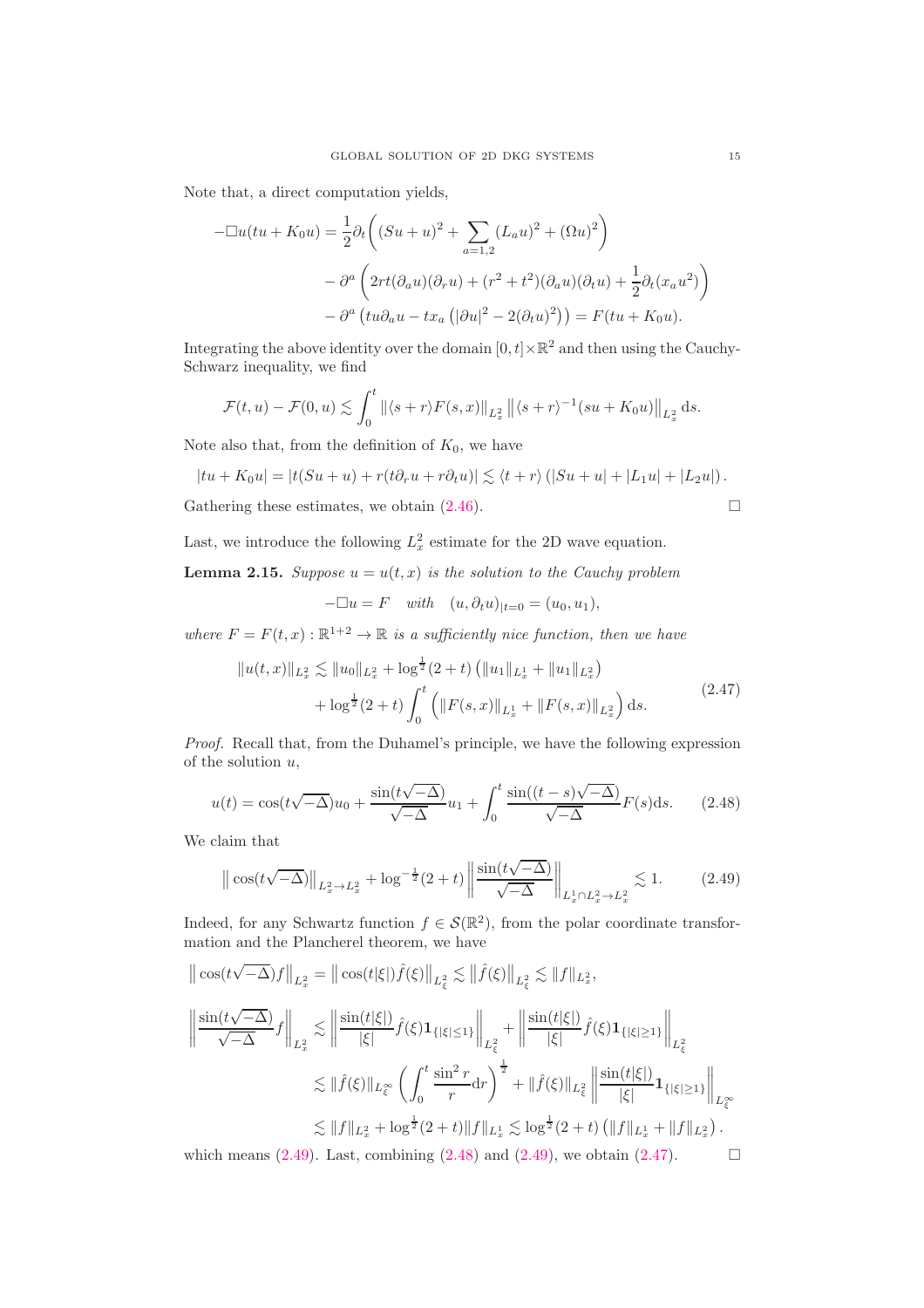Note that, a direct computation yields,

$$
\begin{aligned}
-\Box u(tu + K_0 u) = &\frac{1}{2}\partial_t\bigg( (Su+u)^2 + \sum_{a=1,2}(L_a u)^2 + (\Omega u)^2 \bigg) \\
&- \partial^a \left( 2rt(\partial_a u)(\partial_r u) + (r^2+t^2)(\partial_a u)(\partial_t u) + \frac{1}{2}\partial_t (x_a u^2) \right) \\
&- \partial^a \left( tu\partial_a u - t x_a \left( |\partial u|^2 - 2(\partial_t u)^2 \right) \right) = F(tu + K_0 u).
\end{aligned}
$$

Integrating the above identity over the domain $[0,t]\times\mathbb{R}^2$ and then using the Cauchy-Schwarz inequality, we find

$$
\mathcal{F}(t,u) - \mathcal{F}(0,u) \lesssim \int_0^t \left\| \langle s+r\rangle F(s,x) \right\|_{L^2_x} \left\| \langle s+r\rangle^{-1}(su + K_0 u) \right\|_{L^2_x} \mathrm{d}s.
$$

Note also that, from the definition of $K_0$, we have

$$
|tu + K_0 u| = |t(Su+u) + r(t\partial_r u + r\partial_t u)| \lesssim \langle t+r\rangle \left( |Su+u| + |L_1 u| + |L_2 u| \right).
$$

Gathering these estimates, we obtain (2.46). $\square$

Last, we introduce the following $L^2_x$ estimate for the 2D wave equation.

**Lemma 2.15.** *Suppose $u = u(t,x)$ is the solution to the Cauchy problem*

$$
-\Box u = F \quad \textit{with} \quad (u, \partial_t u)_{|t=0} = (u_0, u_1),
$$

*where $F = F(t,x) : \mathbb{R}^{1+2} \to \mathbb{R}$ is a sufficiently nice function, then we have*

$$
\begin{aligned}
\|u(t,x)\|_{L^2_x} \lesssim &\|u_0\|_{L^2_x} + \log^{\frac{1}{2}}(2+t)\left( \|u_1\|_{L^1_x} + \|u_1\|_{L^2_x} \right) \\
&+ \log^{\frac{1}{2}}(2+t)\int_0^t \Big( \|F(s,x)\|_{L^1_x} + \|F(s,x)\|_{L^2_x} \Big)\,\mathrm{d}s.
\end{aligned}
\tag{2.47}
$$

*Proof.* Recall that, from the Duhamel's principle, we have the following expression of the solution $u$,

$$
u(t) = \cos(t\sqrt{-\Delta})u_0 + \frac{\sin(t\sqrt{-\Delta})}{\sqrt{-\Delta}}u_1 + \int_0^t \frac{\sin((t-s)\sqrt{-\Delta})}{\sqrt{-\Delta}}F(s)\mathrm{d}s. \tag{2.48}
$$

We claim that

$$
\left\| \cos(t\sqrt{-\Delta}) \right\|_{L^2_x \to L^2_x} + \log^{-\frac{1}{2}}(2+t)\left\| \frac{\sin(t\sqrt{-\Delta})}{\sqrt{-\Delta}} \right\|_{L^1_x\cap L^2_x \to L^2_x} \lesssim 1. \tag{2.49}
$$

Indeed, for any Schwartz function $f \in \mathcal{S}(\mathbb{R}^2)$, from the polar coordinate transformation and the Plancherel theorem, we have

$$
\left\| \cos(t\sqrt{-\Delta})f \right\|_{L^2_x} = \left\| \cos(t|\xi|)\hat{f}(\xi) \right\|_{L^2_\xi} \lesssim \left\| \hat{f}(\xi) \right\|_{L^2_\xi} \lesssim \|f\|_{L^2_x},
$$

$$
\begin{aligned}
\left\| \frac{\sin(t\sqrt{-\Delta})}{\sqrt{-\Delta}} f \right\|_{L^2_x} &\lesssim \left\| \frac{\sin(t|\xi|)}{|\xi|}\hat{f}(\xi)\mathbf{1}_{\{|\xi|\le 1\}} \right\|_{L^2_\xi} + \left\| \frac{\sin(t|\xi|)}{|\xi|}\hat{f}(\xi)\mathbf{1}_{\{|\xi|\ge 1\}} \right\|_{L^2_\xi} \\
&\lesssim \|\hat{f}(\xi)\|_{L^\infty_\xi}\left( \int_0^t \frac{\sin^2 r}{r}\mathrm{d}r \right)^{\frac{1}{2}} + \|\hat{f}(\xi)\|_{L^2_\xi}\left\| \frac{\sin(t|\xi|)}{|\xi|}\mathbf{1}_{\{|\xi|\ge 1\}} \right\|_{L^\infty_\xi} \\
&\lesssim \|f\|_{L^2_x} + \log^{\frac{1}{2}}(2+t)\|f\|_{L^1_x} \lesssim \log^{\frac{1}{2}}(2+t)\left( \|f\|_{L^1_x} + \|f\|_{L^2_x} \right).
\end{aligned}
$$

which means (2.49). Last, combining (2.48) and (2.49), we obtain (2.47). $\square$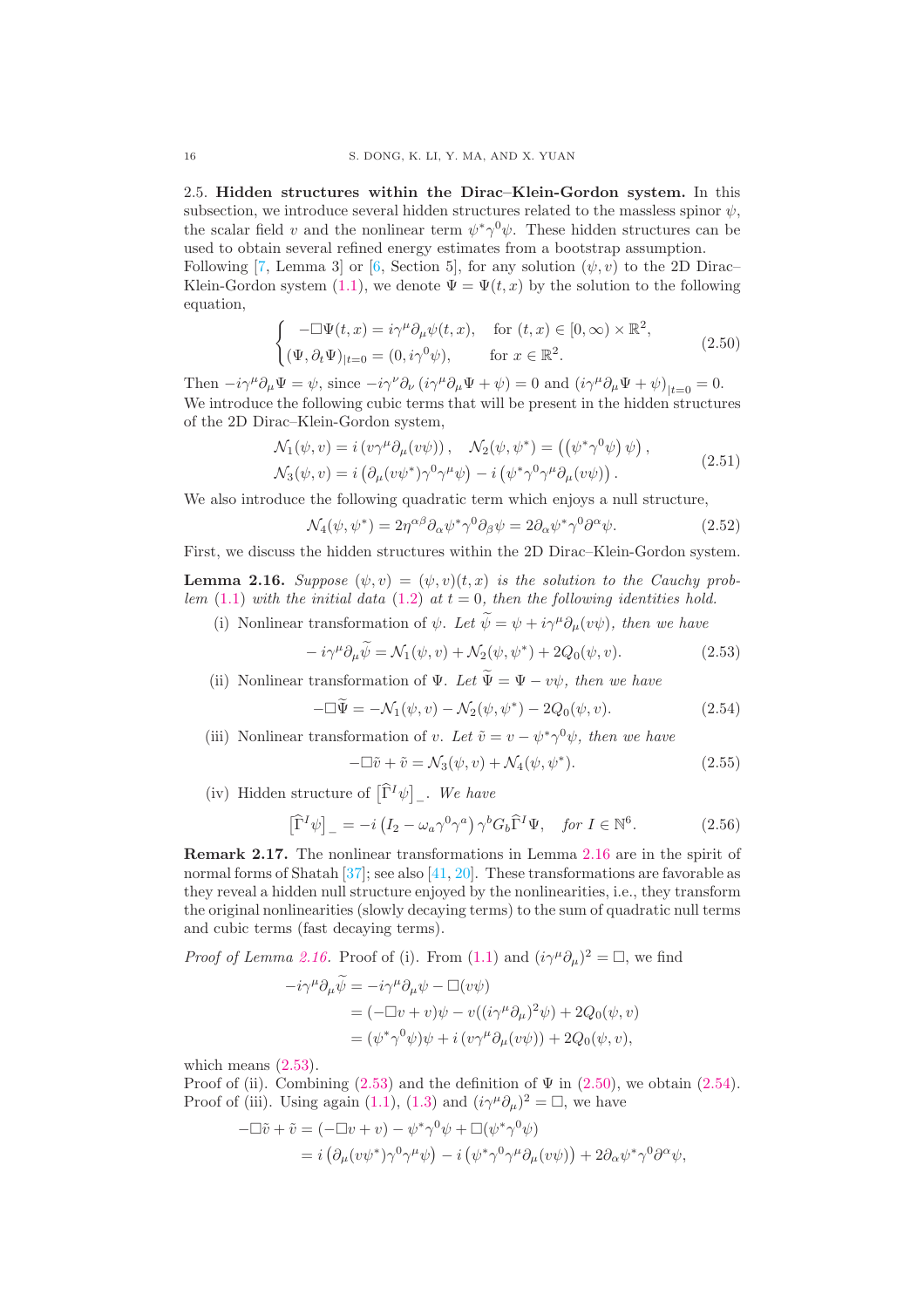**2.5. Hidden structures within the Dirac–Klein-Gordon system.** In this subsection, we introduce several hidden structures related to the massless spinor $\psi$, the scalar field $v$ and the nonlinear term $\psi^*\gamma^0\psi$. These hidden structures can be used to obtain several refined energy estimates from a bootstrap assumption.
Following [7, Lemma 3] or [6, Section 5], for any solution $(\psi, v)$ to the 2D Dirac–Klein-Gordon system (1.1), we denote $\Psi = \Psi(t,x)$ by the solution to the following equation,

$$
\begin{cases}
-\Box\Psi(t,x) = i\gamma^\mu\partial_\mu\psi(t,x), & \text{for } (t,x)\in[0,\infty)\times\mathbb{R}^2,\\
(\Psi,\partial_t\Psi)_{|t=0} = (0, i\gamma^0\psi), & \text{for } x\in\mathbb{R}^2.
\end{cases}
\tag{2.50}
$$

Then $-i\gamma^\mu\partial_\mu\Psi = \psi$, since $-i\gamma^\nu\partial_\nu\left(i\gamma^\mu\partial_\mu\Psi + \psi\right) = 0$ and $(i\gamma^\mu\partial_\mu\Psi + \psi)_{|t=0} = 0$. We introduce the following cubic terms that will be present in the hidden structures of the 2D Dirac–Klein-Gordon system,

$$
\begin{aligned}
&\mathcal{N}_1(\psi, v) = i\left(v\gamma^\mu\partial_\mu(v\psi)\right), \quad \mathcal{N}_2(\psi,\psi^*) = \left(\left(\psi^*\gamma^0\psi\right)\psi\right),\\
&\mathcal{N}_3(\psi, v) = i\left(\partial_\mu(v\psi^*)\gamma^0\gamma^\mu\psi\right) - i\left(\psi^*\gamma^0\gamma^\mu\partial_\mu(v\psi)\right).
\end{aligned}
\tag{2.51}
$$

We also introduce the following quadratic term which enjoys a null structure,

$$
\mathcal{N}_4(\psi,\psi^*) = 2\eta^{\alpha\beta}\partial_\alpha\psi^*\gamma^0\partial_\beta\psi = 2\partial_\alpha\psi^*\gamma^0\partial^\alpha\psi.
\tag{2.52}
$$

First, we discuss the hidden structures within the 2D Dirac–Klein-Gordon system.

**Lemma 2.16.** *Suppose $(\psi, v) = (\psi, v)(t,x)$ is the solution to the Cauchy problem (1.1) with the initial data (1.2) at $t = 0$, then the following identities hold.*

(i) Nonlinear transformation of $\psi$. *Let $\widetilde{\psi} = \psi + i\gamma^\mu\partial_\mu(v\psi)$, then we have*

$$
-i\gamma^\mu\partial_\mu\widetilde{\psi} = \mathcal{N}_1(\psi, v) + \mathcal{N}_2(\psi,\psi^*) + 2Q_0(\psi, v).
\tag{2.53}
$$

(ii) Nonlinear transformation of $\Psi$. *Let $\widetilde{\Psi} = \Psi - v\psi$, then we have*

$$
-\Box\widetilde{\Psi} = -\mathcal{N}_1(\psi, v) - \mathcal{N}_2(\psi,\psi^*) - 2Q_0(\psi, v).
\tag{2.54}
$$

(iii) Nonlinear transformation of $v$. *Let $\tilde{v} = v - \psi^*\gamma^0\psi$, then we have*

$$
-\Box\tilde{v} + \tilde{v} = \mathcal{N}_3(\psi, v) + \mathcal{N}_4(\psi,\psi^*).
\tag{2.55}
$$

(iv) Hidden structure of $\left[\widehat{\Gamma}^I\psi\right]_-$. *We have*

$$
\left[\widehat{\Gamma}^I\psi\right]_- = -i\left(I_2 - \omega_a\gamma^0\gamma^a\right)\gamma^b G_b\widehat{\Gamma}^I\Psi, \quad \text{for } I\in\mathbb{N}^6.
\tag{2.56}
$$

**Remark 2.17.** The nonlinear transformations in Lemma 2.16 are in the spirit of normal forms of Shatah [37]; see also [41, 20]. These transformations are favorable as they reveal a hidden null structure enjoyed by the nonlinearities, i.e., they transform the original nonlinearities (slowly decaying terms) to the sum of quadratic null terms and cubic terms (fast decaying terms).

*Proof of Lemma 2.16.* Proof of (i). From (1.1) and $(i\gamma^\mu\partial_\mu)^2 = \Box$, we find

$$
\begin{aligned}
-i\gamma^\mu\partial_\mu\widetilde{\psi} &= -i\gamma^\mu\partial_\mu\psi - \Box(v\psi)\\
&= (-\Box v + v)\psi - v((i\gamma^\mu\partial_\mu)^2\psi) + 2Q_0(\psi, v)\\
&= (\psi^*\gamma^0\psi)\psi + i\left(v\gamma^\mu\partial_\mu(v\psi)\right) + 2Q_0(\psi, v),
\end{aligned}
$$

which means (2.53).
Proof of (ii). Combining (2.53) and the definition of $\Psi$ in (2.50), we obtain (2.54).
Proof of (iii). Using again (1.1), (1.3) and $(i\gamma^\mu\partial_\mu)^2 = \Box$, we have

$$
\begin{aligned}
-\Box\tilde{v} + \tilde{v} &= (-\Box v + v) - \psi^*\gamma^0\psi + \Box(\psi^*\gamma^0\psi)\\
&= i\left(\partial_\mu(v\psi^*)\gamma^0\gamma^\mu\psi\right) - i\left(\psi^*\gamma^0\gamma^\mu\partial_\mu(v\psi)\right) + 2\partial_\alpha\psi^*\gamma^0\partial^\alpha\psi,
\end{aligned}
$$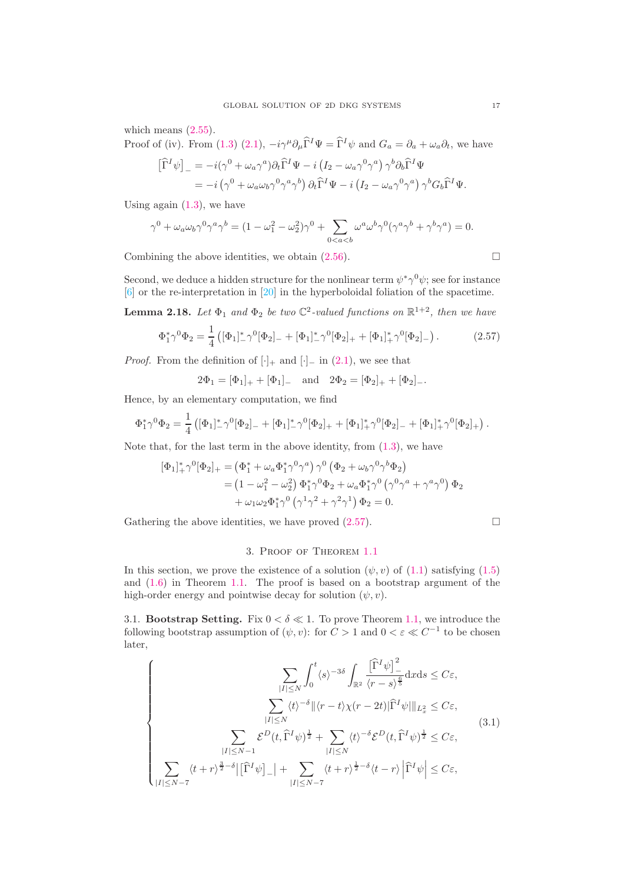which means (2.55).

Proof of (iv). From (1.3) (2.1), $-i\gamma^\mu \partial_\mu \widehat{\Gamma}^I \Psi = \widehat{\Gamma}^I \psi$ and $G_a = \partial_a + \omega_a \partial_t$, we have

$$
\begin{aligned}
\left[\widehat{\Gamma}^I \psi\right]_- &= -i(\gamma^0 + \omega_a \gamma^a)\partial_t \widehat{\Gamma}^I \Psi - i\left(I_2 - \omega_a \gamma^0 \gamma^a\right)\gamma^b \partial_b \widehat{\Gamma}^I \Psi \\
&= -i\left(\gamma^0 + \omega_a \omega_b \gamma^0 \gamma^a \gamma^b\right)\partial_t \widehat{\Gamma}^I \Psi - i\left(I_2 - \omega_a \gamma^0 \gamma^a\right)\gamma^b G_b \widehat{\Gamma}^I \Psi.
\end{aligned}
$$

Using again (1.3), we have

$$
\gamma^0 + \omega_a \omega_b \gamma^0 \gamma^a \gamma^b = (1 - \omega_1^2 - \omega_2^2)\gamma^0 + \sum_{0<a<b} \omega^a \omega^b \gamma^0 (\gamma^a \gamma^b + \gamma^b \gamma^a) = 0.
$$

Combining the above identities, we obtain (2.56). $\square$

Second, we deduce a hidden structure for the nonlinear term $\psi^* \gamma^0 \psi$; see for instance [6] or the re-interpretation in [20] in the hyperboloidal foliation of the spacetime.

**Lemma 2.18.** *Let $\Phi_1$ and $\Phi_2$ be two $\mathbb{C}^2$-valued functions on $\mathbb{R}^{1+2}$, then we have*

$$
\Phi_1^* \gamma^0 \Phi_2 = \frac{1}{4}\left([\Phi_1]_-^* \gamma^0 [\Phi_2]_- + [\Phi_1]_-^* \gamma^0 [\Phi_2]_+ + [\Phi_1]_+^* \gamma^0 [\Phi_2]_-\right). \tag{2.57}
$$

*Proof.* From the definition of $[\cdot]_+$ and $[\cdot]_-$ in (2.1), we see that

$$
2\Phi_1 = [\Phi_1]_+ + [\Phi_1]_- \quad \text{and} \quad 2\Phi_2 = [\Phi_2]_+ + [\Phi_2]_-.
$$

Hence, by an elementary computation, we find

$$
\Phi_1^* \gamma^0 \Phi_2 = \frac{1}{4}\left([\Phi_1]_-^* \gamma^0 [\Phi_2]_- + [\Phi_1]_-^* \gamma^0 [\Phi_2]_+ + [\Phi_1]_+^* \gamma^0 [\Phi_2]_- + [\Phi_1]_+^* \gamma^0 [\Phi_2]_+\right).
$$

Note that, for the last term in the above identity, from (1.3), we have

$$
\begin{aligned}
[\Phi_1]_+^* \gamma^0 [\Phi_2]_+ &= \left(\Phi_1^* + \omega_a \Phi_1^* \gamma^0 \gamma^a\right)\gamma^0\left(\Phi_2 + \omega_b \gamma^0 \gamma^b \Phi_2\right) \\
&= \left(1 - \omega_1^2 - \omega_2^2\right)\Phi_1^* \gamma^0 \Phi_2 + \omega_a \Phi_1^* \gamma^0\left(\gamma^0 \gamma^a + \gamma^a \gamma^0\right)\Phi_2 \\
&\quad + \omega_1 \omega_2 \Phi_1^* \gamma^0\left(\gamma^1 \gamma^2 + \gamma^2 \gamma^1\right)\Phi_2 = 0.
\end{aligned}
$$

Gathering the above identities, we have proved (2.57). $\square$

## 3. Proof of Theorem 1.1

In this section, we prove the existence of a solution $(\psi, v)$ of (1.1) satisfying (1.5) and (1.6) in Theorem 1.1. The proof is based on a bootstrap argument of the high-order energy and pointwise decay for solution $(\psi, v)$.

3.1. **Bootstrap Setting.** Fix $0 < \delta \ll 1$. To prove Theorem 1.1, we introduce the following bootstrap assumption of $(\psi, v)$: for $C > 1$ and $0 < \varepsilon \ll C^{-1}$ to be chosen later,

$$
\left\{
\begin{aligned}
\sum_{|I|\le N} \int_0^t \langle s\rangle^{-3\delta} \int_{\mathbb{R}^2} \frac{\left[\widehat{\Gamma}^I \psi\right]_-^2}{\langle r-s\rangle^{\frac{6}{5}}} \mathrm{d}x\mathrm{d}s &\le C\varepsilon, \\
\sum_{|I|\le N} \langle t\rangle^{-\delta} \|\langle r-t\rangle \chi(r-2t) |\widehat{\Gamma}^I \psi| \|_{L_x^2} &\le C\varepsilon, \\
\sum_{|I|\le N-1} \mathcal{E}^D(t, \widehat{\Gamma}^I \psi)^{\frac{1}{2}} + \sum_{|I|\le N} \langle t\rangle^{-\delta} \mathcal{E}^D(t, \widehat{\Gamma}^I \psi)^{\frac{1}{2}} &\le C\varepsilon, \\
\sum_{|I|\le N-7} \langle t+r\rangle^{\frac{3}{2}-\delta} \left|\left[\widehat{\Gamma}^I \psi\right]_-\right| + \sum_{|I|\le N-7} \langle t+r\rangle^{\frac{1}{2}-\delta} \langle t-r\rangle \left|\widehat{\Gamma}^I \psi\right| &\le C\varepsilon,
\end{aligned}
\right. \tag{3.1}
$$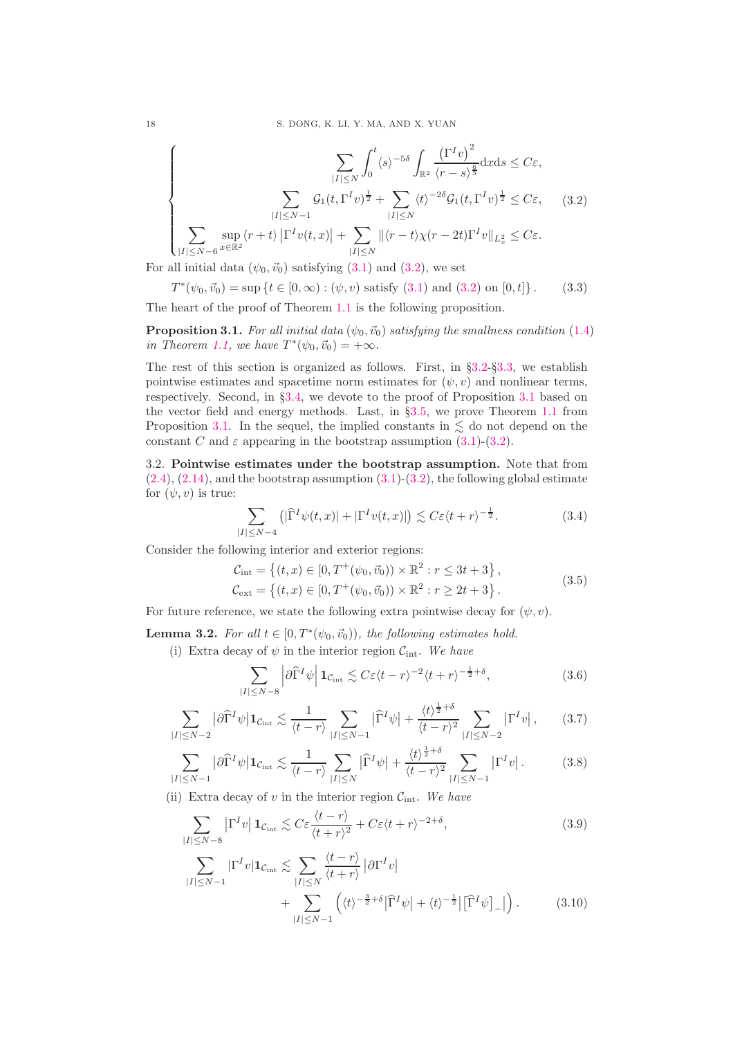$$
\begin{cases}
\displaystyle\sum_{|I|\le N}\int_0^t \langle s\rangle^{-5\delta}\int_{\mathbb{R}^2}\frac{\left(\Gamma^I v\right)^2}{\langle r-s\rangle^{\frac{6}{5}}}\mathrm{d}x\mathrm{d}s \le C\varepsilon,\\
\displaystyle\sum_{|I|\le N-1}\mathcal{G}_1(t,\Gamma^I v)^{\frac12}+\sum_{|I|\le N}\langle t\rangle^{-2\delta}\mathcal{G}_1(t,\Gamma^I v)^{\frac12}\le C\varepsilon,\\
\displaystyle\sum_{|I|\le N-6}\sup_{x\in\mathbb{R}^2}\langle r+t\rangle\left|\Gamma^I v(t,x)\right|+\sum_{|I|\le N}\|\langle r-t\rangle\chi(r-2t)\Gamma^I v\|_{L^2_x}\le C\varepsilon.
\end{cases}
\tag{3.2}
$$

For all initial data $(\psi_0,\vec{v}_0)$ satisfying (3.1) and (3.2), we set

$$
T^*(\psi_0,\vec{v}_0)=\sup\left\{t\in[0,\infty):(\psi,v)\text{ satisfy (3.1) and (3.2) on }[0,t]\right\}. \tag{3.3}
$$

The heart of the proof of Theorem 1.1 is the following proposition.

**Proposition 3.1.** *For all initial data $(\psi_0,\vec{v}_0)$ satisfying the smallness condition (1.4) in Theorem 1.1, we have $T^*(\psi_0,\vec{v}_0)=+\infty$.*

The rest of this section is organized as follows. First, in §3.2-§3.3, we establish pointwise estimates and spacetime norm estimates for $(\psi,v)$ and nonlinear terms, respectively. Second, in §3.4, we devote to the proof of Proposition 3.1 based on the vector field and energy methods. Last, in §3.5, we prove Theorem 1.1 from Proposition 3.1. In the sequel, the implied constants in $\lesssim$ do not depend on the constant $C$ and $\varepsilon$ appearing in the bootstrap assumption (3.1)-(3.2).

3.2. **Pointwise estimates under the bootstrap assumption.** Note that from (2.4), (2.14), and the bootstrap assumption (3.1)-(3.2), the following global estimate for $(\psi,v)$ is true:

$$
\sum_{|I|\le N-4}\left(|\widehat{\Gamma}^I\psi(t,x)|+|\Gamma^I v(t,x)|\right)\lesssim C\varepsilon\langle t+r\rangle^{-\frac12}. \tag{3.4}
$$

Consider the following interior and exterior regions:

$$
\begin{aligned}
\mathcal{C}_{\text{int}}&=\left\{(t,x)\in[0,T^+(\psi_0,\vec{v}_0))\times\mathbb{R}^2: r\le 3t+3\right\},\\
\mathcal{C}_{\text{ext}}&=\left\{(t,x)\in[0,T^+(\psi_0,\vec{v}_0))\times\mathbb{R}^2: r\ge 2t+3\right\}.
\end{aligned}
\tag{3.5}
$$

For future reference, we state the following extra pointwise decay for $(\psi,v)$.

**Lemma 3.2.** *For all $t\in[0,T^*(\psi_0,\vec{v}_0))$, the following estimates hold.*

(i) Extra decay of $\psi$ in the interior region $\mathcal{C}_{\text{int}}$. *We have*

$$
\sum_{|I|\le N-8}\left|\partial\widehat{\Gamma}^I\psi\right|\mathbf{1}_{\mathcal{C}_{\text{int}}}\lesssim C\varepsilon\langle t-r\rangle^{-2}\langle t+r\rangle^{-\frac12+\delta}, \tag{3.6}
$$

$$
\sum_{|I|\le N-2}\left|\partial\widehat{\Gamma}^I\psi\right|\mathbf{1}_{\mathcal{C}_{\text{int}}}\lesssim\frac{1}{\langle t-r\rangle}\sum_{|I|\le N-1}\left|\widehat{\Gamma}^I\psi\right|+\frac{\langle t\rangle^{\frac12+\delta}}{\langle t-r\rangle^2}\sum_{|I|\le N-2}\left|\Gamma^I v\right|, \tag{3.7}
$$

$$
\sum_{|I|\le N-1}\left|\partial\widehat{\Gamma}^I\psi\right|\mathbf{1}_{\mathcal{C}_{\text{int}}}\lesssim\frac{1}{\langle t-r\rangle}\sum_{|I|\le N}\left|\widehat{\Gamma}^I\psi\right|+\frac{\langle t\rangle^{\frac12+\delta}}{\langle t-r\rangle^2}\sum_{|I|\le N-1}\left|\Gamma^I v\right|. \tag{3.8}
$$

(ii) Extra decay of $v$ in the interior region $\mathcal{C}_{\text{int}}$. *We have*

$$
\sum_{|I|\le N-8}\left|\Gamma^I v\right|\mathbf{1}_{\mathcal{C}_{\text{int}}}\lesssim C\varepsilon\frac{\langle t-r\rangle}{\langle t+r\rangle^2}+C\varepsilon\langle t+r\rangle^{-2+\delta}, \tag{3.9}
$$

$$
\sum_{|I|\le N-1}|\Gamma^I v|\mathbf{1}_{\mathcal{C}_{\text{int}}}\lesssim\sum_{|I|\le N}\frac{\langle t-r\rangle}{\langle t+r\rangle}\left|\partial\Gamma^I v\right|
+\sum_{|I|\le N-1}\left(\langle t\rangle^{-\frac32+\delta}\left|\widehat{\Gamma}^I\psi\right|+\langle t\rangle^{-\frac12}\left|\left[\widehat{\Gamma}^I\psi\right]_-\right|\right). \tag{3.10}
$$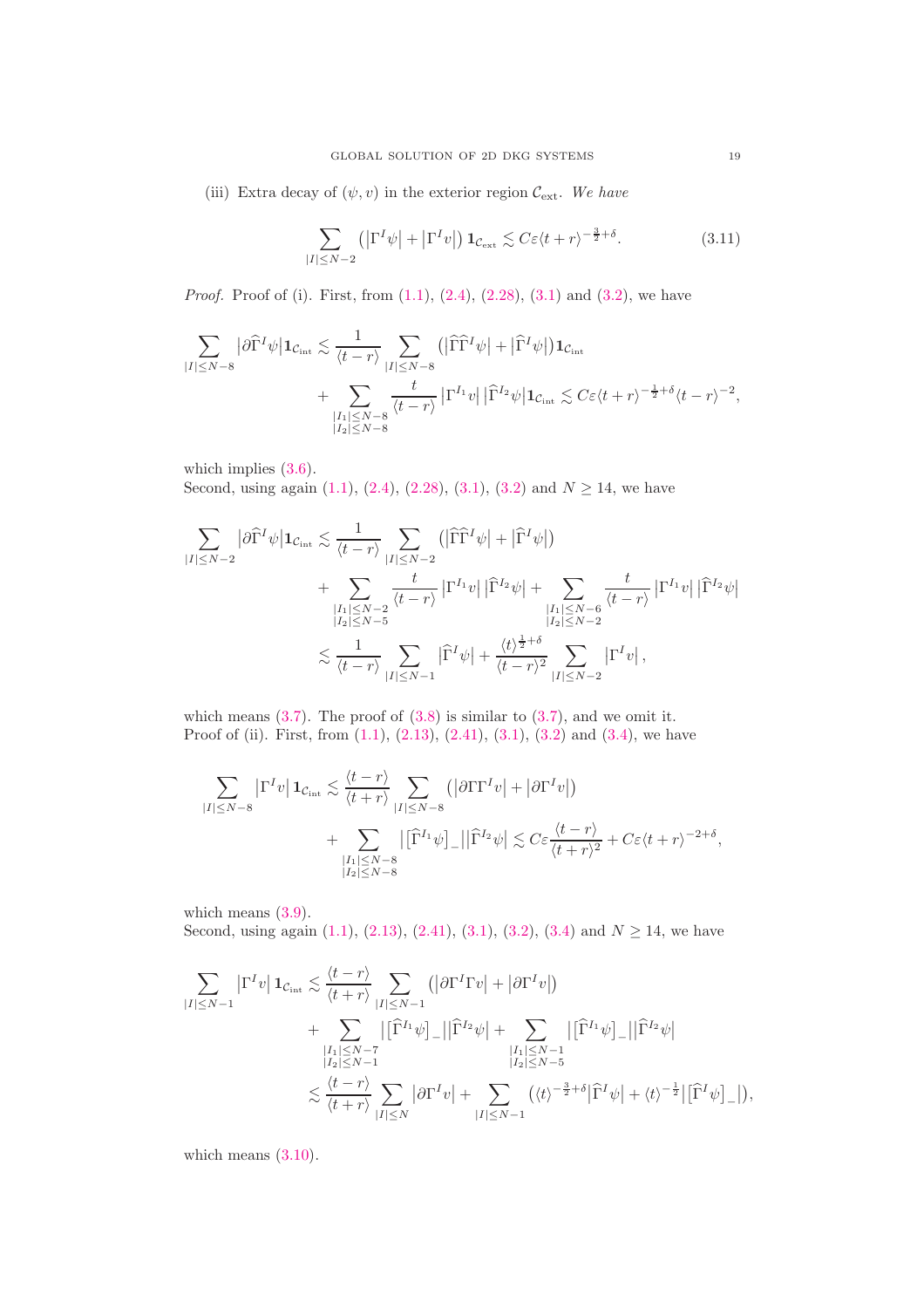(iii) Extra decay of $(\psi, v)$ in the exterior region $\mathcal{C}_{\mathrm{ext}}$. *We have*

$$\sum_{|I|\le N-2} \left(\left|\Gamma^I \psi\right| + \left|\Gamma^I v\right|\right) \mathbf{1}_{\mathcal{C}_{\mathrm{ext}}} \lesssim C\varepsilon \langle t+r\rangle^{-\frac{3}{2}+\delta}. \tag{3.11}$$

*Proof.* Proof of (i). First, from (1.1), (2.4), (2.28), (3.1) and (3.2), we have

$$\begin{aligned}
\sum_{|I|\le N-8} \left|\partial \widehat{\Gamma}^I \psi\right| \mathbf{1}_{\mathcal{C}_{\mathrm{int}}} \lesssim{}& \frac{1}{\langle t-r\rangle} \sum_{|I|\le N-8} \left(\left|\widehat{\Gamma}\widehat{\Gamma}^I \psi\right| + \left|\widehat{\Gamma}^I \psi\right|\right) \mathbf{1}_{\mathcal{C}_{\mathrm{int}}} \\
&+ \sum_{\substack{|I_1|\le N-8 \\ |I_2|\le N-8}} \frac{t}{\langle t-r\rangle} \left|\Gamma^{I_1} v\right| \left|\widehat{\Gamma}^{I_2} \psi\right| \mathbf{1}_{\mathcal{C}_{\mathrm{int}}} \lesssim C\varepsilon \langle t+r\rangle^{-\frac{1}{2}+\delta} \langle t-r\rangle^{-2},
\end{aligned}$$

which implies (3.6).
Second, using again (1.1), (2.4), (2.28), (3.1), (3.2) and $N \ge 14$, we have

$$\begin{aligned}
\sum_{|I|\le N-2} \left|\partial \widehat{\Gamma}^I \psi\right| \mathbf{1}_{\mathcal{C}_{\mathrm{int}}} \lesssim{}& \frac{1}{\langle t-r\rangle} \sum_{|I|\le N-2} \left(\left|\widehat{\Gamma}\widehat{\Gamma}^I \psi\right| + \left|\widehat{\Gamma}^I \psi\right|\right) \\
&+ \sum_{\substack{|I_1|\le N-2 \\ |I_2|\le N-5}} \frac{t}{\langle t-r\rangle} \left|\Gamma^{I_1} v\right| \left|\widehat{\Gamma}^{I_2} \psi\right| + \sum_{\substack{|I_1|\le N-6 \\ |I_2|\le N-2}} \frac{t}{\langle t-r\rangle} \left|\Gamma^{I_1} v\right| \left|\widehat{\Gamma}^{I_2} \psi\right| \\
\lesssim{}& \frac{1}{\langle t-r\rangle} \sum_{|I|\le N-1} \left|\widehat{\Gamma}^I \psi\right| + \frac{\langle t\rangle^{\frac{1}{2}+\delta}}{\langle t-r\rangle^2} \sum_{|I|\le N-2} \left|\Gamma^I v\right|,
\end{aligned}$$

which means (3.7). The proof of (3.8) is similar to (3.7), and we omit it.
Proof of (ii). First, from (1.1), (2.13), (2.41), (3.1), (3.2) and (3.4), we have

$$\begin{aligned}
\sum_{|I|\le N-8} \left|\Gamma^I v\right| \mathbf{1}_{\mathcal{C}_{\mathrm{int}}} \lesssim{}& \frac{\langle t-r\rangle}{\langle t+r\rangle} \sum_{|I|\le N-8} \left(\left|\partial \Gamma \Gamma^I v\right| + \left|\partial \Gamma^I v\right|\right) \\
&+ \sum_{\substack{|I_1|\le N-8 \\ |I_2|\le N-8}} \left|\left[\widehat{\Gamma}^{I_1} \psi\right]_-\right| \left|\widehat{\Gamma}^{I_2} \psi\right| \lesssim C\varepsilon \frac{\langle t-r\rangle}{\langle t+r\rangle^2} + C\varepsilon \langle t+r\rangle^{-2+\delta},
\end{aligned}$$

which means (3.9).
Second, using again (1.1), (2.13), (2.41), (3.1), (3.2), (3.4) and $N \ge 14$, we have

$$\begin{aligned}
\sum_{|I|\le N-1} \left|\Gamma^I v\right| \mathbf{1}_{\mathcal{C}_{\mathrm{int}}} \lesssim{}& \frac{\langle t-r\rangle}{\langle t+r\rangle} \sum_{|I|\le N-1} \left(\left|\partial \Gamma^I \Gamma v\right| + \left|\partial \Gamma^I v\right|\right) \\
&+ \sum_{\substack{|I_1|\le N-7 \\ |I_2|\le N-1}} \left|\left[\widehat{\Gamma}^{I_1} \psi\right]_-\right| \left|\widehat{\Gamma}^{I_2} \psi\right| + \sum_{\substack{|I_1|\le N-1 \\ |I_2|\le N-5}} \left|\left[\widehat{\Gamma}^{I_1} \psi\right]_-\right| \left|\widehat{\Gamma}^{I_2} \psi\right| \\
\lesssim{}& \frac{\langle t-r\rangle}{\langle t+r\rangle} \sum_{|I|\le N} \left|\partial \Gamma^I v\right| + \sum_{|I|\le N-1} \left(\langle t\rangle^{-\frac{3}{2}+\delta} \left|\widehat{\Gamma}^I \psi\right| + \langle t\rangle^{-\frac{1}{2}} \left|\left[\widehat{\Gamma}^I \psi\right]_-\right|\right),
\end{aligned}$$

which means (3.10).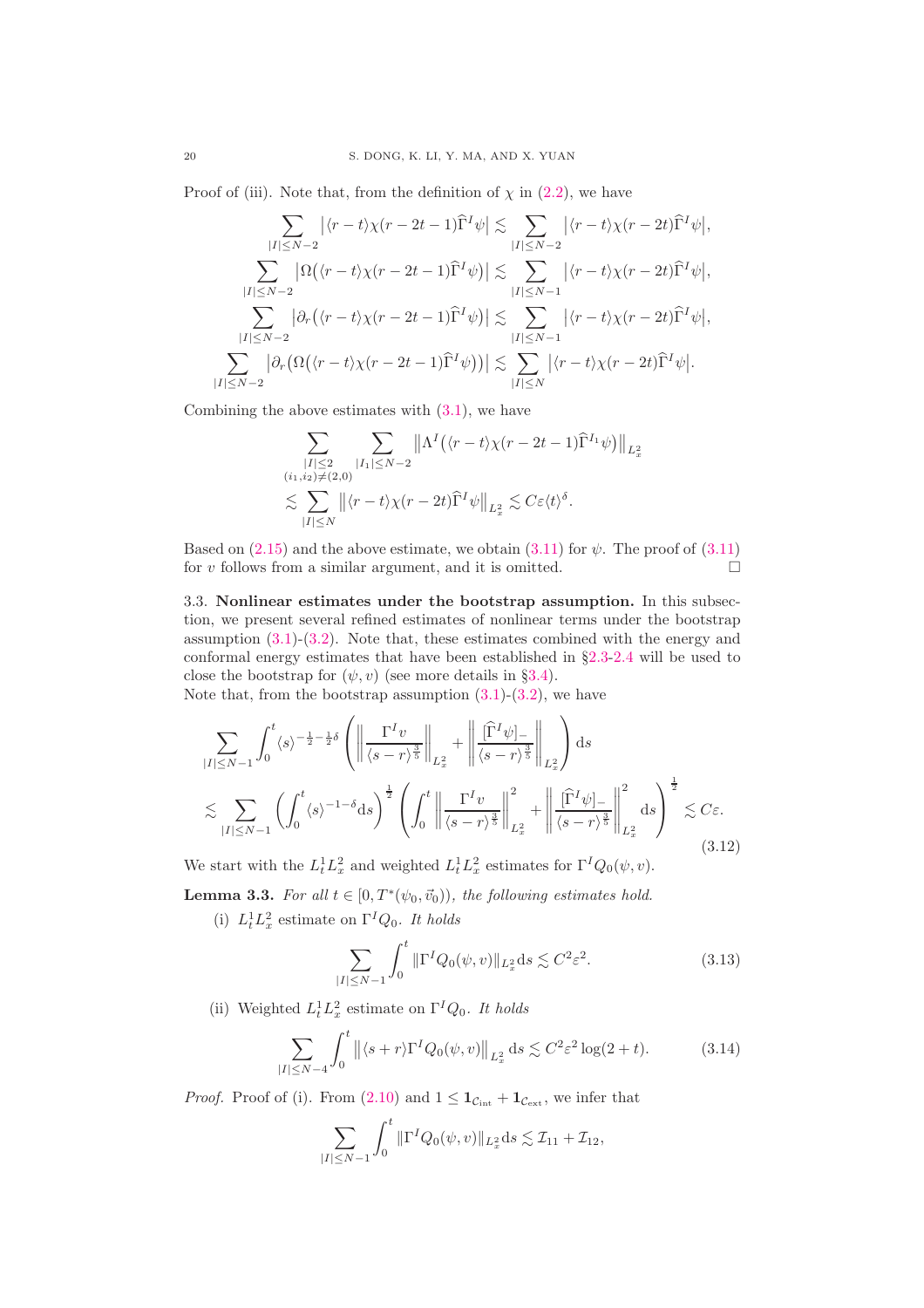Proof of (iii). Note that, from the definition of $\chi$ in (2.2), we have

$$\sum_{|I|\le N-2} \big|\langle r-t\rangle \chi(r-2t-1)\widehat{\Gamma}^I \psi\big| \lesssim \sum_{|I|\le N-2} \big|\langle r-t\rangle \chi(r-2t)\widehat{\Gamma}^I \psi\big|,$$

$$\sum_{|I|\le N-2} \big|\Omega\big(\langle r-t\rangle \chi(r-2t-1)\widehat{\Gamma}^I \psi\big)\big| \lesssim \sum_{|I|\le N-1} \big|\langle r-t\rangle \chi(r-2t)\widehat{\Gamma}^I \psi\big|,$$

$$\sum_{|I|\le N-2} \big|\partial_r\big(\langle r-t\rangle \chi(r-2t-1)\widehat{\Gamma}^I \psi\big)\big| \lesssim \sum_{|I|\le N-1} \big|\langle r-t\rangle \chi(r-2t)\widehat{\Gamma}^I \psi\big|,$$

$$\sum_{|I|\le N-2} \big|\partial_r\big(\Omega\big(\langle r-t\rangle \chi(r-2t-1)\widehat{\Gamma}^I \psi\big)\big)\big| \lesssim \sum_{|I|\le N} \big|\langle r-t\rangle \chi(r-2t)\widehat{\Gamma}^I \psi\big|.$$

Combining the above estimates with (3.1), we have

$$\begin{aligned}
&\sum_{\substack{|I|\le 2\\ (i_1,i_2)\neq(2,0)}} \sum_{|I_1|\le N-2} \big\|\Lambda^I\big(\langle r-t\rangle \chi(r-2t-1)\widehat{\Gamma}^{I_1}\psi\big)\big\|_{L^2_x}\\
&\lesssim \sum_{|I|\le N} \big\|\langle r-t\rangle \chi(r-2t)\widehat{\Gamma}^I\psi\big\|_{L^2_x} \lesssim C\varepsilon \langle t\rangle^{\delta}.
\end{aligned}$$

Based on (2.15) and the above estimate, we obtain (3.11) for $\psi$. The proof of (3.11) for $v$ follows from a similar argument, and it is omitted. □

3.3. **Nonlinear estimates under the bootstrap assumption.** In this subsection, we present several refined estimates of nonlinear terms under the bootstrap assumption (3.1)-(3.2). Note that, these estimates combined with the energy and conformal energy estimates that have been established in §2.3-2.4 will be used to close the bootstrap for $(\psi, v)$ (see more details in §3.4).

Note that, from the bootstrap assumption (3.1)-(3.2), we have

$$\begin{aligned}
&\sum_{|I|\le N-1} \int_0^t \langle s\rangle^{-\frac12-\frac12\delta} \left( \left\| \frac{\Gamma^I v}{\langle s-r\rangle^{\frac35}}\right\|_{L^2_x} + \left\| \frac{[\widehat{\Gamma}^I\psi]_-}{\langle s-r\rangle^{\frac35}}\right\|_{L^2_x}\right) \mathrm{d}s\\
&\lesssim \sum_{|I|\le N-1} \left(\int_0^t \langle s\rangle^{-1-\delta}\mathrm{d}s\right)^{\frac12} \left(\int_0^t \left\| \frac{\Gamma^I v}{\langle s-r\rangle^{\frac35}}\right\|^2_{L^2_x} + \left\| \frac{[\widehat{\Gamma}^I\psi]_-}{\langle s-r\rangle^{\frac35}}\right\|^2_{L^2_x} \mathrm{d}s\right)^{\frac12} \lesssim C\varepsilon.
\end{aligned} \tag{3.12}$$

We start with the $L^1_tL^2_x$ and weighted $L^1_tL^2_x$ estimates for $\Gamma^I Q_0(\psi, v)$.

**Lemma 3.3.** *For all $t \in [0, T^*(\psi_0, \vec{v}_0))$, the following estimates hold.*

(i) $L^1_tL^2_x$ *estimate on $\Gamma^I Q_0$. It holds*

$$\sum_{|I|\le N-1} \int_0^t \|\Gamma^I Q_0(\psi, v)\|_{L^2_x} \mathrm{d}s \lesssim C^2\varepsilon^2. \tag{3.13}$$

(ii) *Weighted $L^1_tL^2_x$ estimate on $\Gamma^I Q_0$. It holds*

$$\sum_{|I|\le N-4} \int_0^t \big\|\langle s+r\rangle \Gamma^I Q_0(\psi, v)\big\|_{L^2_x} \mathrm{d}s \lesssim C^2\varepsilon^2 \log(2+t). \tag{3.14}$$

*Proof.* Proof of (i). From (2.10) and $1 \le \mathbf{1}_{\mathcal{C}_{\rm int}} + \mathbf{1}_{\mathcal{C}_{\rm ext}}$, we infer that

$$\sum_{|I|\le N-1} \int_0^t \|\Gamma^I Q_0(\psi, v)\|_{L^2_x} \mathrm{d}s \lesssim \mathcal{I}_{11} + \mathcal{I}_{12},$$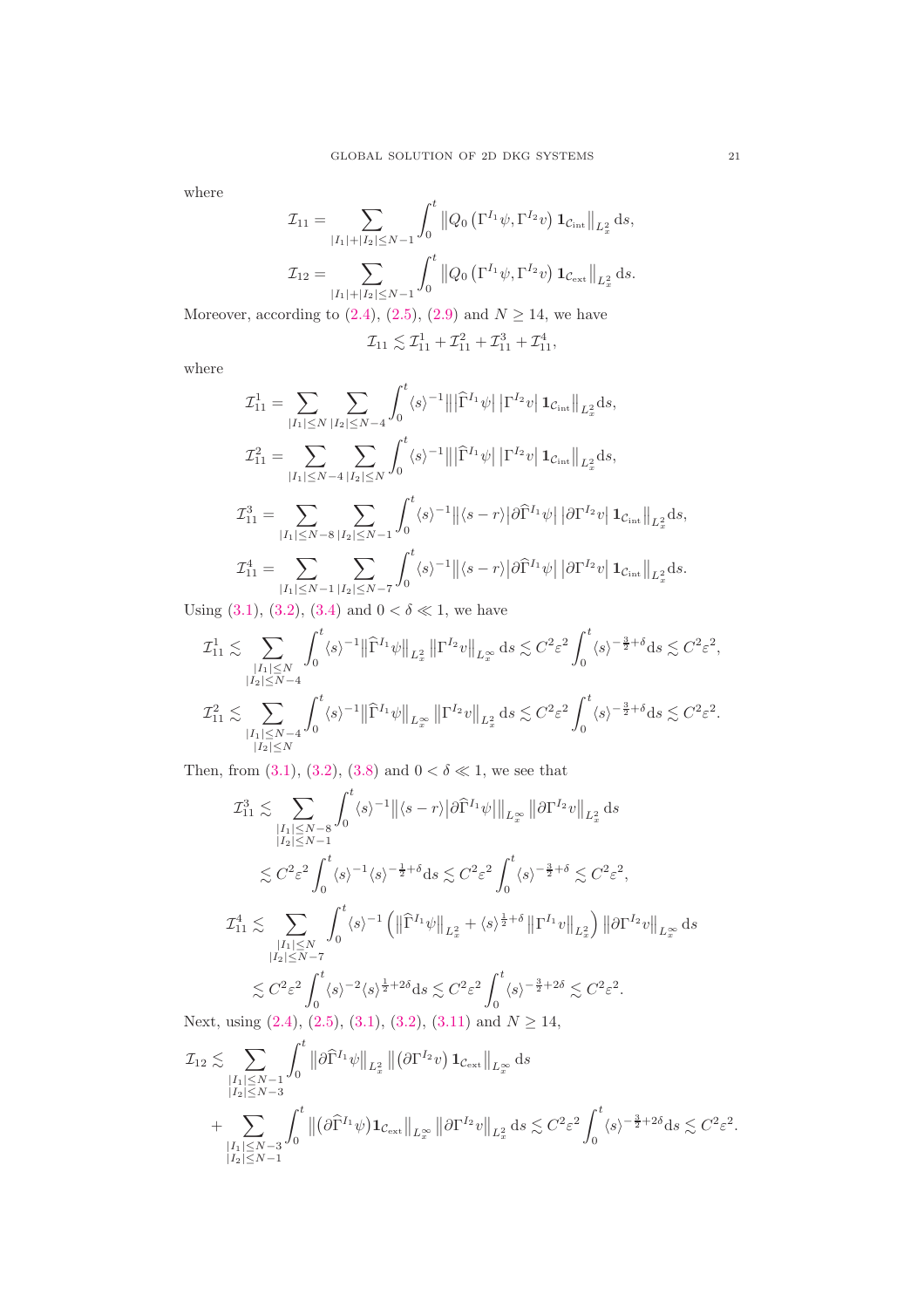where

$$\mathcal{I}_{11} = \sum_{|I_1|+|I_2|\le N-1} \int_0^t \left\| Q_0\left(\Gamma^{I_1}\psi, \Gamma^{I_2} v\right) \mathbf{1}_{\mathcal{C}_{\text{int}}} \right\|_{L_x^2} \mathrm{d}s,$$

$$\mathcal{I}_{12} = \sum_{|I_1|+|I_2|\le N-1} \int_0^t \left\| Q_0\left(\Gamma^{I_1}\psi, \Gamma^{I_2} v\right) \mathbf{1}_{\mathcal{C}_{\text{ext}}} \right\|_{L_x^2} \mathrm{d}s.$$

Moreover, according to (2.4), (2.5), (2.9) and $N \ge 14$, we have

$$\mathcal{I}_{11} \lesssim \mathcal{I}_{11}^1 + \mathcal{I}_{11}^2 + \mathcal{I}_{11}^3 + \mathcal{I}_{11}^4,$$

where

$$\mathcal{I}_{11}^1 = \sum_{|I_1|\le N} \sum_{|I_2|\le N-4} \int_0^t \langle s\rangle^{-1} \left\| \left|\widehat{\Gamma}^{I_1}\psi\right| \left|\Gamma^{I_2} v\right| \mathbf{1}_{\mathcal{C}_{\text{int}}} \right\|_{L_x^2} \mathrm{d}s,$$

$$\mathcal{I}_{11}^2 = \sum_{|I_1|\le N-4} \sum_{|I_2|\le N} \int_0^t \langle s\rangle^{-1} \left\| \left|\widehat{\Gamma}^{I_1}\psi\right| \left|\Gamma^{I_2} v\right| \mathbf{1}_{\mathcal{C}_{\text{int}}} \right\|_{L_x^2} \mathrm{d}s,$$

$$\mathcal{I}_{11}^3 = \sum_{|I_1|\le N-8} \sum_{|I_2|\le N-1} \int_0^t \langle s\rangle^{-1} \left\| \langle s-r\rangle \left|\partial\widehat{\Gamma}^{I_1}\psi\right| \left|\partial\Gamma^{I_2} v\right| \mathbf{1}_{\mathcal{C}_{\text{int}}} \right\|_{L_x^2} \mathrm{d}s,$$

$$\mathcal{I}_{11}^4 = \sum_{|I_1|\le N-1} \sum_{|I_2|\le N-7} \int_0^t \langle s\rangle^{-1} \left\| \langle s-r\rangle \left|\partial\widehat{\Gamma}^{I_1}\psi\right| \left|\partial\Gamma^{I_2} v\right| \mathbf{1}_{\mathcal{C}_{\text{int}}} \right\|_{L_x^2} \mathrm{d}s.$$

Using (3.1), (3.2), (3.4) and $0 < \delta \ll 1$, we have

$$\mathcal{I}_{11}^1 \lesssim \sum_{\substack{|I_1|\le N\\ |I_2|\le N-4}} \int_0^t \langle s\rangle^{-1} \left\|\widehat{\Gamma}^{I_1}\psi\right\|_{L_x^2} \left\|\Gamma^{I_2} v\right\|_{L_x^\infty} \mathrm{d}s \lesssim C^2\varepsilon^2 \int_0^t \langle s\rangle^{-\frac{3}{2}+\delta} \mathrm{d}s \lesssim C^2\varepsilon^2,$$

$$\mathcal{I}_{11}^2 \lesssim \sum_{\substack{|I_1|\le N-4\\ |I_2|\le N}} \int_0^t \langle s\rangle^{-1} \left\|\widehat{\Gamma}^{I_1}\psi\right\|_{L_x^\infty} \left\|\Gamma^{I_2} v\right\|_{L_x^2} \mathrm{d}s \lesssim C^2\varepsilon^2 \int_0^t \langle s\rangle^{-\frac{3}{2}+\delta} \mathrm{d}s \lesssim C^2\varepsilon^2.$$

Then, from (3.1), (3.2), (3.8) and $0 < \delta \ll 1$, we see that

$$\begin{aligned}
\mathcal{I}_{11}^3 &\lesssim \sum_{\substack{|I_1|\le N-8\\ |I_2|\le N-1}} \int_0^t \langle s\rangle^{-1} \left\| \langle s-r\rangle \left|\partial\widehat{\Gamma}^{I_1}\psi\right| \right\|_{L_x^\infty} \left\|\partial\Gamma^{I_2} v\right\|_{L_x^2} \mathrm{d}s \\
&\lesssim C^2\varepsilon^2 \int_0^t \langle s\rangle^{-1} \langle s\rangle^{-\frac{1}{2}+\delta} \mathrm{d}s \lesssim C^2\varepsilon^2 \int_0^t \langle s\rangle^{-\frac{3}{2}+\delta} \lesssim C^2\varepsilon^2,\\
\mathcal{I}_{11}^4 &\lesssim \sum_{\substack{|I_1|\le N\\ |I_2|\le N-7}} \int_0^t \langle s\rangle^{-1} \left( \left\|\widehat{\Gamma}^{I_1}\psi\right\|_{L_x^2} + \langle s\rangle^{\frac{1}{2}+\delta} \left\|\Gamma^{I_1} v\right\|_{L_x^2} \right) \left\|\partial\Gamma^{I_2} v\right\|_{L_x^\infty} \mathrm{d}s \\
&\lesssim C^2\varepsilon^2 \int_0^t \langle s\rangle^{-2} \langle s\rangle^{\frac{1}{2}+2\delta} \mathrm{d}s \lesssim C^2\varepsilon^2 \int_0^t \langle s\rangle^{-\frac{3}{2}+2\delta} \lesssim C^2\varepsilon^2.
\end{aligned}$$

Next, using (2.4), (2.5), (3.1), (3.2), (3.11) and $N \ge 14$,

$$\begin{aligned}
\mathcal{I}_{12} &\lesssim \sum_{\substack{|I_1|\le N-1\\ |I_2|\le N-3}} \int_0^t \left\|\partial\widehat{\Gamma}^{I_1}\psi\right\|_{L_x^2} \left\| \left(\partial\Gamma^{I_2} v\right) \mathbf{1}_{\mathcal{C}_{\text{ext}}} \right\|_{L_x^\infty} \mathrm{d}s \\
&+ \sum_{\substack{|I_1|\le N-3\\ |I_2|\le N-1}} \int_0^t \left\| \left(\partial\widehat{\Gamma}^{I_1}\psi\right) \mathbf{1}_{\mathcal{C}_{\text{ext}}} \right\|_{L_x^\infty} \left\|\partial\Gamma^{I_2} v\right\|_{L_x^2} \mathrm{d}s \lesssim C^2\varepsilon^2 \int_0^t \langle s\rangle^{-\frac{3}{2}+2\delta} \mathrm{d}s \lesssim C^2\varepsilon^2.
\end{aligned}$$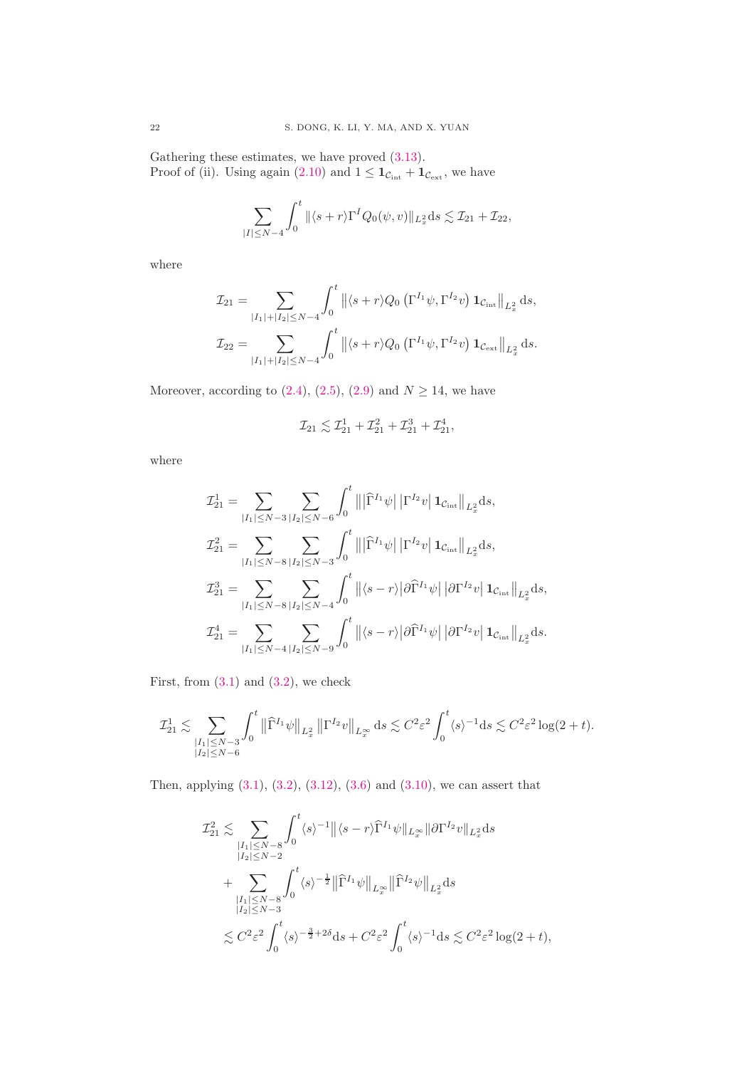Gathering these estimates, we have proved (3.13).

Proof of (ii). Using again (2.10) and $1 \leq \mathbf{1}_{\mathcal{C}_{\rm int}} + \mathbf{1}_{\mathcal{C}_{\rm ext}}$, we have

$$
\sum_{|I|\leq N-4} \int_0^t \|\langle s+r\rangle \Gamma^I Q_0(\psi, v)\|_{L^2_x} {\rm d}s \lesssim \mathcal{I}_{21} + \mathcal{I}_{22},
$$

where

$$
\mathcal{I}_{21} = \sum_{|I_1|+|I_2|\leq N-4} \int_0^t \left\| \langle s+r\rangle Q_0\left(\Gamma^{I_1}\psi, \Gamma^{I_2} v\right) \mathbf{1}_{\mathcal{C}_{\rm int}} \right\|_{L^2_x} {\rm d}s,
$$

$$
\mathcal{I}_{22} = \sum_{|I_1|+|I_2|\leq N-4} \int_0^t \left\| \langle s+r\rangle Q_0\left(\Gamma^{I_1}\psi, \Gamma^{I_2} v\right) \mathbf{1}_{\mathcal{C}_{\rm ext}} \right\|_{L^2_x} {\rm d}s.
$$

Moreover, according to (2.4), (2.5), (2.9) and $N \geq 14$, we have

$$
\mathcal{I}_{21} \lesssim \mathcal{I}_{21}^1 + \mathcal{I}_{21}^2 + \mathcal{I}_{21}^3 + \mathcal{I}_{21}^4,
$$

where

$$
\mathcal{I}_{21}^1 = \sum_{|I_1|\leq N-3} \sum_{|I_2|\leq N-6} \int_0^t \left\| \left|\widehat{\Gamma}^{I_1}\psi\right| \left|\Gamma^{I_2} v\right| \mathbf{1}_{\mathcal{C}_{\rm int}} \right\|_{L^2_x} {\rm d}s,
$$

$$
\mathcal{I}_{21}^2 = \sum_{|I_1|\leq N-8} \sum_{|I_2|\leq N-3} \int_0^t \left\| \left|\widehat{\Gamma}^{I_1}\psi\right| \left|\Gamma^{I_2} v\right| \mathbf{1}_{\mathcal{C}_{\rm int}} \right\|_{L^2_x} {\rm d}s,
$$

$$
\mathcal{I}_{21}^3 = \sum_{|I_1|\leq N-8} \sum_{|I_2|\leq N-4} \int_0^t \left\| \langle s-r\rangle \left|\partial\widehat{\Gamma}^{I_1}\psi\right| \left|\partial\Gamma^{I_2} v\right| \mathbf{1}_{\mathcal{C}_{\rm int}} \right\|_{L^2_x} {\rm d}s,
$$

$$
\mathcal{I}_{21}^4 = \sum_{|I_1|\leq N-4} \sum_{|I_2|\leq N-9} \int_0^t \left\| \langle s-r\rangle \left|\partial\widehat{\Gamma}^{I_1}\psi\right| \left|\partial\Gamma^{I_2} v\right| \mathbf{1}_{\mathcal{C}_{\rm int}} \right\|_{L^2_x} {\rm d}s.
$$

First, from (3.1) and (3.2), we check

$$
\mathcal{I}_{21}^1 \lesssim \sum_{\substack{|I_1|\leq N-3\\ |I_2|\leq N-6}} \int_0^t \left\|\widehat{\Gamma}^{I_1}\psi\right\|_{L^2_x} \left\|\Gamma^{I_2} v\right\|_{L^\infty_x} {\rm d}s \lesssim C^2\varepsilon^2 \int_0^t \langle s\rangle^{-1} {\rm d}s \lesssim C^2\varepsilon^2 \log(2+t).
$$

Then, applying (3.1), (3.2), (3.12), (3.6) and (3.10), we can assert that

$$
\begin{aligned}
\mathcal{I}_{21}^2 \lesssim & \sum_{\substack{|I_1|\leq N-8\\ |I_2|\leq N-2}} \int_0^t \langle s\rangle^{-1} \left\|\langle s-r\rangle \widehat{\Gamma}^{I_1}\psi\right\|_{L^\infty_x} \left\|\partial\Gamma^{I_2} v\right\|_{L^2_x} {\rm d}s \\
& + \sum_{\substack{|I_1|\leq N-8\\ |I_2|\leq N-3}} \int_0^t \langle s\rangle^{-\frac{1}{2}} \left\|\widehat{\Gamma}^{I_1}\psi\right\|_{L^\infty_x} \left\|\widehat{\Gamma}^{I_2}\psi\right\|_{L^2_x} {\rm d}s \\
\lesssim & \; C^2\varepsilon^2 \int_0^t \langle s\rangle^{-\frac{3}{2}+2\delta} {\rm d}s + C^2\varepsilon^2 \int_0^t \langle s\rangle^{-1} {\rm d}s \lesssim C^2\varepsilon^2 \log(2+t),
\end{aligned}
$$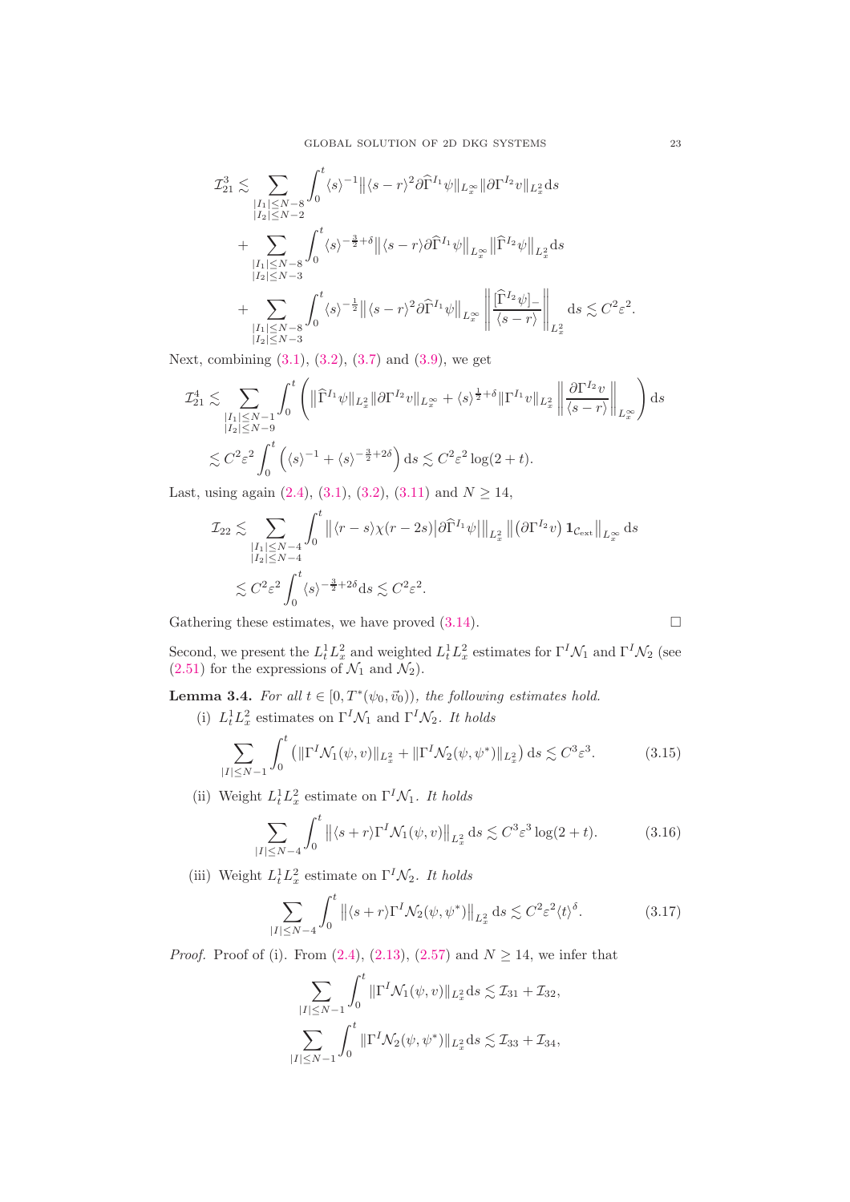$$
\begin{aligned}
\mathcal{I}_{21}^3 \lesssim & \sum_{\substack{|I_1|\leq N-8\\ |I_2|\leq N-2}} \int_0^t \langle s\rangle^{-1} \big\| \langle s-r\rangle^2 \partial \widehat{\Gamma}^{I_1}\psi \big\|_{L^\infty_x} \|\partial \Gamma^{I_2} v\|_{L^2_x} \mathrm{d}s \\
& + \sum_{\substack{|I_1|\leq N-8\\ |I_2|\leq N-3}} \int_0^t \langle s\rangle^{-\frac{3}{2}+\delta} \big\| \langle s-r\rangle \partial \widehat{\Gamma}^{I_1}\psi \big\|_{L^\infty_x} \big\| \widehat{\Gamma}^{I_2}\psi \big\|_{L^2_x} \mathrm{d}s \\
& + \sum_{\substack{|I_1|\leq N-8\\ |I_2|\leq N-3}} \int_0^t \langle s\rangle^{-\frac{1}{2}} \big\| \langle s-r\rangle^2 \partial \widehat{\Gamma}^{I_1}\psi \big\|_{L^\infty_x} \left\| \frac{[\widehat{\Gamma}^{I_2}\psi]_-}{\langle s-r\rangle} \right\|_{L^2_x} \mathrm{d}s \lesssim C^2\varepsilon^2.
\end{aligned}
$$

Next, combining (3.1), (3.2), (3.7) and (3.9), we get

$$
\begin{aligned}
\mathcal{I}_{21}^4 \lesssim & \sum_{\substack{|I_1|\leq N-1\\ |I_2|\leq N-9}} \int_0^t \left( \|\widehat{\Gamma}^{I_1}\psi\|_{L^2_x} \|\partial \Gamma^{I_2} v\|_{L^\infty_x} + \langle s\rangle^{\frac{1}{2}+\delta} \|\Gamma^{I_1} v\|_{L^2_x} \left\| \frac{\partial \Gamma^{I_2} v}{\langle s-r\rangle} \right\|_{L^\infty_x} \right) \mathrm{d}s \\
\lesssim & \, C^2\varepsilon^2 \int_0^t \left( \langle s\rangle^{-1} + \langle s\rangle^{-\frac{3}{2}+2\delta} \right) \mathrm{d}s \lesssim C^2\varepsilon^2 \log(2+t).
\end{aligned}
$$

Last, using again (2.4), (3.1), (3.2), (3.11) and $N\geq 14$,

$$
\begin{aligned}
\mathcal{I}_{22} \lesssim & \sum_{\substack{|I_1|\leq N-4\\ |I_2|\leq N-4}} \int_0^t \big\| \langle r-s\rangle \chi(r-2s) \big| \partial \widehat{\Gamma}^{I_1}\psi \big| \big\|_{L^2_x} \big\| \left(\partial \Gamma^{I_2} v\right) \mathbf{1}_{\mathcal{C}_{\text{ext}}} \big\|_{L^\infty_x} \mathrm{d}s \\
\lesssim & \, C^2\varepsilon^2 \int_0^t \langle s\rangle^{-\frac{3}{2}+2\delta} \mathrm{d}s \lesssim C^2\varepsilon^2.
\end{aligned}
$$

Gathering these estimates, we have proved (3.14). $\square$

Second, we present the $L^1_t L^2_x$ and weighted $L^1_t L^2_x$ estimates for $\Gamma^I \mathcal{N}_1$ and $\Gamma^I \mathcal{N}_2$ (see (2.51) for the expressions of $\mathcal{N}_1$ and $\mathcal{N}_2$).

**Lemma 3.4.** *For all $t \in [0, T^*(\psi_0, \vec{v}_0))$, the following estimates hold.*

(i) $L^1_t L^2_x$ *estimates on $\Gamma^I \mathcal{N}_1$ and $\Gamma^I \mathcal{N}_2$. It holds*

$$
\sum_{|I|\leq N-1} \int_0^t \left( \|\Gamma^I \mathcal{N}_1(\psi, v)\|_{L^2_x} + \|\Gamma^I \mathcal{N}_2(\psi, \psi^*)\|_{L^2_x} \right) \mathrm{d}s \lesssim C^3\varepsilon^3. \tag{3.15}
$$

(ii) *Weight $L^1_t L^2_x$ estimate on $\Gamma^I \mathcal{N}_1$. It holds*

$$
\sum_{|I|\leq N-4} \int_0^t \big\| \langle s+r\rangle \Gamma^I \mathcal{N}_1(\psi, v) \big\|_{L^2_x} \mathrm{d}s \lesssim C^3\varepsilon^3 \log(2+t). \tag{3.16}
$$

(iii) *Weight $L^1_t L^2_x$ estimate on $\Gamma^I \mathcal{N}_2$. It holds*

$$
\sum_{|I|\leq N-4} \int_0^t \big\| \langle s+r\rangle \Gamma^I \mathcal{N}_2(\psi, \psi^*) \big\|_{L^2_x} \mathrm{d}s \lesssim C^2\varepsilon^2 \langle t\rangle^\delta. \tag{3.17}
$$

*Proof.* Proof of (i). From (2.4), (2.13), (2.57) and $N\geq 14$, we infer that

$$
\begin{aligned}
\sum_{|I|\leq N-1} \int_0^t \|\Gamma^I \mathcal{N}_1(\psi, v)\|_{L^2_x} \mathrm{d}s &\lesssim \mathcal{I}_{31} + \mathcal{I}_{32}, \\
\sum_{|I|\leq N-1} \int_0^t \|\Gamma^I \mathcal{N}_2(\psi, \psi^*)\|_{L^2_x} \mathrm{d}s &\lesssim \mathcal{I}_{33} + \mathcal{I}_{34},
\end{aligned}
$$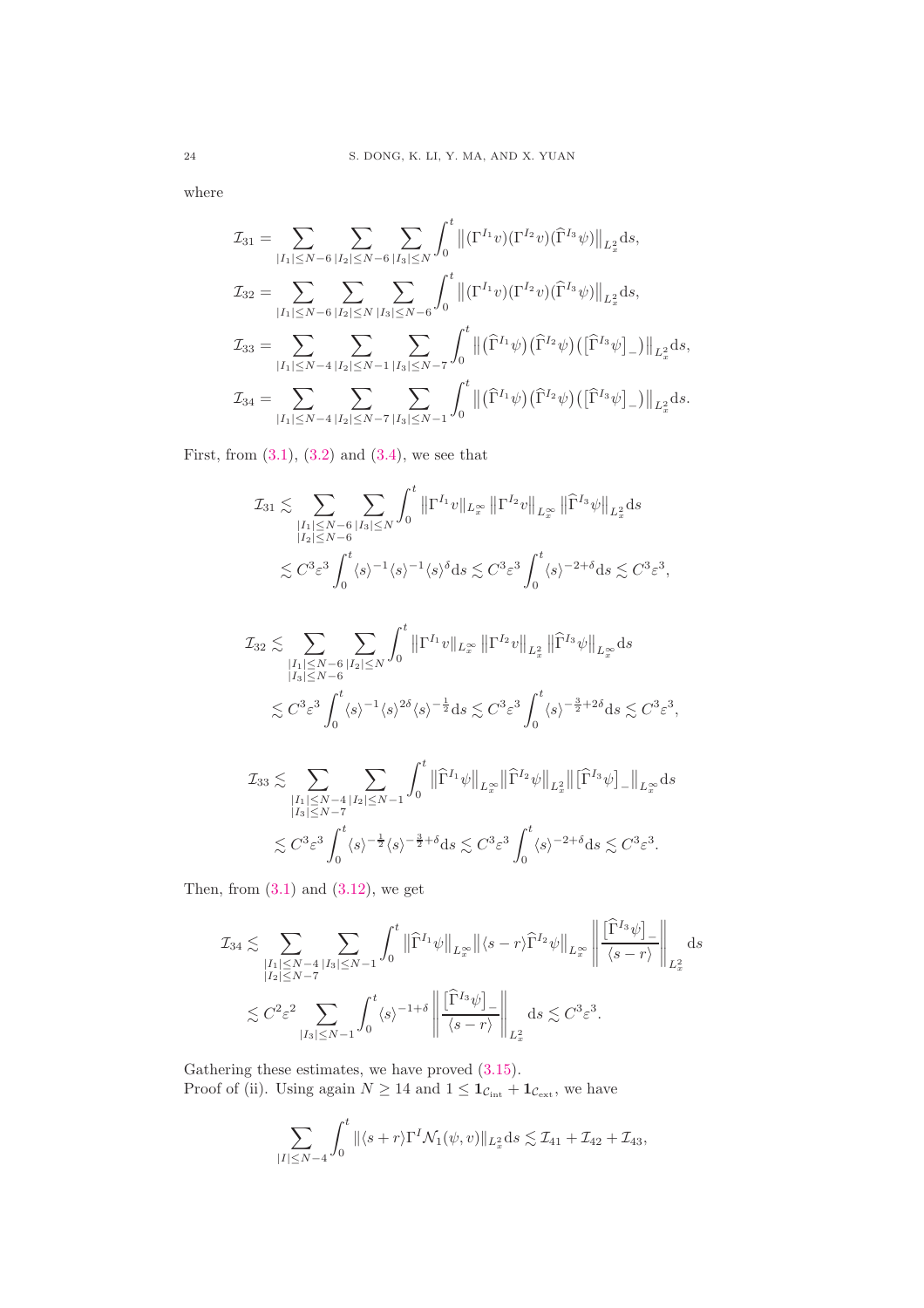where

$$
\mathcal{I}_{31} = \sum_{|I_1|\le N-6} \sum_{|I_2|\le N-6} \sum_{|I_3|\le N} \int_0^t \big\| (\Gamma^{I_1} v)(\Gamma^{I_2} v)(\widehat{\Gamma}^{I_3}\psi) \big\|_{L^2_x} \mathrm{d}s,
$$

$$
\mathcal{I}_{32} = \sum_{|I_1|\le N-6} \sum_{|I_2|\le N} \sum_{|I_3|\le N-6} \int_0^t \big\| (\Gamma^{I_1} v)(\Gamma^{I_2} v)(\widehat{\Gamma}^{I_3}\psi) \big\|_{L^2_x} \mathrm{d}s,
$$

$$
\mathcal{I}_{33} = \sum_{|I_1|\le N-4} \sum_{|I_2|\le N-1} \sum_{|I_3|\le N-7} \int_0^t \big\| \big(\widehat{\Gamma}^{I_1}\psi\big)\big(\widehat{\Gamma}^{I_2}\psi\big)\big(\big[\widehat{\Gamma}^{I_3}\psi\big]_-\big) \big\|_{L^2_x} \mathrm{d}s,
$$

$$
\mathcal{I}_{34} = \sum_{|I_1|\le N-4} \sum_{|I_2|\le N-7} \sum_{|I_3|\le N-1} \int_0^t \big\| \big(\widehat{\Gamma}^{I_1}\psi\big)\big(\widehat{\Gamma}^{I_2}\psi\big)\big(\big[\widehat{\Gamma}^{I_3}\psi\big]_-\big) \big\|_{L^2_x} \mathrm{d}s.
$$

First, from (3.1), (3.2) and (3.4), we see that

$$
\begin{aligned}
\mathcal{I}_{31} &\lesssim \sum_{\substack{|I_1|\le N-6\\ |I_2|\le N-6}} \sum_{|I_3|\le N} \int_0^t \big\|\Gamma^{I_1} v\big\|_{L^\infty_x} \big\|\Gamma^{I_2} v\big\|_{L^\infty_x} \big\|\widehat{\Gamma}^{I_3}\psi\big\|_{L^2_x} \mathrm{d}s \\
&\lesssim C^3\varepsilon^3 \int_0^t \langle s\rangle^{-1}\langle s\rangle^{-1}\langle s\rangle^{\delta} \mathrm{d}s \lesssim C^3\varepsilon^3 \int_0^t \langle s\rangle^{-2+\delta}\mathrm{d}s \lesssim C^3\varepsilon^3,
\end{aligned}
$$

$$
\begin{aligned}
\mathcal{I}_{32} &\lesssim \sum_{\substack{|I_1|\le N-6\\ |I_3|\le N-6}} \sum_{|I_2|\le N} \int_0^t \big\|\Gamma^{I_1} v\big\|_{L^\infty_x} \big\|\Gamma^{I_2} v\big\|_{L^2_x} \big\|\widehat{\Gamma}^{I_3}\psi\big\|_{L^\infty_x} \mathrm{d}s \\
&\lesssim C^3\varepsilon^3 \int_0^t \langle s\rangle^{-1}\langle s\rangle^{2\delta}\langle s\rangle^{-\frac12} \mathrm{d}s \lesssim C^3\varepsilon^3 \int_0^t \langle s\rangle^{-\frac32+2\delta}\mathrm{d}s \lesssim C^3\varepsilon^3,
\end{aligned}
$$

$$
\begin{aligned}
\mathcal{I}_{33} &\lesssim \sum_{\substack{|I_1|\le N-4\\ |I_3|\le N-7}} \sum_{|I_2|\le N-1} \int_0^t \big\|\widehat{\Gamma}^{I_1}\psi\big\|_{L^\infty_x} \big\|\widehat{\Gamma}^{I_2}\psi\big\|_{L^2_x} \big\|\big[\widehat{\Gamma}^{I_3}\psi\big]_-\big\|_{L^\infty_x} \mathrm{d}s \\
&\lesssim C^3\varepsilon^3 \int_0^t \langle s\rangle^{-\frac12}\langle s\rangle^{-\frac32+\delta} \mathrm{d}s \lesssim C^3\varepsilon^3 \int_0^t \langle s\rangle^{-2+\delta}\mathrm{d}s \lesssim C^3\varepsilon^3.
\end{aligned}
$$

Then, from (3.1) and (3.12), we get

$$
\begin{aligned}
\mathcal{I}_{34} &\lesssim \sum_{\substack{|I_1|\le N-4\\ |I_2|\le N-7}} \sum_{|I_3|\le N-1} \int_0^t \big\|\widehat{\Gamma}^{I_1}\psi\big\|_{L^\infty_x} \big\|\langle s-r\rangle\widehat{\Gamma}^{I_2}\psi\big\|_{L^\infty_x} \bigg\| \frac{\big[\widehat{\Gamma}^{I_3}\psi\big]_-}{\langle s-r\rangle} \bigg\|_{L^2_x} \mathrm{d}s \\
&\lesssim C^2\varepsilon^2 \sum_{|I_3|\le N-1} \int_0^t \langle s\rangle^{-1+\delta} \bigg\| \frac{\big[\widehat{\Gamma}^{I_3}\psi\big]_-}{\langle s-r\rangle} \bigg\|_{L^2_x} \mathrm{d}s \lesssim C^3\varepsilon^3.
\end{aligned}
$$

Gathering these estimates, we have proved (3.15).
Proof of (ii). Using again $N \ge 14$ and $1 \le \mathbf{1}_{\mathcal{C}_{\mathrm{int}}} + \mathbf{1}_{\mathcal{C}_{\mathrm{ext}}}$, we have

$$
\sum_{|I|\le N-4} \int_0^t \big\|\langle s+r\rangle \Gamma^I \mathcal{N}_1(\psi, v)\big\|_{L^2_x} \mathrm{d}s \lesssim \mathcal{I}_{41} + \mathcal{I}_{42} + \mathcal{I}_{43},
$$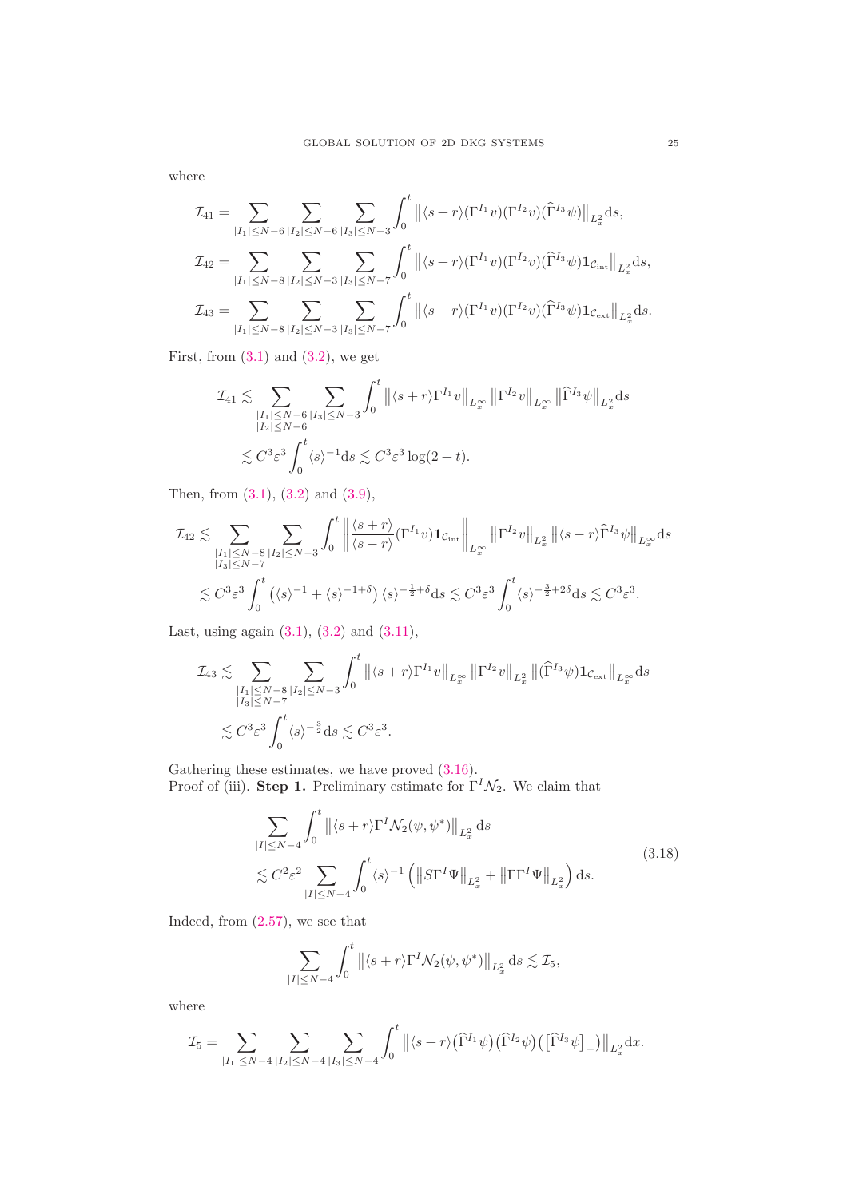where

$$
\mathcal{I}_{41} = \sum_{|I_1|\le N-6} \sum_{|I_2|\le N-6} \sum_{|I_3|\le N-3} \int_0^t \left\| \langle s+r\rangle (\Gamma^{I_1} v)(\Gamma^{I_2} v)(\widehat{\Gamma}^{I_3}\psi)\right\|_{L^2_x} \mathrm{d}s,
$$

$$
\mathcal{I}_{42} = \sum_{|I_1|\le N-8} \sum_{|I_2|\le N-3} \sum_{|I_3|\le N-7} \int_0^t \left\| \langle s+r\rangle (\Gamma^{I_1} v)(\Gamma^{I_2} v)(\widehat{\Gamma}^{I_3}\psi)\mathbf{1}_{\mathcal{C}_{\mathrm{int}}}\right\|_{L^2_x} \mathrm{d}s,
$$

$$
\mathcal{I}_{43} = \sum_{|I_1|\le N-8} \sum_{|I_2|\le N-3} \sum_{|I_3|\le N-7} \int_0^t \left\| \langle s+r\rangle (\Gamma^{I_1} v)(\Gamma^{I_2} v)(\widehat{\Gamma}^{I_3}\psi)\mathbf{1}_{\mathcal{C}_{\mathrm{ext}}}\right\|_{L^2_x} \mathrm{d}s.
$$

First, from (3.1) and (3.2), we get

$$
\begin{aligned}
\mathcal{I}_{41} &\lesssim \sum_{\substack{|I_1|\le N-6\\ |I_2|\le N-6}} \sum_{|I_3|\le N-3} \int_0^t \left\| \langle s+r\rangle \Gamma^{I_1} v\right\|_{L^\infty_x} \left\|\Gamma^{I_2} v\right\|_{L^\infty_x} \left\|\widehat{\Gamma}^{I_3}\psi\right\|_{L^2_x} \mathrm{d}s \\
&\lesssim C^3\varepsilon^3 \int_0^t \langle s\rangle^{-1} \mathrm{d}s \lesssim C^3\varepsilon^3 \log(2+t).
\end{aligned}
$$

Then, from (3.1), (3.2) and (3.9),

$$
\begin{aligned}
\mathcal{I}_{42} &\lesssim \sum_{\substack{|I_1|\le N-8\\ |I_3|\le N-7}} \sum_{|I_2|\le N-3} \int_0^t \left\| \frac{\langle s+r\rangle}{\langle s-r\rangle} (\Gamma^{I_1} v)\mathbf{1}_{\mathcal{C}_{\mathrm{int}}}\right\|_{L^\infty_x} \left\|\Gamma^{I_2} v\right\|_{L^2_x} \left\|\langle s-r\rangle\widehat{\Gamma}^{I_3}\psi\right\|_{L^\infty_x} \mathrm{d}s \\
&\lesssim C^3\varepsilon^3 \int_0^t \left(\langle s\rangle^{-1} + \langle s\rangle^{-1+\delta}\right)\langle s\rangle^{-\frac12+\delta} \mathrm{d}s \lesssim C^3\varepsilon^3 \int_0^t \langle s\rangle^{-\frac32+2\delta}\mathrm{d}s \lesssim C^3\varepsilon^3.
\end{aligned}
$$

Last, using again (3.1), (3.2) and (3.11),

$$
\begin{aligned}
\mathcal{I}_{43} &\lesssim \sum_{\substack{|I_1|\le N-8\\ |I_3|\le N-7}} \sum_{|I_2|\le N-3} \int_0^t \left\| \langle s+r\rangle \Gamma^{I_1} v\right\|_{L^\infty_x} \left\|\Gamma^{I_2} v\right\|_{L^2_x} \left\|(\widehat{\Gamma}^{I_3}\psi)\mathbf{1}_{\mathcal{C}_{\mathrm{ext}}}\right\|_{L^\infty_x} \mathrm{d}s \\
&\lesssim C^3\varepsilon^3 \int_0^t \langle s\rangle^{-\frac32}\mathrm{d}s \lesssim C^3\varepsilon^3.
\end{aligned}
$$

Gathering these estimates, we have proved (3.16).
Proof of (iii). **Step 1.** Preliminary estimate for $\Gamma^I\mathcal{N}_2$. We claim that

$$
\begin{aligned}
&\sum_{|I|\le N-4} \int_0^t \left\| \langle s+r\rangle \Gamma^I \mathcal{N}_2(\psi,\psi^*)\right\|_{L^2_x} \mathrm{d}s \\
&\lesssim C^2\varepsilon^2 \sum_{|I|\le N-4} \int_0^t \langle s\rangle^{-1} \left( \left\| S\Gamma^I \Psi\right\|_{L^2_x} + \left\|\Gamma\Gamma^I\Psi\right\|_{L^2_x}\right)\mathrm{d}s.
\end{aligned}
\tag{3.18}
$$

Indeed, from (2.57), we see that

$$
\sum_{|I|\le N-4} \int_0^t \left\| \langle s+r\rangle \Gamma^I \mathcal{N}_2(\psi,\psi^*)\right\|_{L^2_x} \mathrm{d}s \lesssim \mathcal{I}_5,
$$

where

$$
\mathcal{I}_5 = \sum_{|I_1|\le N-4} \sum_{|I_2|\le N-4} \sum_{|I_3|\le N-4} \int_0^t \left\| \langle s+r\rangle \big(\widehat{\Gamma}^{I_1}\psi\big)\big(\widehat{\Gamma}^{I_2}\psi\big)\big(\big[\widehat{\Gamma}^{I_3}\psi\big]_-\big)\right\|_{L^2_x} \mathrm{d}x.
$$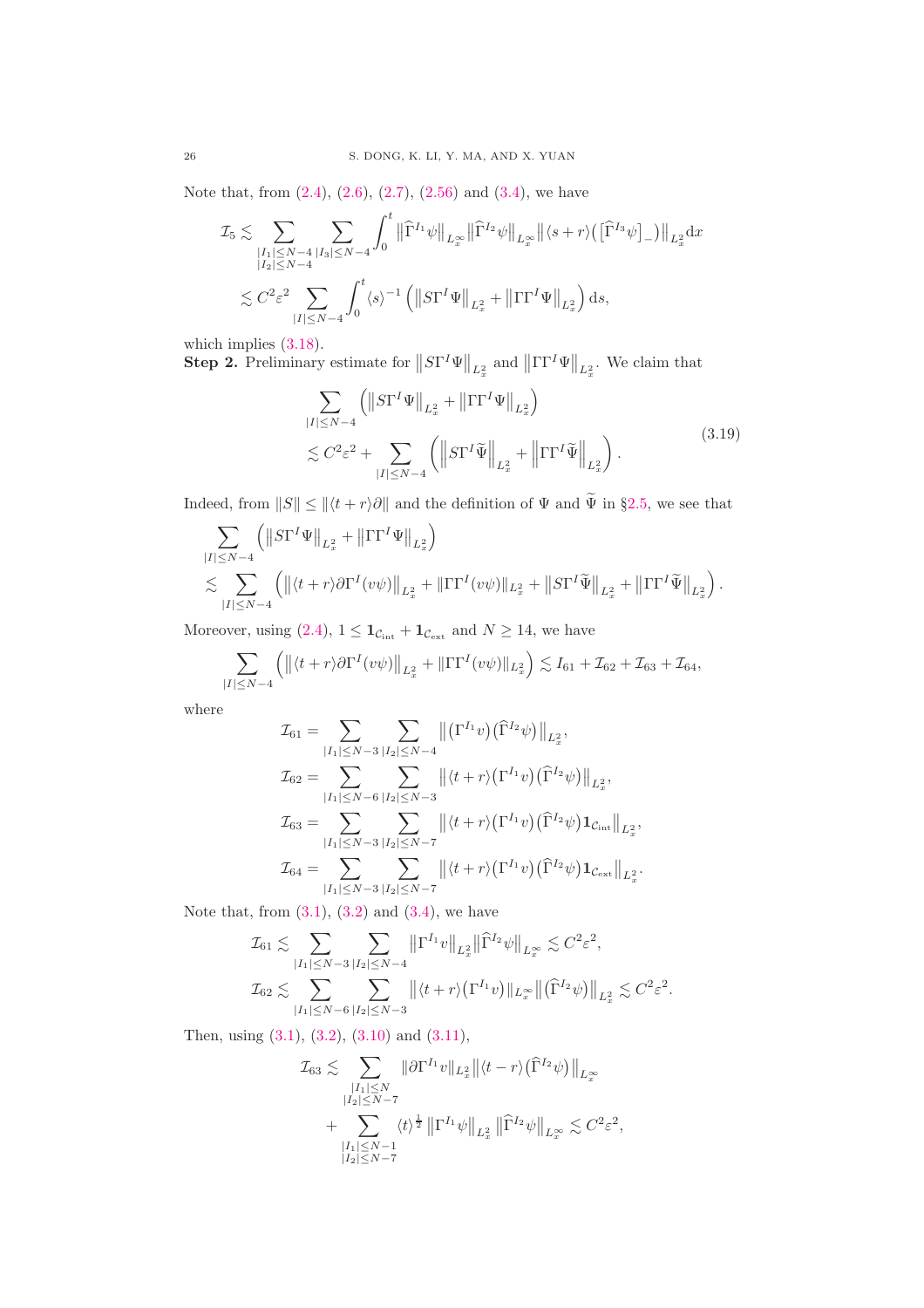Note that, from (2.4), (2.6), (2.7), (2.56) and (3.4), we have

$$
\begin{aligned}
\mathcal{I}_5 &\lesssim \sum_{\substack{|I_1|\le N-4\\ |I_2|\le N-4}} \sum_{|I_3|\le N-4} \int_0^t \big\|\widehat{\Gamma}^{I_1}\psi\big\|_{L^\infty_x} \big\|\widehat{\Gamma}^{I_2}\psi\big\|_{L^\infty_x} \big\|\langle s+r\rangle\big(\big[\widehat{\Gamma}^{I_3}\psi\big]_-\big)\big\|_{L^2_x} \mathrm{d}x \\
&\lesssim C^2\varepsilon^2 \sum_{|I|\le N-4} \int_0^t \langle s\rangle^{-1} \Big(\big\|S\Gamma^I\Psi\big\|_{L^2_x} + \big\|\Gamma\Gamma^I\Psi\big\|_{L^2_x}\Big)\,\mathrm{d}s,
\end{aligned}
$$

which implies (3.18).

**Step 2.** Preliminary estimate for $\|S\Gamma^I\Psi\|_{L^2_x}$ and $\|\Gamma\Gamma^I\Psi\|_{L^2_x}$. We claim that

$$
\begin{aligned}
&\sum_{|I|\le N-4} \Big(\big\|S\Gamma^I\Psi\big\|_{L^2_x} + \big\|\Gamma\Gamma^I\Psi\big\|_{L^2_x}\Big) \\
&\lesssim C^2\varepsilon^2 + \sum_{|I|\le N-4} \Big(\big\|S\Gamma^I\widetilde{\Psi}\big\|_{L^2_x} + \big\|\Gamma\Gamma^I\widetilde{\Psi}\big\|_{L^2_x}\Big).
\end{aligned}
\tag{3.19}
$$

Indeed, from $\|S\| \le \|\langle t+r\rangle\partial\|$ and the definition of $\Psi$ and $\widetilde{\Psi}$ in §2.5, we see that

$$
\begin{aligned}
&\sum_{|I|\le N-4} \Big(\big\|S\Gamma^I\Psi\big\|_{L^2_x} + \big\|\Gamma\Gamma^I\Psi\big\|_{L^2_x}\Big) \\
&\lesssim \sum_{|I|\le N-4} \Big(\big\|\langle t+r\rangle\partial\Gamma^I(v\psi)\big\|_{L^2_x} + \|\Gamma\Gamma^I(v\psi)\|_{L^2_x} + \big\|S\Gamma^I\widetilde{\Psi}\big\|_{L^2_x} + \big\|\Gamma\Gamma^I\widetilde{\Psi}\big\|_{L^2_x}\Big).
\end{aligned}
$$

Moreover, using (2.4), $1 \le \mathbf{1}_{\mathcal{C}_{\rm int}} + \mathbf{1}_{\mathcal{C}_{\rm ext}}$ and $N \ge 14$, we have

$$
\sum_{|I|\le N-4} \Big(\big\|\langle t+r\rangle\partial\Gamma^I(v\psi)\big\|_{L^2_x} + \|\Gamma\Gamma^I(v\psi)\|_{L^2_x}\Big) \lesssim I_{61} + \mathcal{I}_{62} + \mathcal{I}_{63} + \mathcal{I}_{64},
$$

where

$$
\begin{aligned}
\mathcal{I}_{61} &= \sum_{|I_1|\le N-3} \sum_{|I_2|\le N-4} \big\|\big(\Gamma^{I_1}v\big)\big(\widehat{\Gamma}^{I_2}\psi\big)\big\|_{L^2_x},\\
\mathcal{I}_{62} &= \sum_{|I_1|\le N-6} \sum_{|I_2|\le N-3} \big\|\langle t+r\rangle\big(\Gamma^{I_1}v\big)\big(\widehat{\Gamma}^{I_2}\psi\big)\big\|_{L^2_x},\\
\mathcal{I}_{63} &= \sum_{|I_1|\le N-3} \sum_{|I_2|\le N-7} \big\|\langle t+r\rangle\big(\Gamma^{I_1}v\big)\big(\widehat{\Gamma}^{I_2}\psi\big)\mathbf{1}_{\mathcal{C}_{\rm int}}\big\|_{L^2_x},\\
\mathcal{I}_{64} &= \sum_{|I_1|\le N-3} \sum_{|I_2|\le N-7} \big\|\langle t+r\rangle\big(\Gamma^{I_1}v\big)\big(\widehat{\Gamma}^{I_2}\psi\big)\mathbf{1}_{\mathcal{C}_{\rm ext}}\big\|_{L^2_x}.
\end{aligned}
$$

Note that, from (3.1), (3.2) and (3.4), we have

$$
\begin{aligned}
\mathcal{I}_{61} &\lesssim \sum_{|I_1|\le N-3} \sum_{|I_2|\le N-4} \big\|\Gamma^{I_1}v\big\|_{L^2_x} \big\|\widehat{\Gamma}^{I_2}\psi\big\|_{L^\infty_x} \lesssim C^2\varepsilon^2,\\
\mathcal{I}_{62} &\lesssim \sum_{|I_1|\le N-6} \sum_{|I_2|\le N-3} \big\|\langle t+r\rangle\big(\Gamma^{I_1}v\big)\big\|_{L^\infty_x} \big\|\big(\widehat{\Gamma}^{I_2}\psi\big)\big\|_{L^2_x} \lesssim C^2\varepsilon^2.
\end{aligned}
$$

Then, using (3.1), (3.2), (3.10) and (3.11),

$$
\begin{aligned}
\mathcal{I}_{63} \lesssim &\sum_{\substack{|I_1|\le N\\ |I_2|\le N-7}} \|\partial\Gamma^{I_1}v\|_{L^2_x} \big\|\langle t-r\rangle\big(\widehat{\Gamma}^{I_2}\psi\big)\big\|_{L^\infty_x} \\
&+ \sum_{\substack{|I_1|\le N-1\\ |I_2|\le N-7}} \langle t\rangle^{\frac12} \big\|\Gamma^{I_1}\psi\big\|_{L^2_x} \big\|\widehat{\Gamma}^{I_2}\psi\big\|_{L^\infty_x} \lesssim C^2\varepsilon^2,
\end{aligned}
$$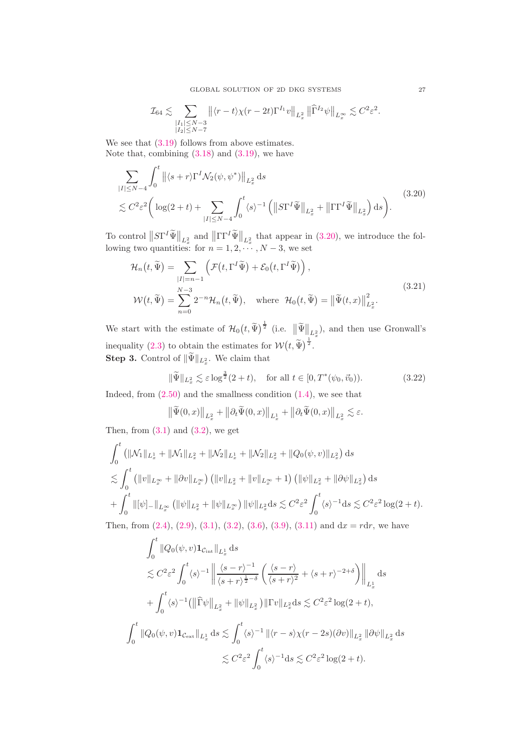$$\mathcal{I}_{64} \lesssim \sum_{\substack{|I_1|\le N-3\\ |I_2|\le N-7}} \left\| \langle r-t\rangle \chi(r-2t)\Gamma^{I_1} v\right\|_{L^2_x} \left\|\widehat{\Gamma}^{I_2}\psi\right\|_{L^\infty_x} \lesssim C^2\varepsilon^2.$$

We see that (3.19) follows from above estimates.
Note that, combining (3.18) and (3.19), we have

$$\begin{aligned}
&\sum_{|I|\le N-4}\int_0^t \left\|\langle s+r\rangle \Gamma^I \mathcal{N}_2(\psi,\psi^*)\right\|_{L^2_x} \mathrm{d}s\\
&\lesssim C^2\varepsilon^2\bigg(\log(2+t) + \sum_{|I|\le N-4}\int_0^t \langle s\rangle^{-1}\left(\left\|S\Gamma^I\widetilde{\Psi}\right\|_{L^2_x} + \left\|\Gamma\Gamma^I\widetilde{\Psi}\right\|_{L^2_x}\right)\mathrm{d}s\bigg).
\end{aligned} \tag{3.20}$$

To control $\left\|S\Gamma^I\widetilde{\Psi}\right\|_{L^2_x}$ and $\left\|\Gamma\Gamma^I\widetilde{\Psi}\right\|_{L^2_x}$ that appear in (3.20), we introduce the following two quantities: for $n=1,2,\cdots,N-3$, we set

$$\begin{aligned}
\mathcal{H}_n\big(t,\widetilde{\Psi}\big) &= \sum_{|I|=n-1}\left(\mathcal{F}\big(t,\Gamma^I\widetilde{\Psi}\big) + \mathcal{E}_0\big(t,\Gamma^I\widetilde{\Psi}\big)\right),\\
\mathcal{W}\big(t,\widetilde{\Psi}\big) &= \sum_{n=0}^{N-3} 2^{-n}\mathcal{H}_n\big(t,\widetilde{\Psi}\big), \quad \text{where } \ \mathcal{H}_0\big(t,\widetilde{\Psi}\big) = \left\|\widetilde{\Psi}(t,x)\right\|^2_{L^2_x}.
\end{aligned} \tag{3.21}$$

We start with the estimate of $\mathcal{H}_0\big(t,\widetilde{\Psi}\big)^{\frac12}$ (i.e. $\left\|\widetilde{\Psi}\right\|_{L^2_x}$), and then use Gronwall's inequality (2.3) to obtain the estimates for $\mathcal{W}\big(t,\widetilde{\Psi}\big)^{\frac12}$.

**Step 3.** Control of $\|\widetilde{\Psi}\|_{L^2_x}$. We claim that

$$\|\widetilde{\Psi}\|_{L^2_x} \lesssim \varepsilon \log^{\frac32}(2+t), \quad \text{for all } t\in[0,T^*(\psi_0,\vec{v}_0)). \tag{3.22}$$

Indeed, from (2.50) and the smallness condition (1.4), we see that

$$\left\|\widetilde{\Psi}(0,x)\right\|_{L^2_x} + \left\|\partial_t\widetilde{\Psi}(0,x)\right\|_{L^1_x} + \left\|\partial_t\widetilde{\Psi}(0,x)\right\|_{L^2_x} \lesssim \varepsilon.$$

Then, from (3.1) and (3.2), we get

$$\begin{aligned}
&\int_0^t \left(\|\mathcal{N}_1\|_{L^1_x} + \|\mathcal{N}_1\|_{L^2_x} + \|\mathcal{N}_2\|_{L^1_x} + \|\mathcal{N}_2\|_{L^2_x} + \|Q_0(\psi,v)\|_{L^2_x}\right)\mathrm{d}s\\
&\lesssim \int_0^t \left(\|v\|_{L^\infty_x} + \|\partial v\|_{L^\infty_x}\right)\left(\|v\|_{L^2_x} + \|v\|_{L^\infty_x} + 1\right)\left(\|\psi\|_{L^2_x} + \|\partial\psi\|_{L^2_x}\right)\mathrm{d}s\\
&+ \int_0^t \|[\psi]_-\|_{L^\infty_x}\left(\|\psi\|_{L^2_x} + \|\psi\|_{L^\infty_x}\right)\|\psi\|_{L^2_x}\mathrm{d}s \lesssim C^2\varepsilon^2\int_0^t\langle s\rangle^{-1}\mathrm{d}s \lesssim C^2\varepsilon^2\log(2+t).
\end{aligned}$$

Then, from (2.4), (2.9), (3.1), (3.2), (3.6), (3.9), (3.11) and $\mathrm{d}x = r\mathrm{d}r$, we have

$$\begin{aligned}
&\int_0^t \|Q_0(\psi,v)\mathbf{1}_{\mathcal{C}_{\rm int}}\|_{L^1_x}\,\mathrm{d}s\\
&\lesssim C^2\varepsilon^2\int_0^t\langle s\rangle^{-1}\left\|\frac{\langle s-r\rangle^{-1}}{\langle s+r\rangle^{\frac12-\delta}}\left(\frac{\langle s-r\rangle}{\langle s+r\rangle^2} + \langle s+r\rangle^{-2+\delta}\right)\right\|_{L^1_x}\mathrm{d}s\\
&+\int_0^t\langle s\rangle^{-1}\big(\big\|\widehat{\Gamma}\psi\big\|_{L^2_x} + \|\psi\|_{L^2_x}\big)\|\Gamma v\|_{L^2_x}\mathrm{d}s \lesssim C^2\varepsilon^2\log(2+t),
\end{aligned}$$

$$\begin{aligned}
\int_0^t \|Q_0(\psi,v)\mathbf{1}_{\mathcal{C}_{\rm ext}}\|_{L^1_x}\,\mathrm{d}s &\lesssim \int_0^t\langle s\rangle^{-1}\|\langle r-s\rangle\chi(r-2s)(\partial v)\|_{L^2_x}\|\partial\psi\|_{L^2_x}\mathrm{d}s\\
&\lesssim C^2\varepsilon^2\int_0^t\langle s\rangle^{-1}\mathrm{d}s \lesssim C^2\varepsilon^2\log(2+t).
\end{aligned}$$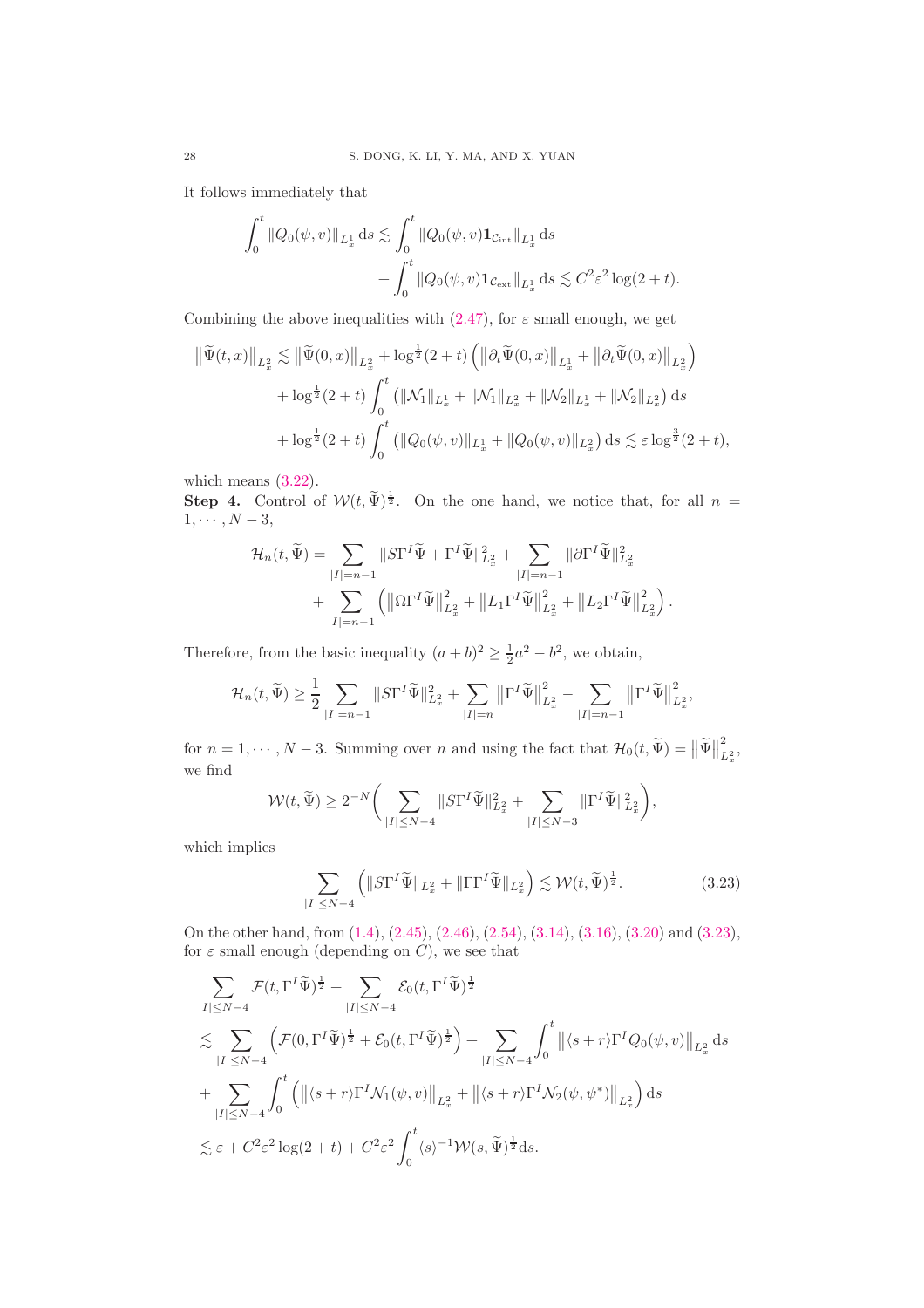It follows immediately that

$$\int_0^t \|Q_0(\psi,v)\|_{L^1_x}\,\mathrm{d}s \lesssim \int_0^t \|Q_0(\psi,v)\mathbf{1}_{\mathcal{C}_{\rm int}}\|_{L^1_x}\,\mathrm{d}s + \int_0^t \|Q_0(\psi,v)\mathbf{1}_{\mathcal{C}_{\rm ext}}\|_{L^1_x}\,\mathrm{d}s \lesssim C^2\varepsilon^2\log(2+t).$$

Combining the above inequalities with (2.47), for $\varepsilon$ small enough, we get

$$\begin{aligned}
\big\|\widetilde{\Psi}(t,x)\big\|_{L^2_x} &\lesssim \big\|\widetilde{\Psi}(0,x)\big\|_{L^2_x} + \log^{\frac12}(2+t)\left(\big\|\partial_t\widetilde{\Psi}(0,x)\big\|_{L^1_x} + \big\|\partial_t\widetilde{\Psi}(0,x)\big\|_{L^2_x}\right)\\
&+ \log^{\frac12}(2+t)\int_0^t \left(\|\mathcal{N}_1\|_{L^1_x} + \|\mathcal{N}_1\|_{L^2_x} + \|\mathcal{N}_2\|_{L^1_x} + \|\mathcal{N}_2\|_{L^2_x}\right)\mathrm{d}s\\
&+ \log^{\frac12}(2+t)\int_0^t \left(\|Q_0(\psi,v)\|_{L^1_x} + \|Q_0(\psi,v)\|_{L^2_x}\right)\mathrm{d}s \lesssim \varepsilon\log^{\frac32}(2+t),
\end{aligned}$$

which means (3.22).

**Step 4.** Control of $\mathcal{W}(t,\widetilde{\Psi})^{\frac12}$. On the one hand, we notice that, for all $n = 1,\cdots,N-3$,

$$\begin{aligned}
\mathcal{H}_n(t,\widetilde{\Psi}) &= \sum_{|I|=n-1} \|S\Gamma^I\widetilde{\Psi} + \Gamma^I\widetilde{\Psi}\|^2_{L^2_x} + \sum_{|I|=n-1}\|\partial\Gamma^I\widetilde{\Psi}\|^2_{L^2_x}\\
&+ \sum_{|I|=n-1}\left(\big\|\Omega\Gamma^I\widetilde{\Psi}\big\|^2_{L^2_x} + \big\|L_1\Gamma^I\widetilde{\Psi}\big\|^2_{L^2_x} + \big\|L_2\Gamma^I\widetilde{\Psi}\big\|^2_{L^2_x}\right).
\end{aligned}$$

Therefore, from the basic inequality $(a+b)^2 \geq \frac12 a^2 - b^2$, we obtain,

$$\mathcal{H}_n(t,\widetilde{\Psi}) \geq \frac12 \sum_{|I|=n-1}\|S\Gamma^I\widetilde{\Psi}\|^2_{L^2_x} + \sum_{|I|=n}\big\|\Gamma^I\widetilde{\Psi}\big\|^2_{L^2_x} - \sum_{|I|=n-1}\big\|\Gamma^I\widetilde{\Psi}\big\|^2_{L^2_x},$$

for $n = 1,\cdots,N-3$. Summing over $n$ and using the fact that $\mathcal{H}_0(t,\widetilde{\Psi}) = \big\|\widetilde{\Psi}\big\|^2_{L^2_x}$, we find

$$\mathcal{W}(t,\widetilde{\Psi}) \geq 2^{-N}\bigg(\sum_{|I|\leq N-4}\|S\Gamma^I\widetilde{\Psi}\|^2_{L^2_x} + \sum_{|I|\leq N-3}\|\Gamma^I\widetilde{\Psi}\|^2_{L^2_x}\bigg),$$

which implies

$$\sum_{|I|\leq N-4}\left(\|S\Gamma^I\widetilde{\Psi}\|_{L^2_x} + \|\Gamma\Gamma^I\widetilde{\Psi}\|_{L^2_x}\right) \lesssim \mathcal{W}(t,\widetilde{\Psi})^{\frac12}. \tag{3.23}$$

On the other hand, from (1.4), (2.45), (2.46), (2.54), (3.14), (3.16), (3.20) and (3.23), for $\varepsilon$ small enough (depending on $C$), we see that

$$\begin{aligned}
&\sum_{|I|\leq N-4}\mathcal{F}(t,\Gamma^I\widetilde{\Psi})^{\frac12} + \sum_{|I|\leq N-4}\mathcal{E}_0(t,\Gamma^I\widetilde{\Psi})^{\frac12}\\
&\lesssim \sum_{|I|\leq N-4}\left(\mathcal{F}(0,\Gamma^I\widetilde{\Psi})^{\frac12} + \mathcal{E}_0(t,\Gamma^I\widetilde{\Psi})^{\frac12}\right) + \sum_{|I|\leq N-4}\int_0^t \big\|\langle s+r\rangle\Gamma^I Q_0(\psi,v)\big\|_{L^2_x}\,\mathrm{d}s\\
&+ \sum_{|I|\leq N-4}\int_0^t\left(\big\|\langle s+r\rangle\Gamma^I\mathcal{N}_1(\psi,v)\big\|_{L^2_x} + \big\|\langle s+r\rangle\Gamma^I\mathcal{N}_2(\psi,\psi^*)\big\|_{L^2_x}\right)\mathrm{d}s\\
&\lesssim \varepsilon + C^2\varepsilon^2\log(2+t) + C^2\varepsilon^2\int_0^t\langle s\rangle^{-1}\mathcal{W}(s,\widetilde{\Psi})^{\frac12}\mathrm{d}s.
\end{aligned}$$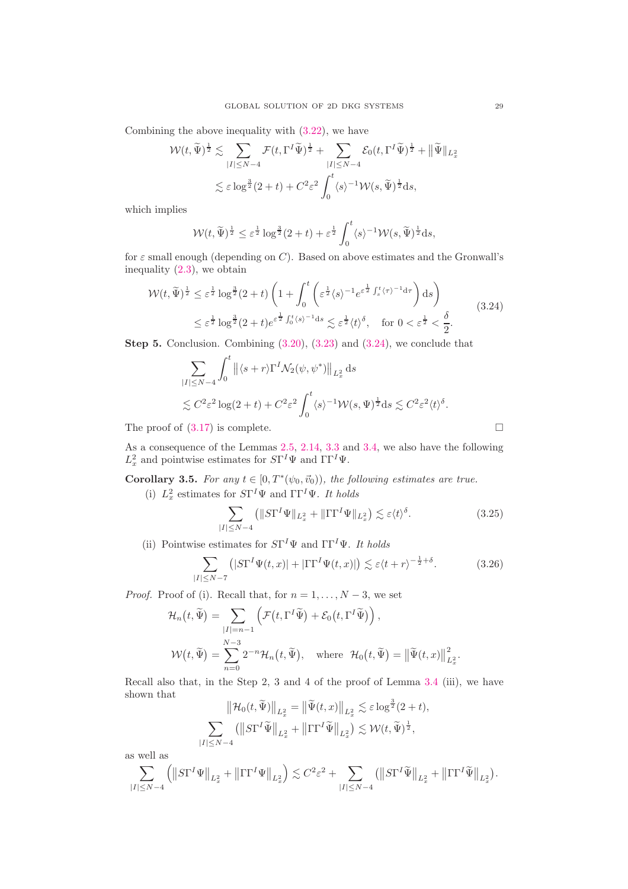Combining the above inequality with (3.22), we have

$$
\begin{aligned}
\mathcal{W}(t,\widetilde{\Psi})^{\frac{1}{2}} &\lesssim \sum_{|I|\le N-4}\mathcal{F}(t,\Gamma^I\widetilde{\Psi})^{\frac{1}{2}}+\sum_{|I|\le N-4}\mathcal{E}_0(t,\Gamma^I\widetilde{\Psi})^{\frac{1}{2}}+\|\widetilde{\Psi}\|_{L^2_x}\\
&\lesssim \varepsilon\log^{\frac{3}{2}}(2+t)+C^2\varepsilon^2\int_0^t\langle s\rangle^{-1}\mathcal{W}(s,\widetilde{\Psi})^{\frac{1}{2}}\mathrm{d}s,
\end{aligned}
$$

which implies

$$
\mathcal{W}(t,\widetilde{\Psi})^{\frac{1}{2}}\le \varepsilon^{\frac{1}{2}}\log^{\frac{3}{2}}(2+t)+\varepsilon^{\frac{1}{2}}\int_0^t\langle s\rangle^{-1}\mathcal{W}(s,\widetilde{\Psi})^{\frac{1}{2}}\mathrm{d}s,
$$

for $\varepsilon$ small enough (depending on $C$). Based on above estimates and the Gronwall's inequality (2.3), we obtain

$$
\begin{aligned}
\mathcal{W}(t,\widetilde{\Psi})^{\frac{1}{2}} &\le \varepsilon^{\frac{1}{2}}\log^{\frac{3}{2}}(2+t)\left(1+\int_0^t\left(\varepsilon^{\frac{1}{2}}\langle s\rangle^{-1}e^{\varepsilon^{\frac{1}{2}}\int_s^t\langle\tau\rangle^{-1}\mathrm{d}\tau}\right)\mathrm{d}s\right)\\
&\le \varepsilon^{\frac{1}{2}}\log^{\frac{3}{2}}(2+t)e^{\varepsilon^{\frac{1}{2}}\int_0^t\langle s\rangle^{-1}\mathrm{d}s}\lesssim \varepsilon^{\frac{1}{2}}\langle t\rangle^{\delta},\quad \text{for } 0<\varepsilon^{\frac{1}{2}}<\frac{\delta}{2}.
\end{aligned}\tag{3.24}
$$

**Step 5.** Conclusion. Combining (3.20), (3.23) and (3.24), we conclude that

$$
\begin{aligned}
&\sum_{|I|\le N-4}\int_0^t\left\|\langle s+r\rangle\Gamma^I\mathcal{N}_2(\psi,\psi^*)\right\|_{L^2_x}\mathrm{d}s\\
&\lesssim C^2\varepsilon^2\log(2+t)+C^2\varepsilon^2\int_0^t\langle s\rangle^{-1}\mathcal{W}(s,\Psi)^{\frac{1}{2}}\mathrm{d}s\lesssim C^2\varepsilon^2\langle t\rangle^{\delta}.
\end{aligned}
$$

The proof of (3.17) is complete. □

As a consequence of the Lemmas 2.5, 2.14, 3.3 and 3.4, we also have the following $L^2_x$ and pointwise estimates for $S\Gamma^I\Psi$ and $\Gamma\Gamma^I\Psi$.

**Corollary 3.5.** *For any $t\in[0,T^*(\psi_0,\vec{v}_0))$, the following estimates are true.*

(i) $L^2_x$ estimates for $S\Gamma^I\Psi$ and $\Gamma\Gamma^I\Psi$. *It holds*

$$
\sum_{|I|\le N-4}\left(\|S\Gamma^I\Psi\|_{L^2_x}+\|\Gamma\Gamma^I\Psi\|_{L^2_x}\right)\lesssim \varepsilon\langle t\rangle^{\delta}.\tag{3.25}
$$

(ii) Pointwise estimates for $S\Gamma^I\Psi$ and $\Gamma\Gamma^I\Psi$. *It holds*

$$
\sum_{|I|\le N-7}\left(|S\Gamma^I\Psi(t,x)|+|\Gamma\Gamma^I\Psi(t,x)|\right)\lesssim \varepsilon\langle t+r\rangle^{-\frac{1}{2}+\delta}.\tag{3.26}
$$

*Proof.* Proof of (i). Recall that, for $n=1,\dots,N-3$, we set

$$
\begin{aligned}
\mathcal{H}_n(t,\widetilde{\Psi}) &= \sum_{|I|=n-1}\left(\mathcal{F}(t,\Gamma^I\widetilde{\Psi})+\mathcal{E}_0(t,\Gamma^I\widetilde{\Psi})\right),\\
\mathcal{W}(t,\widetilde{\Psi}) &= \sum_{n=0}^{N-3}2^{-n}\mathcal{H}_n(t,\widetilde{\Psi}),\quad \text{where}\ \ \mathcal{H}_0(t,\widetilde{\Psi})=\left\|\widetilde{\Psi}(t,x)\right\|^2_{L^2_x}.
\end{aligned}
$$

Recall also that, in the Step 2, 3 and 4 of the proof of Lemma 3.4 (iii), we have shown that

$$
\begin{aligned}
&\left\|\mathcal{H}_0(t,\widetilde{\Psi})\right\|_{L^2_x}=\left\|\widetilde{\Psi}(t,x)\right\|_{L^2_x}\lesssim \varepsilon\log^{\frac{3}{2}}(2+t),\\
&\sum_{|I|\le N-4}\left(\left\|S\Gamma^I\widetilde{\Psi}\right\|_{L^2_x}+\left\|\Gamma\Gamma^I\widetilde{\Psi}\right\|_{L^2_x}\right)\lesssim \mathcal{W}(t,\widetilde{\Psi})^{\frac{1}{2}},
\end{aligned}
$$

as well as

$$
\sum_{|I|\le N-4}\left(\left\|S\Gamma^I\Psi\right\|_{L^2_x}+\left\|\Gamma\Gamma^I\Psi\right\|_{L^2_x}\right)\lesssim C^2\varepsilon^2+\sum_{|I|\le N-4}\left(\left\|S\Gamma^I\widetilde{\Psi}\right\|_{L^2_x}+\left\|\Gamma\Gamma^I\widetilde{\Psi}\right\|_{L^2_x}\right).
$$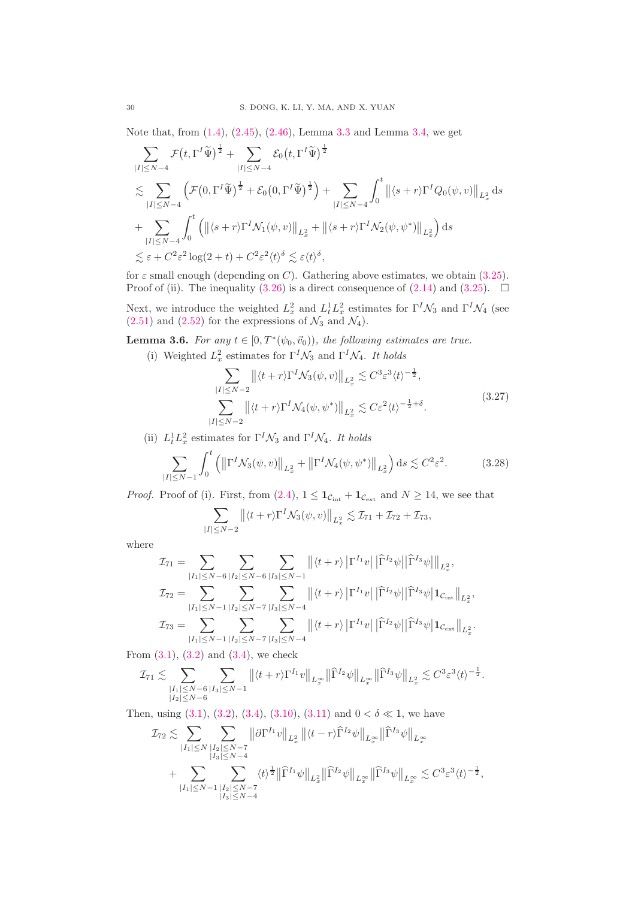Note that, from (1.4), (2.45), (2.46), Lemma 3.3 and Lemma 3.4, we get

$$
\begin{aligned}
&\sum_{|I|\le N-4} \mathcal{F}\big(t,\Gamma^I\widetilde{\Psi}\big)^{\frac12} + \sum_{|I|\le N-4} \mathcal{E}_0\big(t,\Gamma^I\widetilde{\Psi}\big)^{\frac12}\\
&\lesssim \sum_{|I|\le N-4}\Big(\mathcal{F}\big(0,\Gamma^I\widetilde{\Psi}\big)^{\frac12} + \mathcal{E}_0\big(0,\Gamma^I\widetilde{\Psi}\big)^{\frac12}\Big) + \sum_{|I|\le N-4}\int_0^t \big\|\langle s+r\rangle \Gamma^I Q_0(\psi,v)\big\|_{L^2_x}\,\mathrm{d}s\\
&+ \sum_{|I|\le N-4}\int_0^t \Big(\big\|\langle s+r\rangle \Gamma^I \mathcal{N}_1(\psi,v)\big\|_{L^2_x} + \big\|\langle s+r\rangle \Gamma^I \mathcal{N}_2(\psi,\psi^*)\big\|_{L^2_x}\Big)\,\mathrm{d}s\\
&\lesssim \varepsilon + C^2\varepsilon^2\log(2+t) + C^2\varepsilon^2\langle t\rangle^{\delta} \lesssim \varepsilon\langle t\rangle^{\delta},
\end{aligned}
$$

for $\varepsilon$ small enough (depending on $C$). Gathering above estimates, we obtain (3.25).
Proof of (ii). The inequality (3.26) is a direct consequence of (2.14) and (3.25). $\square$

Next, we introduce the weighted $L^2_x$ and $L^1_tL^2_x$ estimates for $\Gamma^I\mathcal{N}_3$ and $\Gamma^I\mathcal{N}_4$ (see (2.51) and (2.52) for the expressions of $\mathcal{N}_3$ and $\mathcal{N}_4$).

**Lemma 3.6.** *For any $t\in[0,T^*(\psi_0,\vec{v}_0))$, the following estimates are true.*

(i) Weighted $L^2_x$ estimates for $\Gamma^I\mathcal{N}_3$ and $\Gamma^I\mathcal{N}_4$. *It holds*

$$
\begin{aligned}
\sum_{|I|\le N-2}\big\|\langle t+r\rangle \Gamma^I\mathcal{N}_3(\psi,v)\big\|_{L^2_x} &\lesssim C^3\varepsilon^3\langle t\rangle^{-\frac12},\\
\sum_{|I|\le N-2}\big\|\langle t+r\rangle \Gamma^I\mathcal{N}_4(\psi,\psi^*)\big\|_{L^2_x} &\lesssim C\varepsilon^2\langle t\rangle^{-\frac12+\delta}.
\end{aligned}
\tag{3.27}
$$

(ii) $L^1_tL^2_x$ estimates for $\Gamma^I\mathcal{N}_3$ and $\Gamma^I\mathcal{N}_4$. *It holds*

$$
\sum_{|I|\le N-1}\int_0^t \Big(\big\|\Gamma^I\mathcal{N}_3(\psi,v)\big\|_{L^2_x} + \big\|\Gamma^I\mathcal{N}_4(\psi,\psi^*)\big\|_{L^2_x}\Big)\,\mathrm{d}s \lesssim C^2\varepsilon^2. \tag{3.28}
$$

*Proof.* Proof of (i). First, from (2.4), $1\le \mathbf{1}_{\mathcal{C}_{\rm int}}+\mathbf{1}_{\mathcal{C}_{\rm ext}}$ and $N\ge 14$, we see that

$$
\sum_{|I|\le N-2}\big\|\langle t+r\rangle\Gamma^I\mathcal{N}_3(\psi,v)\big\|_{L^2_x} \lesssim \mathcal{I}_{71}+\mathcal{I}_{72}+\mathcal{I}_{73},
$$

where

$$
\begin{aligned}
\mathcal{I}_{71} &= \sum_{|I_1|\le N-6}\sum_{|I_2|\le N-6}\sum_{|I_3|\le N-1}\big\|\langle t+r\rangle\,\big|\Gamma^{I_1}v\big|\,\big|\widehat{\Gamma}^{I_2}\psi\big|\big|\widehat{\Gamma}^{I_3}\psi\big|\big\|_{L^2_x},\\
\mathcal{I}_{72} &= \sum_{|I_1|\le N-1}\sum_{|I_2|\le N-7}\sum_{|I_3|\le N-4}\big\|\langle t+r\rangle\,\big|\Gamma^{I_1}v\big|\,\big|\widehat{\Gamma}^{I_2}\psi\big|\big|\widehat{\Gamma}^{I_3}\psi\big|\mathbf{1}_{\mathcal{C}_{\rm int}}\big\|_{L^2_x},\\
\mathcal{I}_{73} &= \sum_{|I_1|\le N-1}\sum_{|I_2|\le N-7}\sum_{|I_3|\le N-4}\big\|\langle t+r\rangle\,\big|\Gamma^{I_1}v\big|\,\big|\widehat{\Gamma}^{I_2}\psi\big|\big|\widehat{\Gamma}^{I_3}\psi\big|\mathbf{1}_{\mathcal{C}_{\rm ext}}\big\|_{L^2_x}.
\end{aligned}
$$

From (3.1), (3.2) and (3.4), we check

$$
\mathcal{I}_{71} \lesssim \sum_{\substack{|I_1|\le N-6\\|I_2|\le N-6}}\sum_{|I_3|\le N-1}\big\|\langle t+r\rangle\Gamma^{I_1}v\big\|_{L^\infty_x}\big\|\widehat{\Gamma}^{I_2}\psi\big\|_{L^\infty_x}\big\|\widehat{\Gamma}^{I_3}\psi\big\|_{L^2_x} \lesssim C^3\varepsilon^3\langle t\rangle^{-\frac12}.
$$

Then, using (3.1), (3.2), (3.4), (3.10), (3.11) and $0<\delta\ll1$, we have

$$
\begin{aligned}
\mathcal{I}_{72} &\lesssim \sum_{|I_1|\le N}\sum_{\substack{|I_2|\le N-7\\|I_3|\le N-4}}\big\|\partial\Gamma^{I_1}v\big\|_{L^2_x}\big\|\langle t-r\rangle\widehat{\Gamma}^{I_2}\psi\big\|_{L^\infty_x}\big\|\widehat{\Gamma}^{I_3}\psi\big\|_{L^\infty_x}\\
&+ \sum_{|I_1|\le N-1}\sum_{\substack{|I_2|\le N-7\\|I_3|\le N-4}}\langle t\rangle^{\frac12}\big\|\widehat{\Gamma}^{I_1}\psi\big\|_{L^2_x}\big\|\widehat{\Gamma}^{I_2}\psi\big\|_{L^\infty_x}\big\|\widehat{\Gamma}^{I_3}\psi\big\|_{L^\infty_x} \lesssim C^3\varepsilon^3\langle t\rangle^{-\frac12},
\end{aligned}
$$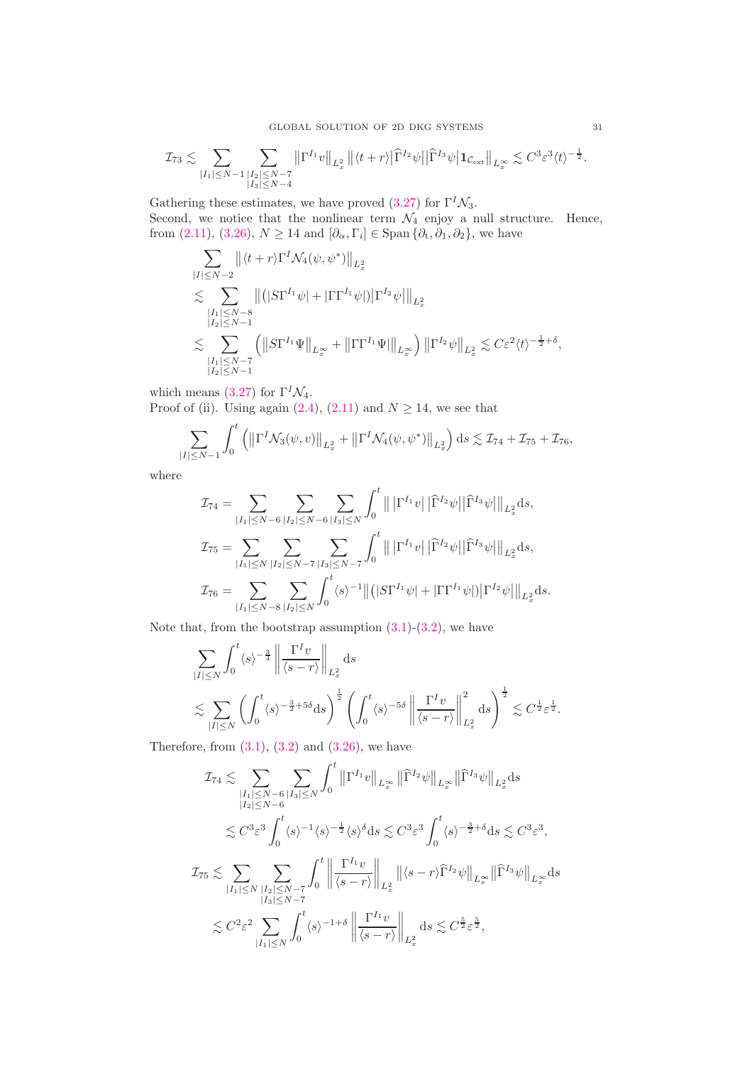$$\mathcal{I}_{73} \lesssim \sum_{|I_1|\leq N-1} \sum_{\substack{|I_2|\leq N-7\\|I_3|\leq N-4}} \big\|\Gamma^{I_1} v\big\|_{L^2_x} \big\|\langle t+r\rangle \big|\widehat{\Gamma}^{I_2}\psi\big|\big|\widehat{\Gamma}^{I_3}\psi\big| \mathbf{1}_{\mathcal{C}_{\rm ext}}\big\|_{L^\infty_x} \lesssim C^3\varepsilon^3 \langle t\rangle^{-\frac12}.$$

Gathering these estimates, we have proved (3.27) for $\Gamma^I \mathcal{N}_3$.

Second, we notice that the nonlinear term $\mathcal{N}_4$ enjoy a null structure. Hence, from (2.11), (3.26), $N \geq 14$ and $[\partial_\alpha, \Gamma_i] \in \mathrm{Span}\{\partial_t, \partial_1, \partial_2\}$, we have

$$\begin{aligned}
&\sum_{|I|\leq N-2} \big\|\langle t+r\rangle \Gamma^I \mathcal{N}_4(\psi,\psi^*)\big\|_{L^2_x}\\
\lesssim & \sum_{\substack{|I_1|\leq N-8\\|I_2|\leq N-1}} \big\|\big(|S\Gamma^{I_1}\psi| + |\Gamma\Gamma^{I_1}\psi|\big)\big|\Gamma^{I_2}\psi\big|\big\|_{L^2_x}\\
\lesssim & \sum_{\substack{|I_1|\leq N-7\\|I_2|\leq N-1}} \Big(\big\|S\Gamma^{I_1}\Psi\big\|_{L^\infty_x} + \big\|\Gamma\Gamma^{I_1}\Psi\big|\big\|_{L^\infty_x}\Big)\big\|\Gamma^{I_2}\psi\big\|_{L^2_x} \lesssim C\varepsilon^2 \langle t\rangle^{-\frac12+\delta},
\end{aligned}$$

which means (3.27) for $\Gamma^I\mathcal{N}_4$.

Proof of (ii). Using again (2.4), (2.11) and $N \geq 14$, we see that

$$\sum_{|I|\leq N-1} \int_0^t \Big(\big\|\Gamma^I \mathcal{N}_3(\psi, v)\big\|_{L^2_x} + \big\|\Gamma^I\mathcal{N}_4(\psi,\psi^*)\big\|_{L^2_x}\Big)\mathrm{d}s \lesssim \mathcal{I}_{74} + \mathcal{I}_{75} + \mathcal{I}_{76},$$

where

$$\begin{aligned}
\mathcal{I}_{74} &= \sum_{|I_1|\leq N-6} \sum_{|I_2|\leq N-6} \sum_{|I_3|\leq N} \int_0^t \big\|\big|\Gamma^{I_1} v\big|\,\big|\widehat{\Gamma}^{I_2}\psi\big|\big|\widehat{\Gamma}^{I_3}\psi\big|\big\|_{L^2_x}\mathrm{d}s,\\
\mathcal{I}_{75} &= \sum_{|I_1|\leq N} \sum_{|I_2|\leq N-7} \sum_{|I_3|\leq N-7} \int_0^t \big\|\big|\Gamma^{I_1} v\big|\,\big|\widehat{\Gamma}^{I_2}\psi\big|\big|\widehat{\Gamma}^{I_3}\psi\big|\big\|_{L^2_x}\mathrm{d}s,\\
\mathcal{I}_{76} &= \sum_{|I_1|\leq N-8} \sum_{|I_2|\leq N} \int_0^t \langle s\rangle^{-1}\big\|\big(|S\Gamma^{I_1}\psi| + |\Gamma\Gamma^{I_1}\psi|\big)\big|\Gamma^{I_2}\psi\big|\big\|_{L^2_x}\mathrm{d}s.
\end{aligned}$$

Note that, from the bootstrap assumption (3.1)-(3.2), we have

$$\begin{aligned}
&\sum_{|I|\leq N} \int_0^t \langle s\rangle^{-\frac34} \left\|\frac{\Gamma^I v}{\langle s-r\rangle}\right\|_{L^2_x}\mathrm{d}s\\
\lesssim & \sum_{|I|\leq N} \left(\int_0^t \langle s\rangle^{-\frac32+5\delta}\mathrm{d}s\right)^{\frac12} \left(\int_0^t \langle s\rangle^{-5\delta}\left\|\frac{\Gamma^I v}{\langle s-r\rangle}\right\|^2_{L^2_x}\mathrm{d}s\right)^{\frac12} \lesssim C^{\frac12}\varepsilon^{\frac12}.
\end{aligned}$$

Therefore, from (3.1), (3.2) and (3.26), we have

$$\begin{aligned}
\mathcal{I}_{74} &\lesssim \sum_{\substack{|I_1|\leq N-6\\|I_2|\leq N-6}} \sum_{|I_3|\leq N} \int_0^t \big\|\Gamma^{I_1} v\big\|_{L^\infty_x} \big\|\widehat{\Gamma}^{I_2}\psi\big\|_{L^\infty_x} \big\|\widehat{\Gamma}^{I_3}\psi\big\|_{L^2_x}\mathrm{d}s\\
&\lesssim C^3\varepsilon^3 \int_0^t \langle s\rangle^{-1}\langle s\rangle^{-\frac12}\langle s\rangle^{\delta}\mathrm{d}s \lesssim C^3\varepsilon^3 \int_0^t \langle s\rangle^{-\frac32+\delta}\mathrm{d}s \lesssim C^3\varepsilon^3,\\
\mathcal{I}_{75} &\lesssim \sum_{|I_1|\leq N} \sum_{\substack{|I_2|\leq N-7\\|I_3|\leq N-7}} \int_0^t \left\|\frac{\Gamma^{I_1} v}{\langle s-r\rangle}\right\|_{L^2_x} \big\|\langle s-r\rangle\widehat{\Gamma}^{I_2}\psi\big\|_{L^\infty_x} \big\|\widehat{\Gamma}^{I_3}\psi\big\|_{L^\infty_x}\mathrm{d}s\\
&\lesssim C^2\varepsilon^2 \sum_{|I_1|\leq N} \int_0^t \langle s\rangle^{-1+\delta} \left\|\frac{\Gamma^{I_1} v}{\langle s-r\rangle}\right\|_{L^2_x}\mathrm{d}s \lesssim C^{\frac52}\varepsilon^{\frac52},
\end{aligned}$$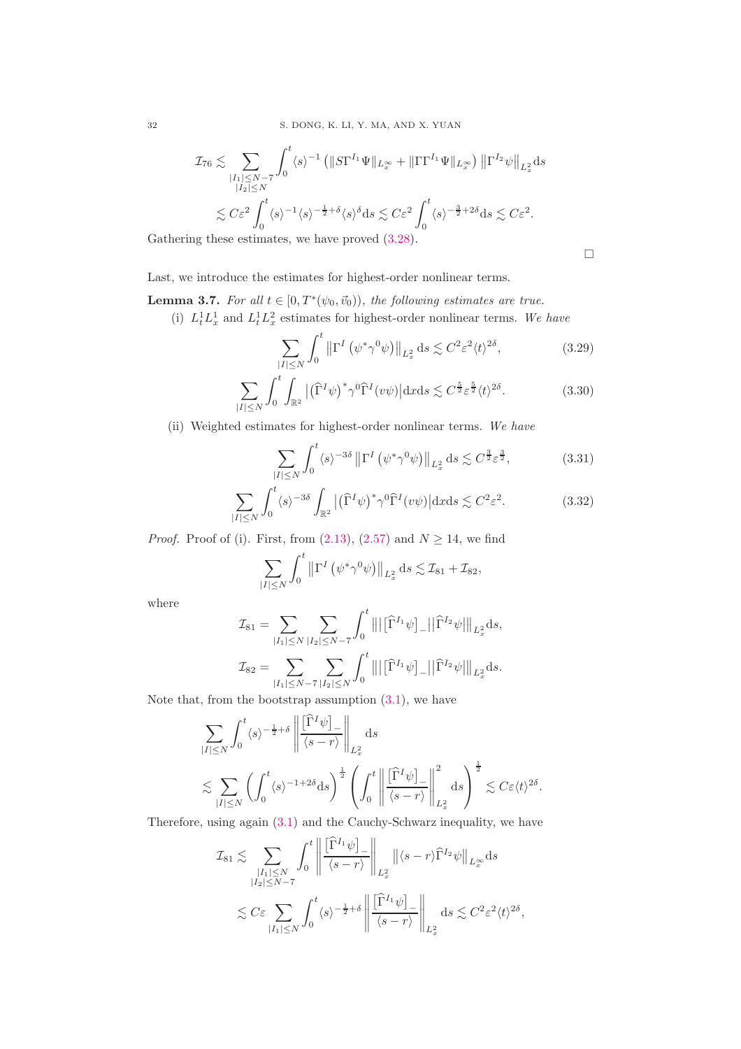$$
\begin{aligned}
\mathcal{I}_{76} &\lesssim \sum_{\substack{|I_1|\le N-7\\ |I_2|\le N}} \int_0^t \langle s\rangle^{-1} \left( \|S\Gamma^{I_1}\Psi\|_{L^\infty_x} + \|\Gamma\Gamma^{I_1}\Psi\|_{L^\infty_x} \right) \left\|\Gamma^{I_2}\psi\right\|_{L^2_x} \mathrm{d}s \\
&\lesssim C\varepsilon^2 \int_0^t \langle s\rangle^{-1} \langle s\rangle^{-\frac12+\delta} \langle s\rangle^{\delta} \mathrm{d}s \lesssim C\varepsilon^2 \int_0^t \langle s\rangle^{-\frac32+2\delta} \mathrm{d}s \lesssim C\varepsilon^2.
\end{aligned}
$$

Gathering these estimates, we have proved (3.28).

□

Last, we introduce the estimates for highest-order nonlinear terms.

**Lemma 3.7.** *For all $t \in [0, T^*(\psi_0, \vec{v}_0))$, the following estimates are true.*

(i) $L^1_t L^1_x$ and $L^1_t L^2_x$ estimates for highest-order nonlinear terms. *We have*

$$
\sum_{|I|\le N} \int_0^t \left\|\Gamma^I \left(\psi^*\gamma^0\psi\right)\right\|_{L^2_x} \mathrm{d}s \lesssim C^2\varepsilon^2 \langle t\rangle^{2\delta}, \tag{3.29}
$$

$$
\sum_{|I|\le N} \int_0^t \int_{\mathbb{R}^2} \left| \left(\widehat{\Gamma}^I\psi\right)^* \gamma^0 \widehat{\Gamma}^I (v\psi) \right| \mathrm{d}x\mathrm{d}s \lesssim C^{\frac52}\varepsilon^{\frac52} \langle t\rangle^{2\delta}. \tag{3.30}
$$

(ii) Weighted estimates for highest-order nonlinear terms. *We have*

$$
\sum_{|I|\le N} \int_0^t \langle s\rangle^{-3\delta} \left\|\Gamma^I \left(\psi^*\gamma^0\psi\right)\right\|_{L^2_x} \mathrm{d}s \lesssim C^{\frac32}\varepsilon^{\frac32}, \tag{3.31}
$$

$$
\sum_{|I|\le N} \int_0^t \langle s\rangle^{-3\delta} \int_{\mathbb{R}^2} \left| \left(\widehat{\Gamma}^I\psi\right)^* \gamma^0 \widehat{\Gamma}^I (v\psi) \right| \mathrm{d}x\mathrm{d}s \lesssim C^2\varepsilon^2. \tag{3.32}
$$

*Proof.* Proof of (i). First, from (2.13), (2.57) and $N \ge 14$, we find

$$
\sum_{|I|\le N} \int_0^t \left\|\Gamma^I \left(\psi^*\gamma^0\psi\right)\right\|_{L^2_x} \mathrm{d}s \lesssim \mathcal{I}_{81} + \mathcal{I}_{82},
$$

where

$$
\mathcal{I}_{81} = \sum_{|I_1|\le N} \sum_{|I_2|\le N-7} \int_0^t \left\| \left|\left[\widehat{\Gamma}^{I_1}\psi\right]_-\right| \left|\widehat{\Gamma}^{I_2}\psi\right| \right\|_{L^2_x} \mathrm{d}s,
$$

$$
\mathcal{I}_{82} = \sum_{|I_1|\le N-7} \sum_{|I_2|\le N} \int_0^t \left\| \left|\left[\widehat{\Gamma}^{I_1}\psi\right]_-\right| \left|\widehat{\Gamma}^{I_2}\psi\right| \right\|_{L^2_x} \mathrm{d}s.
$$

Note that, from the bootstrap assumption (3.1), we have

$$
\begin{aligned}
&\sum_{|I|\le N} \int_0^t \langle s\rangle^{-\frac12+\delta} \left\| \frac{\left[\widehat{\Gamma}^I\psi\right]_-}{\langle s-r\rangle} \right\|_{L^2_x} \mathrm{d}s \\
&\lesssim \sum_{|I|\le N} \left( \int_0^t \langle s\rangle^{-1+2\delta} \mathrm{d}s \right)^{\frac12} \left( \int_0^t \left\| \frac{\left[\widehat{\Gamma}^I\psi\right]_-}{\langle s-r\rangle} \right\|_{L^2_x}^2 \mathrm{d}s \right)^{\frac12} \lesssim C\varepsilon \langle t\rangle^{2\delta}.
\end{aligned}
$$

Therefore, using again (3.1) and the Cauchy-Schwarz inequality, we have

$$
\begin{aligned}
\mathcal{I}_{81} &\lesssim \sum_{\substack{|I_1|\le N\\ |I_2|\le N-7}} \int_0^t \left\| \frac{\left[\widehat{\Gamma}^{I_1}\psi\right]_-}{\langle s-r\rangle} \right\|_{L^2_x} \left\| \langle s-r\rangle \widehat{\Gamma}^{I_2}\psi \right\|_{L^\infty_x} \mathrm{d}s \\
&\lesssim C\varepsilon \sum_{|I_1|\le N} \int_0^t \langle s\rangle^{-\frac12+\delta} \left\| \frac{\left[\widehat{\Gamma}^{I_1}\psi\right]_-}{\langle s-r\rangle} \right\|_{L^2_x} \mathrm{d}s \lesssim C^2\varepsilon^2 \langle t\rangle^{2\delta},
\end{aligned}
$$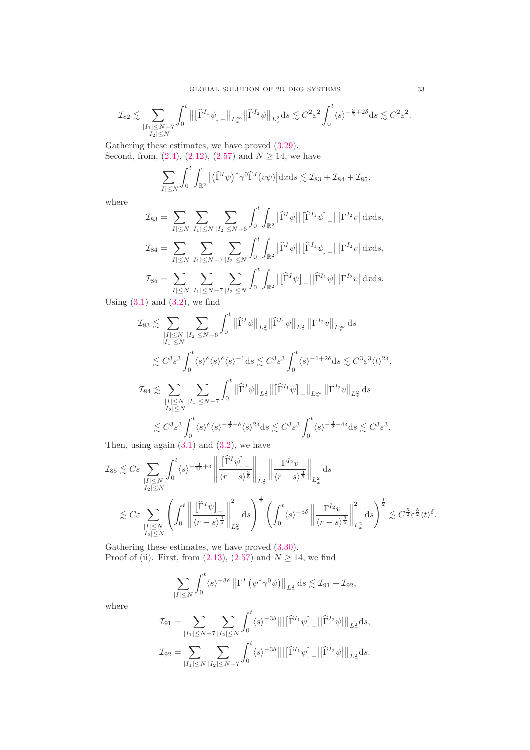$$\mathcal{I}_{82} \lesssim \sum_{\substack{|I_1|\le N-7\\ |I_2|\le N}} \int_0^t \big\|\big[\widehat{\Gamma}^{I_1}\psi\big]_-\big\|_{L^\infty_x}\big\|\widehat{\Gamma}^{I_2}\psi\big\|_{L^2_x}\mathrm{d}s \lesssim C^2\varepsilon^2\int_0^t \langle s\rangle^{-\frac{3}{2}+2\delta}\mathrm{d}s \lesssim C^2\varepsilon^2.$$

Gathering these estimates, we have proved (3.29).

Second, from, (2.4), (2.12), (2.57) and $N\ge 14$, we have

$$\sum_{|I|\le N}\int_0^t\int_{\mathbb{R}^2}\big|\big(\widehat{\Gamma}^I\psi\big)^*\gamma^0\widehat{\Gamma}^I(v\psi)\big|\mathrm{d}x\mathrm{d}s \lesssim \mathcal{I}_{83}+\mathcal{I}_{84}+\mathcal{I}_{85},$$

where

$$\mathcal{I}_{83} = \sum_{|I|\le N}\sum_{|I_1|\le N}\sum_{|I_2|\le N-6}\int_0^t\int_{\mathbb{R}^2}\big|\widehat{\Gamma}^I\psi\big|\big|\big[\widehat{\Gamma}^{I_1}\psi\big]_-\big|\,\big|\Gamma^{I_2}v\big|\,\mathrm{d}x\mathrm{d}s,$$

$$\mathcal{I}_{84} = \sum_{|I|\le N}\sum_{|I_1|\le N-7}\sum_{|I_2|\le N}\int_0^t\int_{\mathbb{R}^2}\big|\widehat{\Gamma}^I\psi\big|\big|\big[\widehat{\Gamma}^{I_1}\psi\big]_-\big|\,\big|\Gamma^{I_2}v\big|\,\mathrm{d}x\mathrm{d}s,$$

$$\mathcal{I}_{85} = \sum_{|I|\le N}\sum_{|I_1|\le N-7}\sum_{|I_2|\le N}\int_0^t\int_{\mathbb{R}^2}\big|\big[\widehat{\Gamma}^I\psi\big]_-\big|\big|\widehat{\Gamma}^{I_1}\psi\big|\,\big|\Gamma^{I_2}v\big|\,\mathrm{d}x\mathrm{d}s.$$

Using (3.1) and (3.2), we find

$$\begin{aligned}
\mathcal{I}_{83} &\lesssim \sum_{\substack{|I|\le N\\ |I_1|\le N}}\sum_{|I_2|\le N-6}\int_0^t\big\|\widehat{\Gamma}^I\psi\big\|_{L^2_x}\big\|\widehat{\Gamma}^{I_1}\psi\big\|_{L^2_x}\big\|\Gamma^{I_2}v\big\|_{L^\infty_x}\,\mathrm{d}s\\
&\lesssim C^3\varepsilon^3\int_0^t\langle s\rangle^{\delta}\langle s\rangle^{\delta}\langle s\rangle^{-1}\mathrm{d}s \lesssim C^3\varepsilon^3\int_0^t\langle s\rangle^{-1+2\delta}\mathrm{d}s \lesssim C^3\varepsilon^3\langle t\rangle^{2\delta},\\
\mathcal{I}_{84} &\lesssim \sum_{\substack{|I|\le N\\ |I_2|\le N}}\sum_{|I_1|\le N-7}\int_0^t\big\|\widehat{\Gamma}^I\psi\big\|_{L^2_x}\big\|\big[\widehat{\Gamma}^{I_1}\psi\big]_-\big\|_{L^\infty_x}\big\|\Gamma^{I_2}v\big\|_{L^2_x}\,\mathrm{d}s\\
&\lesssim C^3\varepsilon^3\int_0^t\langle s\rangle^{\delta}\langle s\rangle^{-\frac{3}{2}+\delta}\langle s\rangle^{2\delta}\mathrm{d}s \lesssim C^3\varepsilon^3\int_0^t\langle s\rangle^{-\frac{3}{2}+4\delta}\mathrm{d}s \lesssim C^3\varepsilon^3.
\end{aligned}$$

Then, using again (3.1) and (3.2), we have

$$\begin{aligned}
\mathcal{I}_{85} &\lesssim C\varepsilon\sum_{\substack{|I|\le N\\ |I_2|\le N}}\int_0^t\langle s\rangle^{-\frac{3}{10}+\delta}\left\|\frac{\big[\widehat{\Gamma}^I\psi\big]_-}{\langle r-s\rangle^{\frac{3}{5}}}\right\|_{L^2_x}\left\|\frac{\Gamma^{I_2}v}{\langle r-s\rangle^{\frac{3}{5}}}\right\|_{L^2_x}\mathrm{d}s\\
&\lesssim C\varepsilon\sum_{\substack{|I|\le N\\ |I_2|\le N}}\left(\int_0^t\left\|\frac{\big[\widehat{\Gamma}^I\psi\big]_-}{\langle r-s\rangle^{\frac{3}{5}}}\right\|^2_{L^2_x}\mathrm{d}s\right)^{\frac{1}{2}}\left(\int_0^t\langle s\rangle^{-5\delta}\left\|\frac{\Gamma^{I_2}v}{\langle r-s\rangle^{\frac{3}{5}}}\right\|^2_{L^2_x}\mathrm{d}s\right)^{\frac{1}{2}} \lesssim C^{\frac{5}{2}}\varepsilon^{\frac{5}{2}}\langle t\rangle^{\delta}.
\end{aligned}$$

Gathering these estimates, we have proved (3.30).

Proof of (ii). First, from (2.13), (2.57) and $N\ge 14$, we find

$$\sum_{|I|\le N}\int_0^t\langle s\rangle^{-3\delta}\big\|\Gamma^I\big(\psi^*\gamma^0\psi\big)\big\|_{L^2_x}\mathrm{d}s \lesssim \mathcal{I}_{91}+\mathcal{I}_{92},$$

where

$$\mathcal{I}_{91} = \sum_{|I_1|\le N-7}\sum_{|I_2|\le N}\int_0^t\langle s\rangle^{-3\delta}\big\|\big|\big[\widehat{\Gamma}^{I_1}\psi\big]_-\big|\big|\widehat{\Gamma}^{I_2}\psi\big|\big\|_{L^2_x}\mathrm{d}s,$$

$$\mathcal{I}_{92} = \sum_{|I_1|\le N}\sum_{|I_2|\le N-7}\int_0^t\langle s\rangle^{-3\delta}\big\|\big|\big[\widehat{\Gamma}^{I_1}\psi\big]_-\big|\big|\widehat{\Gamma}^{I_2}\psi\big|\big\|_{L^2_x}\mathrm{d}s.$$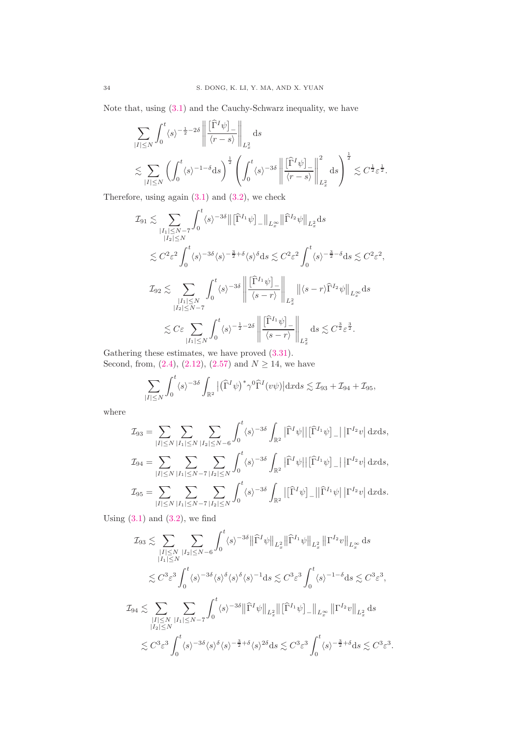Note that, using (3.1) and the Cauchy-Schwarz inequality, we have

$$
\begin{aligned}
&\sum_{|I|\le N}\int_0^t \langle s\rangle^{-\frac12-2\delta}\left\|\frac{\big[\widehat\Gamma^I\psi\big]_-}{\langle r-s\rangle}\right\|_{L^2_x}\mathrm{d}s\\
&\lesssim \sum_{|I|\le N}\left(\int_0^t\langle s\rangle^{-1-\delta}\mathrm{d}s\right)^{\frac12}\left(\int_0^t\langle s\rangle^{-3\delta}\left\|\frac{\big[\widehat\Gamma^I\psi\big]_-}{\langle r-s\rangle}\right\|^2_{L^2_x}\mathrm{d}s\right)^{\frac12}\lesssim C^{\frac12}\varepsilon^{\frac12}.
\end{aligned}
$$

Therefore, using again (3.1) and (3.2), we check

$$
\begin{aligned}
\mathcal{I}_{91}&\lesssim \sum_{\substack{|I_1|\le N-7\\|I_2|\le N}}\int_0^t\langle s\rangle^{-3\delta}\big\|\big[\widehat\Gamma^{I_1}\psi\big]_-\big\|_{L^\infty_x}\big\|\widehat\Gamma^{I_2}\psi\big\|_{L^2_x}\mathrm{d}s\\
&\lesssim C^2\varepsilon^2\int_0^t\langle s\rangle^{-3\delta}\langle s\rangle^{-\frac32+\delta}\langle s\rangle^{\delta}\mathrm{d}s\lesssim C^2\varepsilon^2\int_0^t\langle s\rangle^{-\frac32-\delta}\mathrm{d}s\lesssim C^2\varepsilon^2,\\
\mathcal{I}_{92}&\lesssim \sum_{\substack{|I_1|\le N\\|I_2|\le N-7}}\int_0^t\langle s\rangle^{-3\delta}\left\|\frac{\big[\widehat\Gamma^{I_1}\psi\big]_-}{\langle s-r\rangle}\right\|_{L^2_x}\big\|\langle s-r\rangle\widehat\Gamma^{I_2}\psi\big\|_{L^\infty_x}\mathrm{d}s\\
&\lesssim C\varepsilon\sum_{|I_1|\le N}\int_0^t\langle s\rangle^{-\frac12-2\delta}\left\|\frac{\big[\widehat\Gamma^{I_1}\psi\big]_-}{\langle s-r\rangle}\right\|_{L^2_x}\mathrm{d}s\lesssim C^{\frac32}\varepsilon^{\frac32}.
\end{aligned}
$$

Gathering these estimates, we have proved (3.31).
Second, from, (2.4), (2.12), (2.57) and $N\ge 14$, we have

$$
\sum_{|I|\le N}\int_0^t\langle s\rangle^{-3\delta}\int_{\mathbb{R}^2}\big|\big(\widehat\Gamma^I\psi\big)^*\gamma^0\widehat\Gamma^I(v\psi)\big|\mathrm{d}x\mathrm{d}s\lesssim \mathcal{I}_{93}+\mathcal{I}_{94}+\mathcal{I}_{95},
$$

where

$$
\begin{aligned}
\mathcal{I}_{93}&=\sum_{|I|\le N}\sum_{|I_1|\le N}\sum_{|I_2|\le N-6}\int_0^t\langle s\rangle^{-3\delta}\int_{\mathbb{R}^2}\big|\widehat\Gamma^I\psi\big|\big|\big[\widehat\Gamma^{I_1}\psi\big]_-\big|\,\big|\Gamma^{I_2}v\big|\,\mathrm{d}x\mathrm{d}s,\\
\mathcal{I}_{94}&=\sum_{|I|\le N}\sum_{|I_1|\le N-7}\sum_{|I_2|\le N}\int_0^t\langle s\rangle^{-3\delta}\int_{\mathbb{R}^2}\big|\widehat\Gamma^I\psi\big|\big|\big[\widehat\Gamma^{I_1}\psi\big]_-\big|\,\big|\Gamma^{I_2}v\big|\,\mathrm{d}x\mathrm{d}s,\\
\mathcal{I}_{95}&=\sum_{|I|\le N}\sum_{|I_1|\le N-7}\sum_{|I_2|\le N}\int_0^t\langle s\rangle^{-3\delta}\int_{\mathbb{R}^2}\big|\big[\widehat\Gamma^I\psi\big]_-\big|\big|\widehat\Gamma^{I_1}\psi\big|\,\big|\Gamma^{I_2}v\big|\,\mathrm{d}x\mathrm{d}s.
\end{aligned}
$$

Using (3.1) and (3.2), we find

$$
\begin{aligned}
\mathcal{I}_{93}&\lesssim \sum_{\substack{|I|\le N\\|I_1|\le N}}\sum_{|I_2|\le N-6}\int_0^t\langle s\rangle^{-3\delta}\big\|\widehat\Gamma^I\psi\big\|_{L^2_x}\big\|\widehat\Gamma^{I_1}\psi\big\|_{L^2_x}\big\|\Gamma^{I_2}v\big\|_{L^\infty_x}\mathrm{d}s\\
&\lesssim C^3\varepsilon^3\int_0^t\langle s\rangle^{-3\delta}\langle s\rangle^{\delta}\langle s\rangle^{\delta}\langle s\rangle^{-1}\mathrm{d}s\lesssim C^3\varepsilon^3\int_0^t\langle s\rangle^{-1-\delta}\mathrm{d}s\lesssim C^3\varepsilon^3,\\
\mathcal{I}_{94}&\lesssim \sum_{\substack{|I|\le N\\|I_2|\le N}}\sum_{|I_1|\le N-7}\int_0^t\langle s\rangle^{-3\delta}\big\|\widehat\Gamma^I\psi\big\|_{L^2_x}\big\|\big[\widehat\Gamma^{I_1}\psi\big]_-\big\|_{L^\infty_x}\big\|\Gamma^{I_2}v\big\|_{L^2_x}\mathrm{d}s\\
&\lesssim C^3\varepsilon^3\int_0^t\langle s\rangle^{-3\delta}\langle s\rangle^{\delta}\langle s\rangle^{-\frac32+\delta}\langle s\rangle^{2\delta}\mathrm{d}s\lesssim C^3\varepsilon^3\int_0^t\langle s\rangle^{-\frac32+\delta}\mathrm{d}s\lesssim C^3\varepsilon^3.
\end{aligned}
$$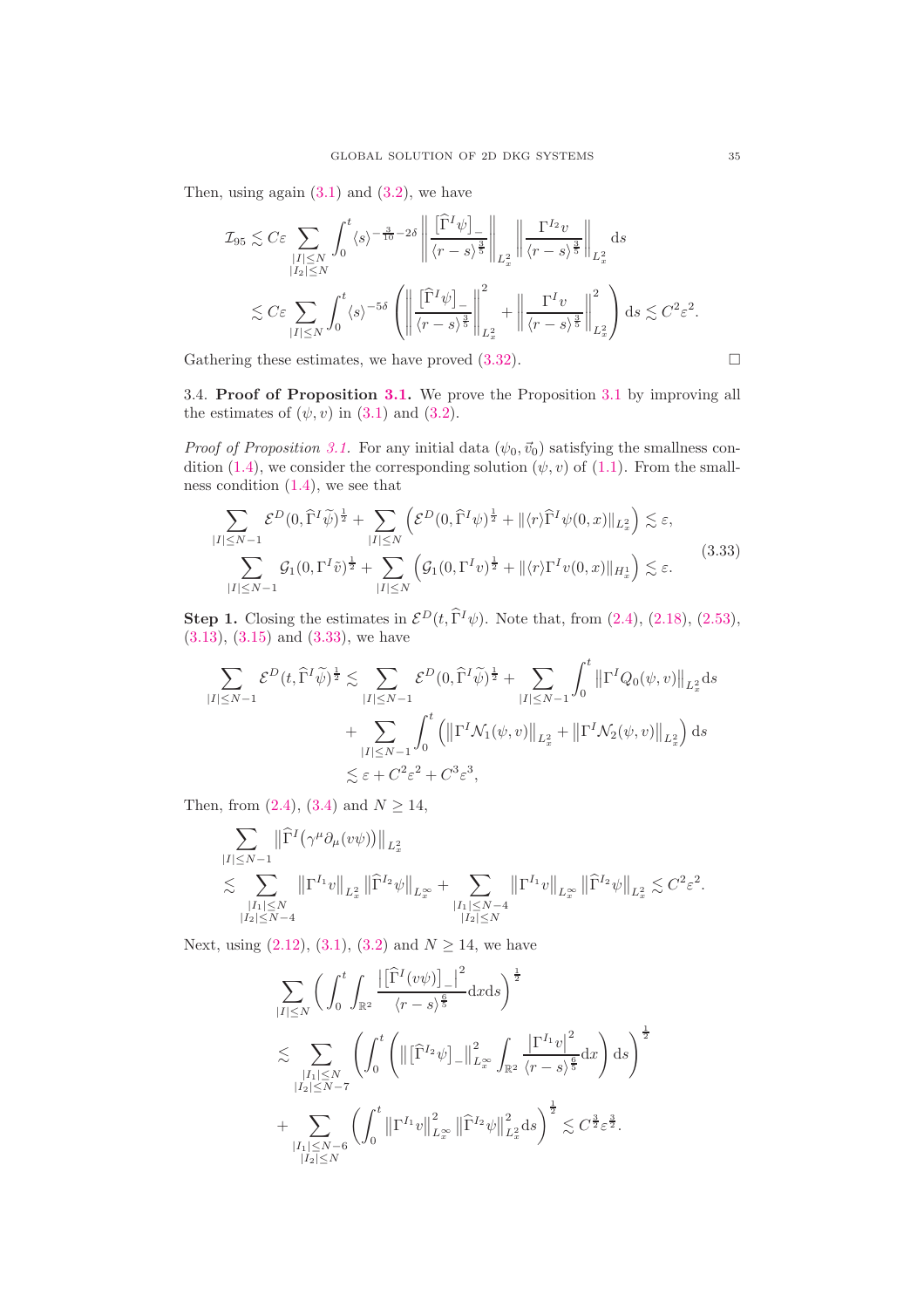Then, using again (3.1) and (3.2), we have

$$
\begin{aligned}
\mathcal{I}_{95} &\lesssim C\varepsilon \sum_{\substack{|I|\leq N\\ |I_2|\leq N}} \int_0^t \langle s\rangle^{-\frac{3}{10}-2\delta} \left\| \frac{\big[\widehat{\Gamma}^I\psi\big]_-}{\langle r-s\rangle^{\frac{3}{5}}}\right\|_{L^2_x} \left\| \frac{\Gamma^{I_2} v}{\langle r-s\rangle^{\frac{3}{5}}}\right\|_{L^2_x} \mathrm{d}s\\
&\lesssim C\varepsilon \sum_{|I|\leq N} \int_0^t \langle s\rangle^{-5\delta} \left( \left\| \frac{\big[\widehat{\Gamma}^I\psi\big]_-}{\langle r-s\rangle^{\frac{3}{5}}}\right\|_{L^2_x}^2 + \left\| \frac{\Gamma^{I} v}{\langle r-s\rangle^{\frac{3}{5}}}\right\|_{L^2_x}^2 \right) \mathrm{d}s \lesssim C^2\varepsilon^2.
\end{aligned}
$$

Gathering these estimates, we have proved (3.32). $\square$

3.4. **Proof of Proposition 3.1.** We prove the Proposition 3.1 by improving all the estimates of $(\psi, v)$ in (3.1) and (3.2).

*Proof of Proposition 3.1.* For any initial data $(\psi_0, \vec{v}_0)$ satisfying the smallness condition (1.4), we consider the corresponding solution $(\psi, v)$ of (1.1). From the smallness condition (1.4), we see that

$$
\begin{aligned}
\sum_{|I|\leq N-1} \mathcal{E}^D(0,\widehat{\Gamma}^I\widetilde{\psi})^{\frac{1}{2}} + \sum_{|I|\leq N}\left(\mathcal{E}^D(0,\widehat{\Gamma}^I\psi)^{\frac{1}{2}} + \|\langle r\rangle \widehat{\Gamma}^I\psi(0,x)\|_{L^2_x}\right) &\lesssim \varepsilon,\\
\sum_{|I|\leq N-1} \mathcal{G}_1(0,\Gamma^I\widetilde{v})^{\frac{1}{2}} + \sum_{|I|\leq N}\left(\mathcal{G}_1(0,\Gamma^I v)^{\frac{1}{2}} + \|\langle r\rangle \Gamma^I v(0,x)\|_{H^1_x}\right) &\lesssim \varepsilon.
\end{aligned}
\tag{3.33}
$$

**Step 1.** Closing the estimates in $\mathcal{E}^D(t,\widehat{\Gamma}^I\psi)$. Note that, from (2.4), (2.18), (2.53), (3.13), (3.15) and (3.33), we have

$$
\begin{aligned}
\sum_{|I|\leq N-1} \mathcal{E}^D(t,\widehat{\Gamma}^I\widetilde{\psi})^{\frac{1}{2}} &\lesssim \sum_{|I|\leq N-1} \mathcal{E}^D(0,\widehat{\Gamma}^I\widetilde{\psi})^{\frac{1}{2}} + \sum_{|I|\leq N-1}\int_0^t \big\|\Gamma^I Q_0(\psi,v)\big\|_{L^2_x}\mathrm{d}s\\
&\quad + \sum_{|I|\leq N-1}\int_0^t \left(\big\|\Gamma^I \mathcal{N}_1(\psi,v)\big\|_{L^2_x} + \big\|\Gamma^I \mathcal{N}_2(\psi,v)\big\|_{L^2_x}\right)\mathrm{d}s\\
&\lesssim \varepsilon + C^2\varepsilon^2 + C^3\varepsilon^3,
\end{aligned}
$$

Then, from (2.4), (3.4) and $N\geq 14$,

$$
\begin{aligned}
&\sum_{|I|\leq N-1} \big\|\widehat{\Gamma}^I\big(\gamma^\mu\partial_\mu(v\psi)\big)\big\|_{L^2_x}\\
&\lesssim \sum_{\substack{|I_1|\leq N\\ |I_2|\leq N-4}} \big\|\Gamma^{I_1}v\big\|_{L^2_x}\big\|\widehat{\Gamma}^{I_2}\psi\big\|_{L^\infty_x} + \sum_{\substack{|I_1|\leq N-4\\ |I_2|\leq N}} \big\|\Gamma^{I_1}v\big\|_{L^\infty_x}\big\|\widehat{\Gamma}^{I_2}\psi\big\|_{L^2_x} \lesssim C^2\varepsilon^2.
\end{aligned}
$$

Next, using (2.12), (3.1), (3.2) and $N\geq 14$, we have

$$
\begin{aligned}
&\sum_{|I|\leq N}\left(\int_0^t\int_{\mathbb{R}^2} \frac{\big|\big[\widehat{\Gamma}^I(v\psi)\big]_-\big|^2}{\langle r-s\rangle^{\frac{6}{5}}}\mathrm{d}x\mathrm{d}s\right)^{\frac{1}{2}}\\
&\lesssim \sum_{\substack{|I_1|\leq N\\ |I_2|\leq N-7}}\left(\int_0^t\left(\big\|\big[\widehat{\Gamma}^{I_2}\psi\big]_-\big\|_{L^\infty_x}^2\int_{\mathbb{R}^2}\frac{\big|\Gamma^{I_1}v\big|^2}{\langle r-s\rangle^{\frac{6}{5}}}\mathrm{d}x\right)\mathrm{d}s\right)^{\frac{1}{2}}\\
&\quad + \sum_{\substack{|I_1|\leq N-6\\ |I_2|\leq N}}\left(\int_0^t \big\|\Gamma^{I_1}v\big\|_{L^\infty_x}^2\big\|\widehat{\Gamma}^{I_2}\psi\big\|_{L^2_x}^2\mathrm{d}s\right)^{\frac{1}{2}} \lesssim C^{\frac{3}{2}}\varepsilon^{\frac{3}{2}}.
\end{aligned}
$$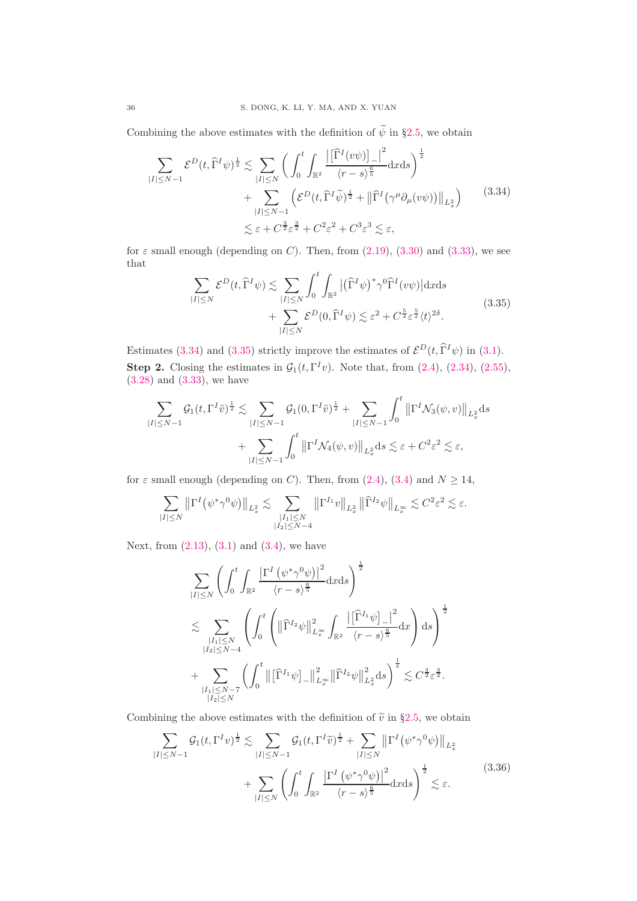Combining the above estimates with the definition of $\widetilde{\psi}$ in §2.5, we obtain

$$
\begin{aligned}
\sum_{|I|\leq N-1} \mathcal{E}^D(t, \widehat{\Gamma}^I \psi)^{\frac{1}{2}} \lesssim & \sum_{|I|\leq N} \left( \int_0^t \int_{\mathbb{R}^2} \frac{\left| \left[ \widehat{\Gamma}^I (v\psi) \right]_- \right|^2}{\langle r-s \rangle^{\frac{6}{5}}} \mathrm{d}x \mathrm{d}s \right)^{\frac{1}{2}} \\
& + \sum_{|I|\leq N-1} \left( \mathcal{E}^D(t, \widehat{\Gamma}^I \widetilde{\psi})^{\frac{1}{2}} + \left\| \widehat{\Gamma}^I \left( \gamma^\mu \partial_\mu (v\psi) \right) \right\|_{L^2_x} \right) \\
\lesssim & \ \varepsilon + C^{\frac{3}{2}} \varepsilon^{\frac{3}{2}} + C^2 \varepsilon^2 + C^3 \varepsilon^3 \lesssim \varepsilon,
\end{aligned}
\tag{3.34}
$$

for $\varepsilon$ small enough (depending on $C$). Then, from (2.19), (3.30) and (3.33), we see that

$$
\begin{aligned}
\sum_{|I|\leq N} \mathcal{E}^D(t, \widehat{\Gamma}^I \psi) \lesssim & \sum_{|I|\leq N} \int_0^t \int_{\mathbb{R}^2} \left| \left( \widehat{\Gamma}^I \psi \right)^* \gamma^0 \widehat{\Gamma}^I (v\psi) \right| \mathrm{d}x \mathrm{d}s \\
& + \sum_{|I|\leq N} \mathcal{E}^D(0, \widehat{\Gamma}^I \psi) \lesssim \varepsilon^2 + C^{\frac{5}{2}} \varepsilon^{\frac{5}{2}} \langle t \rangle^{2\delta}.
\end{aligned}
\tag{3.35}
$$

Estimates (3.34) and (3.35) strictly improve the estimates of $\mathcal{E}^D(t, \widehat{\Gamma}^I \psi)$ in (3.1).

**Step 2.** Closing the estimates in $\mathcal{G}_1(t, \Gamma^I v)$. Note that, from (2.4), (2.34), (2.55), (3.28) and (3.33), we have

$$
\begin{aligned}
\sum_{|I|\leq N-1} \mathcal{G}_1(t, \Gamma^I \widetilde{v})^{\frac{1}{2}} \lesssim & \sum_{|I|\leq N-1} \mathcal{G}_1(0, \Gamma^I \widetilde{v})^{\frac{1}{2}} + \sum_{|I|\leq N-1} \int_0^t \left\| \Gamma^I \mathcal{N}_3(\psi, v) \right\|_{L^2_x} \mathrm{d}s \\
& + \sum_{|I|\leq N-1} \int_0^t \left\| \Gamma^I \mathcal{N}_4(\psi, v) \right\|_{L^2_x} \mathrm{d}s \lesssim \varepsilon + C^2 \varepsilon^2 \lesssim \varepsilon,
\end{aligned}
$$

for $\varepsilon$ small enough (depending on $C$). Then, from (2.4), (3.4) and $N \geq 14$,

$$
\sum_{|I|\leq N} \left\| \Gamma^I \left( \psi^* \gamma^0 \psi \right) \right\|_{L^2_x} \lesssim \sum_{\substack{|I_1|\leq N \\ |I_2|\leq N-4}} \left\| \Gamma^{I_1} v \right\|_{L^2_x} \left\| \widehat{\Gamma}^{I_2} \psi \right\|_{L^\infty_x} \lesssim C^2 \varepsilon^2 \lesssim \varepsilon.
$$

Next, from (2.13), (3.1) and (3.4), we have

$$
\begin{aligned}
& \sum_{|I|\leq N} \left( \int_0^t \int_{\mathbb{R}^2} \frac{\left| \Gamma^I \left( \psi^* \gamma^0 \psi \right) \right|^2}{\langle r-s \rangle^{\frac{6}{5}}} \mathrm{d}x \mathrm{d}s \right)^{\frac{1}{2}} \\
\lesssim & \sum_{\substack{|I_1|\leq N \\ |I_2|\leq N-4}} \left( \int_0^t \left( \left\| \widehat{\Gamma}^{I_2} \psi \right\|^2_{L^\infty_x} \int_{\mathbb{R}^2} \frac{\left| \left[ \widehat{\Gamma}^{I_1} \psi \right]_- \right|^2}{\langle r-s \rangle^{\frac{6}{5}}} \mathrm{d}x \right) \mathrm{d}s \right)^{\frac{1}{2}} \\
& + \sum_{\substack{|I_1|\leq N-7 \\ |I_2|\leq N}} \left( \int_0^t \left\| \left[ \widehat{\Gamma}^{I_1} \psi \right]_- \right\|^2_{L^\infty_x} \left\| \widehat{\Gamma}^{I_2} \psi \right\|^2_{L^2_x} \mathrm{d}s \right)^{\frac{1}{2}} \lesssim C^{\frac{3}{2}} \varepsilon^{\frac{3}{2}}.
\end{aligned}
$$

Combining the above estimates with the definition of $\widetilde{v}$ in §2.5, we obtain

$$
\begin{aligned}
\sum_{|I|\leq N-1} \mathcal{G}_1(t, \Gamma^I v)^{\frac{1}{2}} \lesssim & \sum_{|I|\leq N-1} \mathcal{G}_1(t, \Gamma^I \widetilde{v})^{\frac{1}{2}} + \sum_{|I|\leq N} \left\| \Gamma^I \left( \psi^* \gamma^0 \psi \right) \right\|_{L^2_x} \\
& + \sum_{|I|\leq N} \left( \int_0^t \int_{\mathbb{R}^2} \frac{\left| \Gamma^I \left( \psi^* \gamma^0 \psi \right) \right|^2}{\langle r-s \rangle^{\frac{6}{5}}} \mathrm{d}x \mathrm{d}s \right)^{\frac{1}{2}} \lesssim \varepsilon.
\end{aligned}
\tag{3.36}
$$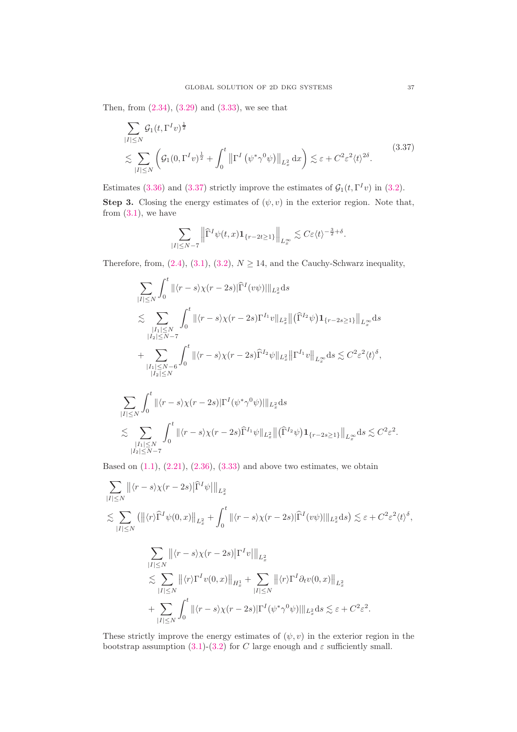Then, from (2.34), (3.29) and (3.33), we see that

$$
\begin{aligned}
&\sum_{|I|\le N} \mathcal{G}_1(t,\Gamma^I v)^{\frac12}\\
&\lesssim \sum_{|I|\le N}\left(\mathcal{G}_1(0,\Gamma^I v)^{\frac12}+\int_0^t \left\|\Gamma^I\left(\psi^*\gamma^0\psi\right)\right\|_{L^2_x}\mathrm{d}x\right)\lesssim \varepsilon + C^2\varepsilon^2\langle t\rangle^{2\delta}.
\end{aligned}
\tag{3.37}
$$

Estimates (3.36) and (3.37) strictly improve the estimates of $\mathcal{G}_1(t,\Gamma^I v)$ in (3.2).

**Step 3.** Closing the energy estimates of $(\psi, v)$ in the exterior region. Note that, from (3.1), we have

$$
\sum_{|I|\le N-7}\left\|\widehat{\Gamma}^I\psi(t,x)\mathbf{1}_{\{r-2t\ge 1\}}\right\|_{L^\infty_x}\lesssim C\varepsilon\langle t\rangle^{-\frac32+\delta}.
$$

Therefore, from (2.4), (3.1), (3.2), $N\ge 14$, and the Cauchy-Schwarz inequality,

$$
\begin{aligned}
&\sum_{|I|\le N}\int_0^t \|\langle r-s\rangle \chi(r-2s)|\widehat{\Gamma}^I(v\psi)|\|_{L^2_x}\mathrm{d}s\\
&\lesssim \sum_{\substack{|I_1|\le N\\ |I_2|\le N-7}}\int_0^t \|\langle r-s\rangle\chi(r-2s)\Gamma^{I_1}v\|_{L^2_x}\left\|\big(\widehat{\Gamma}^{I_2}\psi\big)\mathbf{1}_{\{r-2s\ge 1\}}\right\|_{L^\infty_x}\mathrm{d}s\\
&\quad+\sum_{\substack{|I_1|\le N-6\\ |I_2|\le N}}\int_0^t \|\langle r-s\rangle\chi(r-2s)\widehat{\Gamma}^{I_2}\psi\|_{L^2_x}\left\|\Gamma^{I_1}v\right\|_{L^\infty_x}\mathrm{d}s\lesssim C^2\varepsilon^2\langle t\rangle^{\delta},
\end{aligned}
$$

$$
\begin{aligned}
&\sum_{|I|\le N}\int_0^t \|\langle r-s\rangle\chi(r-2s)|\Gamma^I(\psi^*\gamma^0\psi)|\|_{L^2_x}\mathrm{d}s\\
&\lesssim \sum_{\substack{|I_1|\le N\\ |I_2|\le N-7}}\int_0^t \|\langle r-s\rangle\chi(r-2s)\widehat{\Gamma}^{I_1}\psi\|_{L^2_x}\left\|\big(\widehat{\Gamma}^{I_2}\psi\big)\mathbf{1}_{\{r-2s\ge 1\}}\right\|_{L^\infty_x}\mathrm{d}s\lesssim C^2\varepsilon^2.
\end{aligned}
$$

Based on (1.1), (2.21), (2.36), (3.33) and above two estimates, we obtain

$$
\begin{aligned}
&\sum_{|I|\le N}\left\|\langle r-s\rangle\chi(r-2s)\big|\widehat{\Gamma}^I\psi\big|\right\|_{L^2_x}\\
&\lesssim \sum_{|I|\le N}\left(\left\|\langle r\rangle\widehat{\Gamma}^I\psi(0,x)\right\|_{L^2_x}+\int_0^t \|\langle r-s\rangle\chi(r-2s)|\widehat{\Gamma}^I(v\psi)|\|_{L^2_x}\mathrm{d}s\right)\lesssim \varepsilon + C^2\varepsilon^2\langle t\rangle^{\delta},
\end{aligned}
$$

$$
\begin{aligned}
&\sum_{|I|\le N}\left\|\langle r-s\rangle\chi(r-2s)\big|\Gamma^I v\big|\right\|_{L^2_x}\\
&\lesssim \sum_{|I|\le N}\left\|\langle r\rangle\Gamma^I v(0,x)\right\|_{H^1_x}+\sum_{|I|\le N}\left\|\langle r\rangle\Gamma^I\partial_t v(0,x)\right\|_{L^2_x}\\
&\quad+\sum_{|I|\le N}\int_0^t \|\langle r-s\rangle\chi(r-2s)|\Gamma^I(\psi^*\gamma^0\psi)|\|_{L^2_x}\mathrm{d}s\lesssim \varepsilon + C^2\varepsilon^2.
\end{aligned}
$$

These strictly improve the energy estimates of $(\psi, v)$ in the exterior region in the bootstrap assumption (3.1)-(3.2) for $C$ large enough and $\varepsilon$ sufficiently small.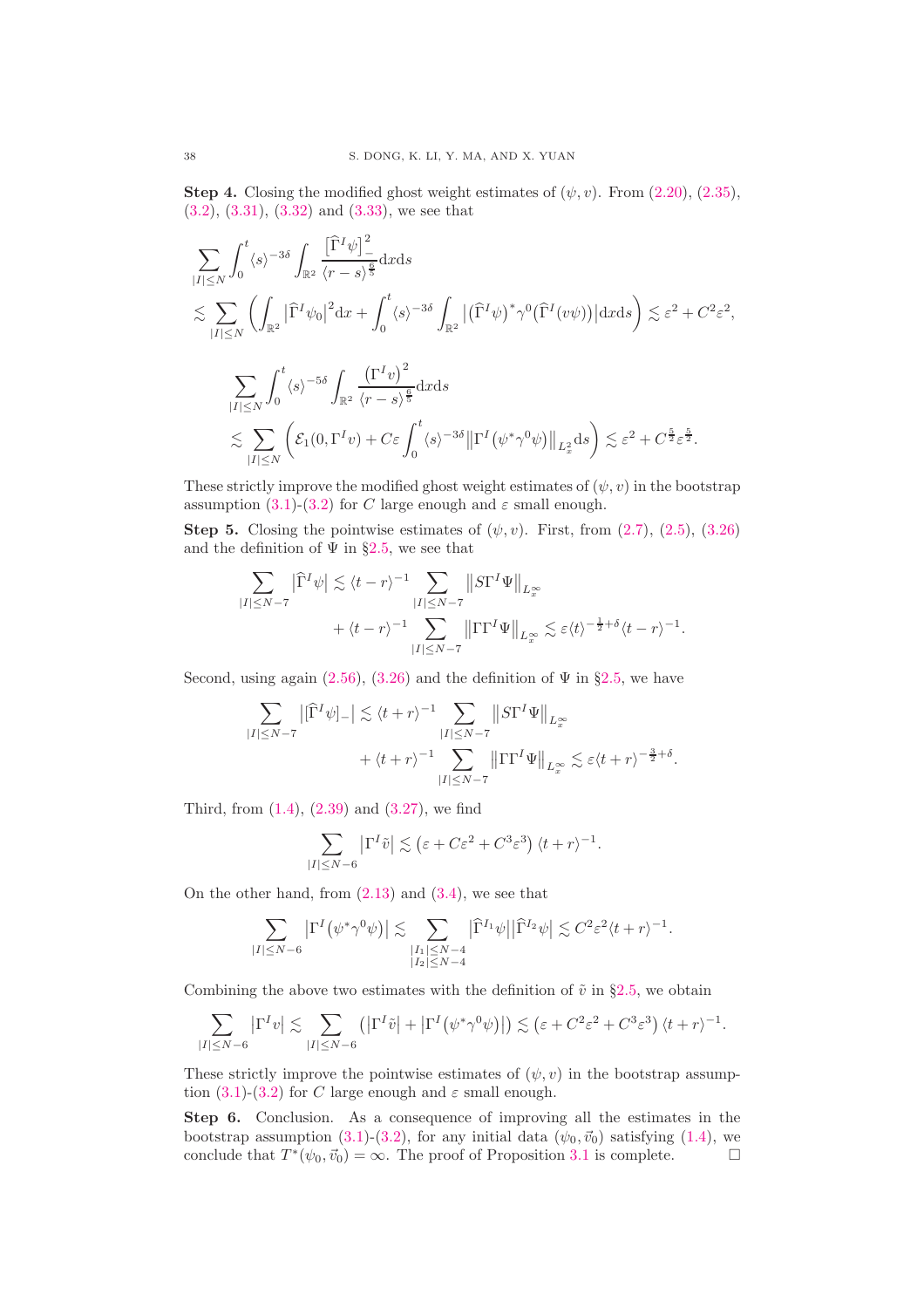**Step 4.** Closing the modified ghost weight estimates of $(\psi, v)$. From (2.20), (2.35), (3.2), (3.31), (3.32) and (3.33), we see that

$$
\begin{aligned}
&\sum_{|I|\le N}\int_0^t \langle s\rangle^{-3\delta}\int_{\mathbb{R}^2}\frac{\big[\widehat{\Gamma}^I\psi\big]_-^2}{\langle r-s\rangle^{\frac{6}{5}}}\mathrm{d}x\mathrm{d}s\\
&\lesssim \sum_{|I|\le N}\left(\int_{\mathbb{R}^2}\big|\widehat{\Gamma}^I\psi_0\big|^2\mathrm{d}x+\int_0^t\langle s\rangle^{-3\delta}\int_{\mathbb{R}^2}\big|\big(\widehat{\Gamma}^I\psi\big)^*\gamma^0\big(\widehat{\Gamma}^I(v\psi)\big)\big|\mathrm{d}x\mathrm{d}s\right)\lesssim \varepsilon^2+C^2\varepsilon^2,
\end{aligned}
$$

$$
\begin{aligned}
&\sum_{|I|\le N}\int_0^t \langle s\rangle^{-5\delta}\int_{\mathbb{R}^2}\frac{\big(\Gamma^I v\big)^2}{\langle r-s\rangle^{\frac{6}{5}}}\mathrm{d}x\mathrm{d}s\\
&\lesssim \sum_{|I|\le N}\left(\mathcal{E}_1(0,\Gamma^I v)+C\varepsilon\int_0^t\langle s\rangle^{-3\delta}\big\|\Gamma^I\big(\psi^*\gamma^0\psi\big)\big\|_{L^2_x}\mathrm{d}s\right)\lesssim \varepsilon^2+C^{\frac{5}{2}}\varepsilon^{\frac{5}{2}}.
\end{aligned}
$$

These strictly improve the modified ghost weight estimates of $(\psi, v)$ in the bootstrap assumption (3.1)-(3.2) for $C$ large enough and $\varepsilon$ small enough.

**Step 5.** Closing the pointwise estimates of $(\psi, v)$. First, from (2.7), (2.5), (3.26) and the definition of $\Psi$ in §2.5, we see that

$$
\begin{aligned}
\sum_{|I|\le N-7}\big|\widehat{\Gamma}^I\psi\big| &\lesssim \langle t-r\rangle^{-1}\sum_{|I|\le N-7}\big\|S\Gamma^I\Psi\big\|_{L^\infty_x}\\
&\quad+\langle t-r\rangle^{-1}\sum_{|I|\le N-7}\big\|\Gamma\Gamma^I\Psi\big\|_{L^\infty_x}\lesssim \varepsilon\langle t\rangle^{-\frac{1}{2}+\delta}\langle t-r\rangle^{-1}.
\end{aligned}
$$

Second, using again (2.56), (3.26) and the definition of $\Psi$ in §2.5, we have

$$
\begin{aligned}
\sum_{|I|\le N-7}\big|[\widehat{\Gamma}^I\psi]_-\big| &\lesssim \langle t+r\rangle^{-1}\sum_{|I|\le N-7}\big\|S\Gamma^I\Psi\big\|_{L^\infty_x}\\
&\quad+\langle t+r\rangle^{-1}\sum_{|I|\le N-7}\big\|\Gamma\Gamma^I\Psi\big\|_{L^\infty_x}\lesssim \varepsilon\langle t+r\rangle^{-\frac{3}{2}+\delta}.
\end{aligned}
$$

Third, from (1.4), (2.39) and (3.27), we find

$$
\sum_{|I|\le N-6}\big|\Gamma^I\tilde{v}\big|\lesssim\big(\varepsilon+C\varepsilon^2+C^3\varepsilon^3\big)\langle t+r\rangle^{-1}.
$$

On the other hand, from (2.13) and (3.4), we see that

$$
\sum_{|I|\le N-6}\big|\Gamma^I\big(\psi^*\gamma^0\psi\big)\big|\lesssim\sum_{\substack{|I_1|\le N-4\\|I_2|\le N-4}}\big|\widehat{\Gamma}^{I_1}\psi\big|\big|\widehat{\Gamma}^{I_2}\psi\big|\lesssim C^2\varepsilon^2\langle t+r\rangle^{-1}.
$$

Combining the above two estimates with the definition of $\tilde{v}$ in §2.5, we obtain

$$
\sum_{|I|\le N-6}\big|\Gamma^I v\big|\lesssim\sum_{|I|\le N-6}\big(\big|\Gamma^I\tilde{v}\big|+\big|\Gamma^I\big(\psi^*\gamma^0\psi\big)\big|\big)\lesssim\big(\varepsilon+C^2\varepsilon^2+C^3\varepsilon^3\big)\langle t+r\rangle^{-1}.
$$

These strictly improve the pointwise estimates of $(\psi, v)$ in the bootstrap assumption (3.1)-(3.2) for $C$ large enough and $\varepsilon$ small enough.

**Step 6.** Conclusion. As a consequence of improving all the estimates in the bootstrap assumption (3.1)-(3.2), for any initial data $(\psi_0, \vec{v}_0)$ satisfying (1.4), we conclude that $T^*(\psi_0, \vec{v}_0) = \infty$. The proof of Proposition 3.1 is complete. □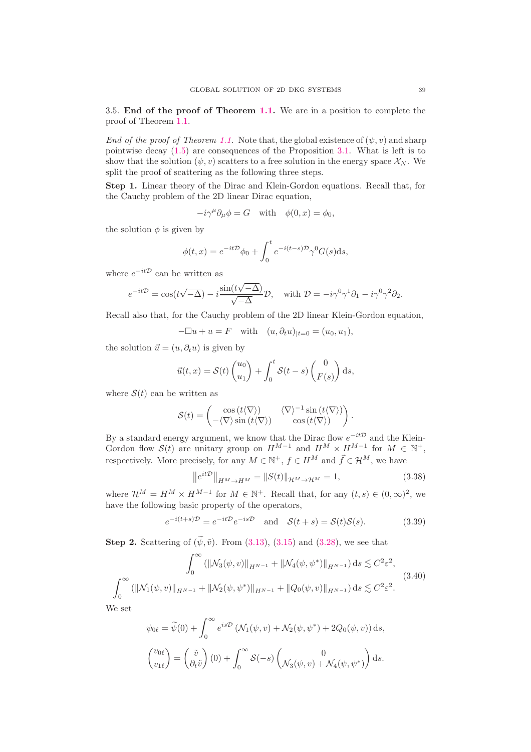3.5. **End of the proof of Theorem 1.1.** We are in a position to complete the proof of Theorem 1.1.

*End of the proof of Theorem 1.1.* Note that, the global existence of $(\psi, v)$ and sharp pointwise decay (1.5) are consequences of the Proposition 3.1. What is left is to show that the solution $(\psi, v)$ scatters to a free solution in the energy space $\mathcal{X}_N$. We split the proof of scattering as the following three steps.

**Step 1.** Linear theory of the Dirac and Klein-Gordon equations. Recall that, for the Cauchy problem of the 2D linear Dirac equation,

$$-i\gamma^\mu \partial_\mu \phi = G \quad \text{with} \quad \phi(0,x) = \phi_0,$$

the solution $\phi$ is given by

$$\phi(t,x) = e^{-it\mathcal{D}}\phi_0 + \int_0^t e^{-i(t-s)\mathcal{D}}\gamma^0 G(s)\mathrm{d}s,$$

where $e^{-it\mathcal{D}}$ can be written as

$$e^{-it\mathcal{D}} = \cos(t\sqrt{-\Delta}) - i\frac{\sin(t\sqrt{-\Delta})}{\sqrt{-\Delta}}\mathcal{D}, \quad \text{with } \mathcal{D} = -i\gamma^0\gamma^1\partial_1 - i\gamma^0\gamma^2\partial_2.$$

Recall also that, for the Cauchy problem of the 2D linear Klein-Gordon equation,

$$-\Box u + u = F \quad \text{with} \quad (u, \partial_t u)_{|t=0} = (u_0, u_1),$$

the solution $\vec{u} = (u, \partial_t u)$ is given by

$$\vec{u}(t,x) = \mathcal{S}(t)\begin{pmatrix} u_0 \\ u_1 \end{pmatrix} + \int_0^t \mathcal{S}(t-s)\begin{pmatrix} 0 \\ F(s) \end{pmatrix}\mathrm{d}s,$$

where $\mathcal{S}(t)$ can be written as

$$\mathcal{S}(t) = \begin{pmatrix} \cos(t\langle\nabla\rangle) & \langle\nabla\rangle^{-1}\sin(t\langle\nabla\rangle) \\ -\langle\nabla\rangle\sin(t\langle\nabla\rangle) & \cos(t\langle\nabla\rangle) \end{pmatrix}.$$

By a standard energy argument, we know that the Dirac flow $e^{-it\mathcal{D}}$ and the Klein-Gordon flow $\mathcal{S}(t)$ are unitary group on $H^{M-1}$ and $H^M \times H^{M-1}$ for $M \in \mathbb{N}^+$, respectively. More precisely, for any $M \in \mathbb{N}^+$, $f \in H^M$ and $\vec{f} \in \mathcal{H}^M$, we have

$$\left\|e^{it\mathcal{D}}\right\|_{H^M \to H^M} = \|S(t)\|_{\mathcal{H}^M \to \mathcal{H}^M} = 1, \tag{3.38}$$

where $\mathcal{H}^M = H^M \times H^{M-1}$ for $M \in \mathbb{N}^+$. Recall that, for any $(t,s) \in (0,\infty)^2$, we have the following basic property of the operators,

$$e^{-i(t+s)\mathcal{D}} = e^{-it\mathcal{D}}e^{-is\mathcal{D}} \quad \text{and} \quad \mathcal{S}(t+s) = \mathcal{S}(t)\mathcal{S}(s). \tag{3.39}$$

**Step 2.** Scattering of $(\widetilde{\psi}, \tilde{v})$. From (3.13), (3.15) and (3.28), we see that

$$\begin{gathered}\int_0^\infty \left(\|\mathcal{N}_3(\psi,v)\|_{H^{N-1}} + \|\mathcal{N}_4(\psi,\psi^*)\|_{H^{N-1}}\right)\mathrm{d}s \lesssim C^2\varepsilon^2, \\ \int_0^\infty \left(\|\mathcal{N}_1(\psi,v)\|_{H^{N-1}} + \|\mathcal{N}_2(\psi,\psi^*)\|_{H^{N-1}} + \|Q_0(\psi,v)\|_{H^{N-1}}\right)\mathrm{d}s \lesssim C^2\varepsilon^2.\end{gathered} \tag{3.40}$$

We set

$$\psi_{0\ell} = \widetilde{\psi}(0) + \int_0^\infty e^{is\mathcal{D}}\left(\mathcal{N}_1(\psi,v) + \mathcal{N}_2(\psi,\psi^*) + 2Q_0(\psi,v)\right)\mathrm{d}s,$$

$$\begin{pmatrix} v_{0\ell} \\ v_{1\ell} \end{pmatrix} = \begin{pmatrix} \tilde{v} \\ \partial_t\tilde{v} \end{pmatrix}(0) + \int_0^\infty \mathcal{S}(-s)\begin{pmatrix} 0 \\ \mathcal{N}_3(\psi,v) + \mathcal{N}_4(\psi,\psi^*) \end{pmatrix}\mathrm{d}s.$$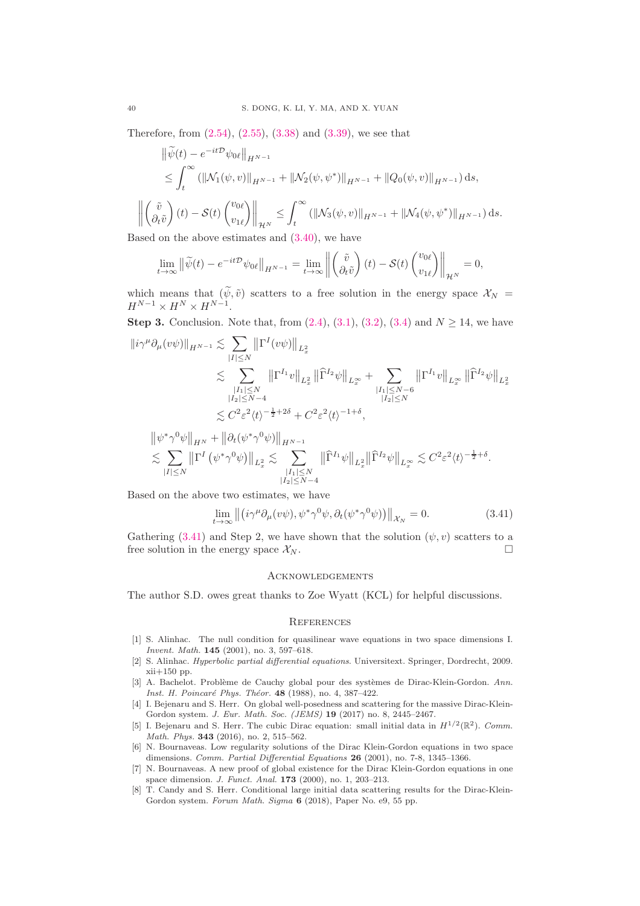Therefore, from (2.54), (2.55), (3.38) and (3.39), we see that

$$
\begin{aligned}
&\big\|\widetilde{\psi}(t) - e^{-it\mathcal{D}}\psi_{0\ell}\big\|_{H^{N-1}} \\
&\leq \int_t^\infty \left(\|\mathcal{N}_1(\psi,v)\|_{H^{N-1}} + \|\mathcal{N}_2(\psi,\psi^*)\|_{H^{N-1}} + \|Q_0(\psi,v)\|_{H^{N-1}}\right) \mathrm{d}s,
\end{aligned}
$$

$$
\left\| \begin{pmatrix} \tilde{v} \\ \partial_t \tilde{v} \end{pmatrix}(t) - \mathcal{S}(t)\begin{pmatrix} v_{0\ell} \\ v_{1\ell} \end{pmatrix} \right\|_{\mathcal{H}^N} \leq \int_t^\infty \left(\|\mathcal{N}_3(\psi,v)\|_{H^{N-1}} + \|\mathcal{N}_4(\psi,\psi^*)\|_{H^{N-1}}\right) \mathrm{d}s.
$$

Based on the above estimates and (3.40), we have

$$
\lim_{t\to\infty} \big\|\widetilde{\psi}(t) - e^{-it\mathcal{D}}\psi_{0\ell}\big\|_{H^{N-1}} = \lim_{t\to\infty} \left\| \begin{pmatrix} \tilde{v} \\ \partial_t \tilde{v} \end{pmatrix}(t) - \mathcal{S}(t)\begin{pmatrix} v_{0\ell} \\ v_{1\ell} \end{pmatrix} \right\|_{\mathcal{H}^N} = 0,
$$

which means that $(\widetilde{\psi},\tilde{v})$ scatters to a free solution in the energy space $\mathcal{X}_N = H^{N-1}\times H^N \times H^{N-1}$.

**Step 3.** Conclusion. Note that, from (2.4), (3.1), (3.2), (3.4) and $N \geq 14$, we have

$$
\begin{aligned}
\|i\gamma^\mu\partial_\mu(v\psi)\|_{H^{N-1}} &\lesssim \sum_{|I|\leq N} \big\|\Gamma^I(v\psi)\big\|_{L^2_x} \\
&\lesssim \sum_{\substack{|I_1|\leq N \\ |I_2|\leq N-4}} \big\|\Gamma^{I_1}v\big\|_{L^2_x}\big\|\widehat{\Gamma}^{I_2}\psi\big\|_{L^\infty_x} + \sum_{\substack{|I_1|\leq N-6 \\ |I_2|\leq N}} \big\|\Gamma^{I_1}v\big\|_{L^\infty_x}\big\|\widehat{\Gamma}^{I_2}\psi\big\|_{L^2_x} \\
&\lesssim C^2\varepsilon^2\langle t\rangle^{-\frac{1}{2}+2\delta} + C^2\varepsilon^2\langle t\rangle^{-1+\delta},
\end{aligned}
$$

$$
\begin{aligned}
&\big\|\psi^*\gamma^0\psi\big\|_{H^N} + \big\|\partial_t(\psi^*\gamma^0\psi)\big\|_{H^{N-1}} \\
&\lesssim \sum_{|I|\leq N} \big\|\Gamma^I\left(\psi^*\gamma^0\psi\right)\big\|_{L^2_x} \lesssim \sum_{\substack{|I_1|\leq N \\ |I_2|\leq N-4}} \big\|\widehat{\Gamma}^{I_1}\psi\big\|_{L^2_x}\big\|\widehat{\Gamma}^{I_2}\psi\big\|_{L^\infty_x} \lesssim C^2\varepsilon^2\langle t\rangle^{-\frac{1}{2}+\delta}.
\end{aligned}
$$

Based on the above two estimates, we have

$$
\lim_{t\to\infty} \big\|\left(i\gamma^\mu\partial_\mu(v\psi), \psi^*\gamma^0\psi, \partial_t(\psi^*\gamma^0\psi)\right)\big\|_{\mathcal{X}_N} = 0. \tag{3.41}
$$

Gathering (3.41) and Step 2, we have shown that the solution $(\psi, v)$ scatters to a free solution in the energy space $\mathcal{X}_N$. □

## Acknowledgements

The author S.D. owes great thanks to Zoe Wyatt (KCL) for helpful discussions.

## References

[1] S. Alinhac. The null condition for quasilinear wave equations in two space dimensions I. *Invent. Math.* **145** (2001), no. 3, 597–618.

[2] S. Alinhac. *Hyperbolic partial differential equations.* Universitext. Springer, Dordrecht, 2009. xii+150 pp.

[3] A. Bachelot. Problème de Cauchy global pour des systèmes de Dirac-Klein-Gordon. *Ann. Inst. H. Poincaré Phys. Théor.* **48** (1988), no. 4, 387–422.

[4] I. Bejenaru and S. Herr. On global well-posedness and scattering for the massive Dirac-Klein-Gordon system. *J. Eur. Math. Soc. (JEMS)* **19** (2017) no. 8, 2445–2467.

[5] I. Bejenaru and S. Herr. The cubic Dirac equation: small initial data in $H^{1/2}(\mathbb{R}^2)$. *Comm. Math. Phys.* **343** (2016), no. 2, 515–562.

[6] N. Bournaveas. Low regularity solutions of the Dirac Klein-Gordon equations in two space dimensions. *Comm. Partial Differential Equations* **26** (2001), no. 7-8, 1345–1366.

[7] N. Bournaveas. A new proof of global existence for the Dirac Klein-Gordon equations in one space dimension. *J. Funct. Anal.* **173** (2000), no. 1, 203–213.

[8] T. Candy and S. Herr. Conditional large initial data scattering results for the Dirac-Klein-Gordon system. *Forum Math. Sigma* **6** (2018), Paper No. e9, 55 pp.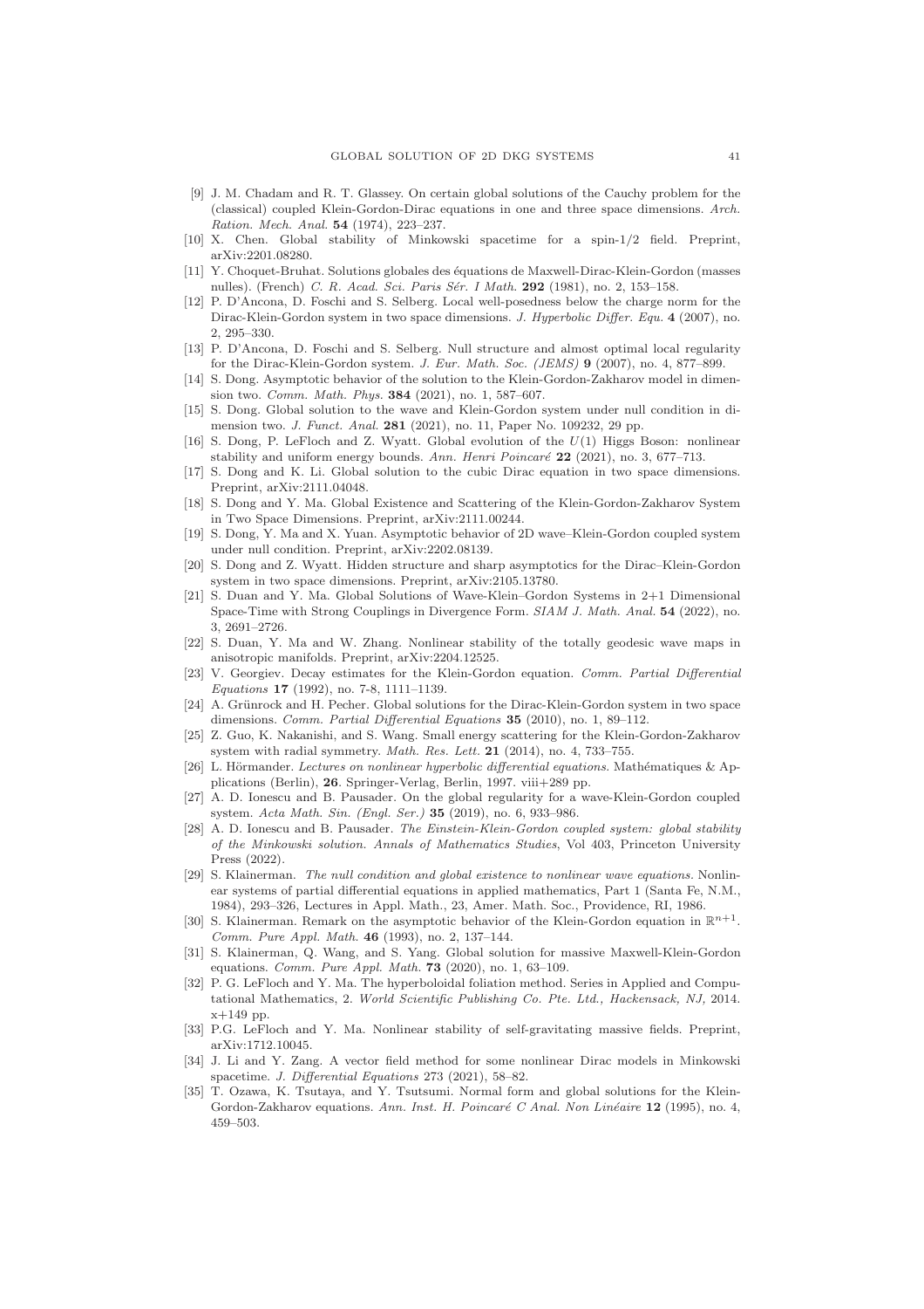- [9] J. M. Chadam and R. T. Glassey. On certain global solutions of the Cauchy problem for the (classical) coupled Klein-Gordon-Dirac equations in one and three space dimensions. *Arch. Ration. Mech. Anal.* **54** (1974), 223–237.
- [10] X. Chen. Global stability of Minkowski spacetime for a spin-1/2 field. Preprint, arXiv:2201.08280.
- [11] Y. Choquet-Bruhat. Solutions globales des équations de Maxwell-Dirac-Klein-Gordon (masses nulles). (French) *C. R. Acad. Sci. Paris Sér. I Math.* **292** (1981), no. 2, 153–158.
- [12] P. D'Ancona, D. Foschi and S. Selberg. Local well-posedness below the charge norm for the Dirac-Klein-Gordon system in two space dimensions. *J. Hyperbolic Differ. Equ.* **4** (2007), no. 2, 295–330.
- [13] P. D'Ancona, D. Foschi and S. Selberg. Null structure and almost optimal local regularity for the Dirac-Klein-Gordon system. *J. Eur. Math. Soc. (JEMS)* **9** (2007), no. 4, 877–899.
- [14] S. Dong. Asymptotic behavior of the solution to the Klein-Gordon-Zakharov model in dimension two. *Comm. Math. Phys.* **384** (2021), no. 1, 587–607.
- [15] S. Dong. Global solution to the wave and Klein-Gordon system under null condition in dimension two. *J. Funct. Anal.* **281** (2021), no. 11, Paper No. 109232, 29 pp.
- [16] S. Dong, P. LeFloch and Z. Wyatt. Global evolution of the $U(1)$ Higgs Boson: nonlinear stability and uniform energy bounds. *Ann. Henri Poincaré* **22** (2021), no. 3, 677–713.
- [17] S. Dong and K. Li. Global solution to the cubic Dirac equation in two space dimensions. Preprint, arXiv:2111.04048.
- [18] S. Dong and Y. Ma. Global Existence and Scattering of the Klein-Gordon-Zakharov System in Two Space Dimensions. Preprint, arXiv:2111.00244.
- [19] S. Dong, Y. Ma and X. Yuan. Asymptotic behavior of 2D wave–Klein-Gordon coupled system under null condition. Preprint, arXiv:2202.08139.
- [20] S. Dong and Z. Wyatt. Hidden structure and sharp asymptotics for the Dirac–Klein-Gordon system in two space dimensions. Preprint, arXiv:2105.13780.
- [21] S. Duan and Y. Ma. Global Solutions of Wave-Klein–Gordon Systems in 2+1 Dimensional Space-Time with Strong Couplings in Divergence Form. *SIAM J. Math. Anal.* **54** (2022), no. 3, 2691–2726.
- [22] S. Duan, Y. Ma and W. Zhang. Nonlinear stability of the totally geodesic wave maps in anisotropic manifolds. Preprint, arXiv:2204.12525.
- [23] V. Georgiev. Decay estimates for the Klein-Gordon equation. *Comm. Partial Differential Equations* **17** (1992), no. 7-8, 1111–1139.
- [24] A. Grünrock and H. Pecher. Global solutions for the Dirac-Klein-Gordon system in two space dimensions. *Comm. Partial Differential Equations* **35** (2010), no. 1, 89–112.
- [25] Z. Guo, K. Nakanishi, and S. Wang. Small energy scattering for the Klein-Gordon-Zakharov system with radial symmetry. *Math. Res. Lett.* **21** (2014), no. 4, 733–755.
- [26] L. Hörmander. *Lectures on nonlinear hyperbolic differential equations.* Mathématiques & Applications (Berlin), **26**. Springer-Verlag, Berlin, 1997. viii+289 pp.
- [27] A. D. Ionescu and B. Pausader. On the global regularity for a wave-Klein-Gordon coupled system. *Acta Math. Sin. (Engl. Ser.)* **35** (2019), no. 6, 933–986.
- [28] A. D. Ionescu and B. Pausader. *The Einstein-Klein-Gordon coupled system: global stability of the Minkowski solution. Annals of Mathematics Studies*, Vol 403, Princeton University Press (2022).
- [29] S. Klainerman. *The null condition and global existence to nonlinear wave equations.* Nonlinear systems of partial differential equations in applied mathematics, Part 1 (Santa Fe, N.M., 1984), 293–326, Lectures in Appl. Math., 23, Amer. Math. Soc., Providence, RI, 1986.
- [30] S. Klainerman. Remark on the asymptotic behavior of the Klein-Gordon equation in $\mathbb{R}^{n+1}$. *Comm. Pure Appl. Math.* **46** (1993), no. 2, 137–144.
- [31] S. Klainerman, Q. Wang, and S. Yang. Global solution for massive Maxwell-Klein-Gordon equations. *Comm. Pure Appl. Math.* **73** (2020), no. 1, 63–109.
- [32] P. G. LeFloch and Y. Ma. The hyperboloidal foliation method. Series in Applied and Computational Mathematics, 2. *World Scientific Publishing Co. Pte. Ltd., Hackensack, NJ,* 2014. x+149 pp.
- [33] P.G. LeFloch and Y. Ma. Nonlinear stability of self-gravitating massive fields. Preprint, arXiv:1712.10045.
- [34] J. Li and Y. Zang. A vector field method for some nonlinear Dirac models in Minkowski spacetime. *J. Differential Equations* 273 (2021), 58–82.
- [35] T. Ozawa, K. Tsutaya, and Y. Tsutsumi. Normal form and global solutions for the Klein-Gordon-Zakharov equations. *Ann. Inst. H. Poincaré C Anal. Non Linéaire* **12** (1995), no. 4, 459–503.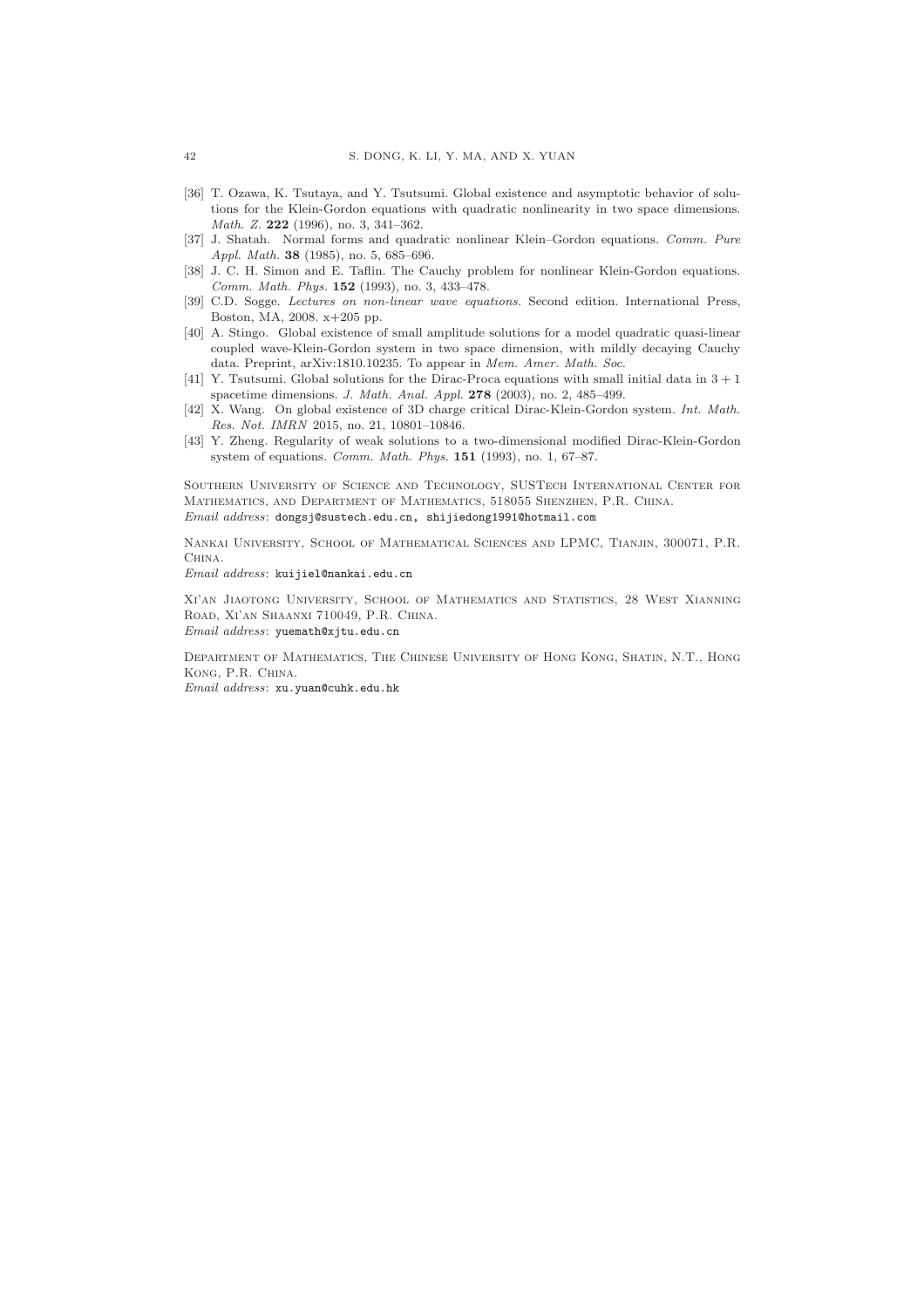[36] T. Ozawa, K. Tsutaya, and Y. Tsutsumi. Global existence and asymptotic behavior of solutions for the Klein-Gordon equations with quadratic nonlinearity in two space dimensions. *Math. Z.* **222** (1996), no. 3, 341–362.

[37] J. Shatah. Normal forms and quadratic nonlinear Klein–Gordon equations. *Comm. Pure Appl. Math.* **38** (1985), no. 5, 685–696.

[38] J. C. H. Simon and E. Taflin. The Cauchy problem for nonlinear Klein-Gordon equations. *Comm. Math. Phys.* **152** (1993), no. 3, 433–478.

[39] C.D. Sogge. *Lectures on non-linear wave equations.* Second edition. International Press, Boston, MA, 2008. x+205 pp.

[40] A. Stingo. Global existence of small amplitude solutions for a model quadratic quasi-linear coupled wave-Klein-Gordon system in two space dimension, with mildly decaying Cauchy data. Preprint, arXiv:1810.10235. To appear in *Mem. Amer. Math. Soc.*

[41] Y. Tsutsumi. Global solutions for the Dirac-Proca equations with small initial data in $3+1$ spacetime dimensions. *J. Math. Anal. Appl.* **278** (2003), no. 2, 485–499.

[42] X. Wang. On global existence of 3D charge critical Dirac-Klein-Gordon system. *Int. Math. Res. Not. IMRN* 2015, no. 21, 10801–10846.

[43] Y. Zheng. Regularity of weak solutions to a two-dimensional modified Dirac-Klein-Gordon system of equations. *Comm. Math. Phys.* **151** (1993), no. 1, 67–87.

Southern University of Science and Technology, SUSTech International Center for Mathematics, and Department of Mathematics, 518055 Shenzhen, P.R. China.
*Email address*: dongsj@sustech.edu.cn, shijiedong1991@hotmail.com

Nankai University, School of Mathematical Sciences and LPMC, Tianjin, 300071, P.R. China.
*Email address*: kuijiel@nankai.edu.cn

Xi'an Jiaotong University, School of Mathematics and Statistics, 28 West Xianning Road, Xi'an Shaanxi 710049, P.R. China.
*Email address*: yuemath@xjtu.edu.cn

Department of Mathematics, The Chinese University of Hong Kong, Shatin, N.T., Hong Kong, P.R. China.
*Email address*: xu.yuan@cuhk.edu.hk